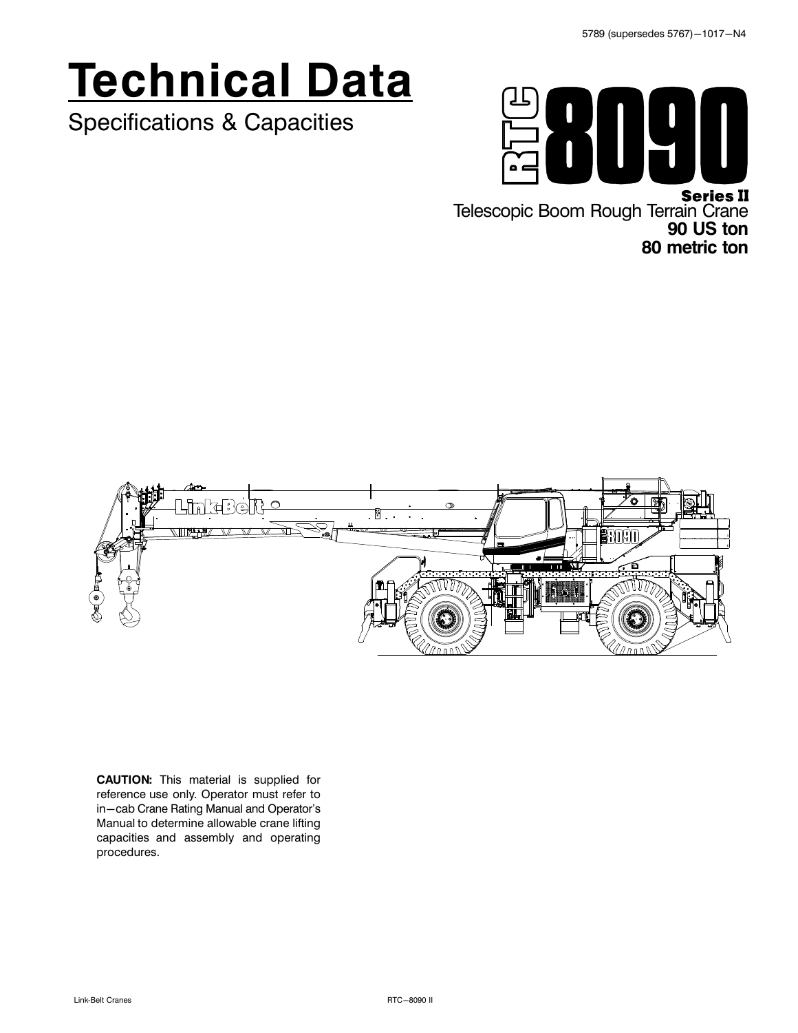5789 (supersedes 5767)—1017—N4

# Technical Data

Specifications & Capacities

# RTC 8090

**Series II**

Telescopic Boom Rough Terrain Crane

**90 US ton**

**80 metric ton**

**CAUTION:** This material is supplied for reference use only. Operator must refer to in—cab Crane Rating Manual and Operator's Manual to determine allowable crane lifting capacities and assembly and operating procedures.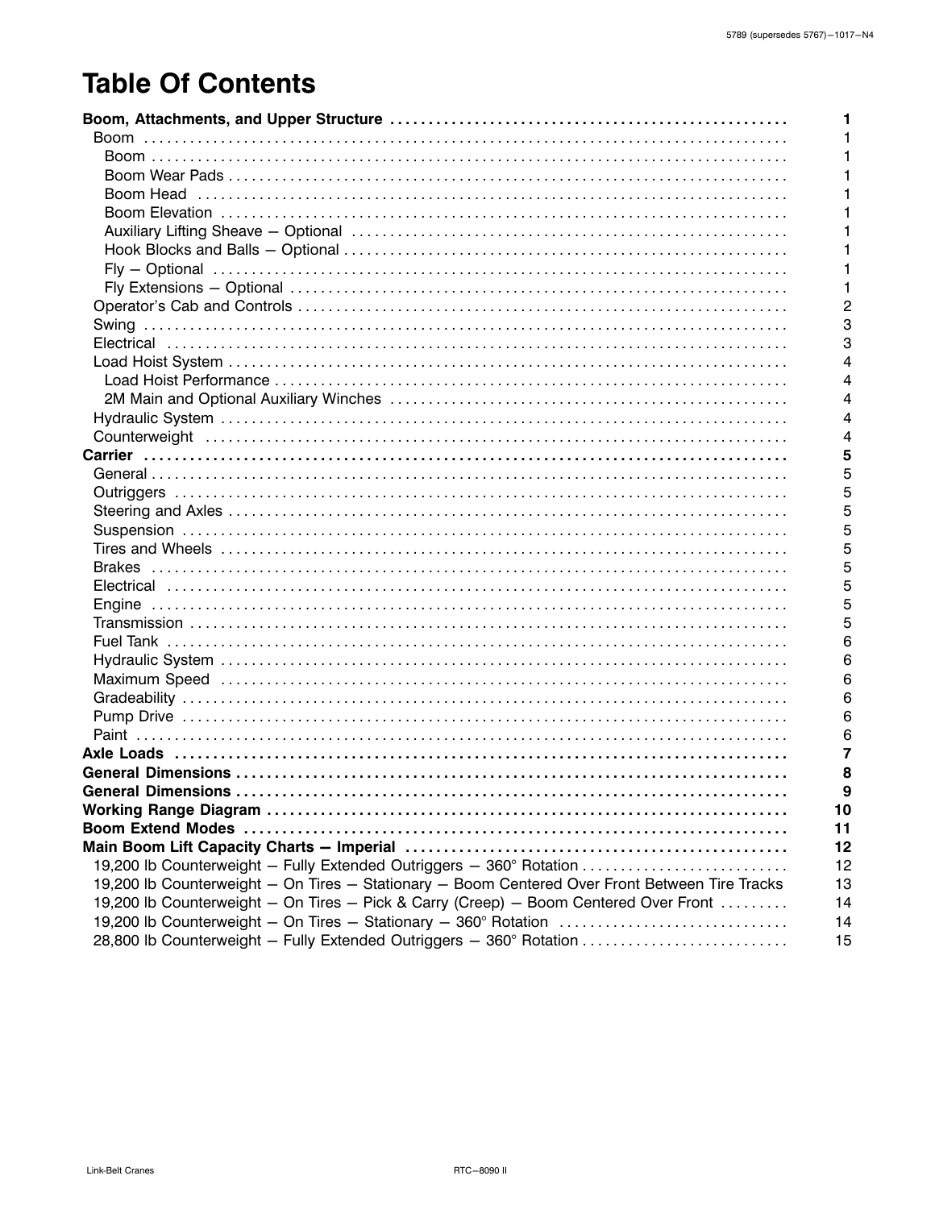# Table Of Contents

| | |
|---|---|
| **Boom, Attachments, and Upper Structure** | **1** |
| Boom | 1 |
| Boom | 1 |
| Boom Wear Pads | 1 |
| Boom Head | 1 |
| Boom Elevation | 1 |
| Auxiliary Lifting Sheave — Optional | 1 |
| Hook Blocks and Balls — Optional | 1 |
| Fly — Optional | 1 |
| Fly Extensions — Optional | 1 |
| Operator's Cab and Controls | 2 |
| Swing | 3 |
| Electrical | 3 |
| Load Hoist System | 4 |
| Load Hoist Performance | 4 |
| 2M Main and Optional Auxiliary Winches | 4 |
| Hydraulic System | 4 |
| Counterweight | 4 |
| **Carrier** | **5** |
| General | 5 |
| Outriggers | 5 |
| Steering and Axles | 5 |
| Suspension | 5 |
| Tires and Wheels | 5 |
| Brakes | 5 |
| Electrical | 5 |
| Engine | 5 |
| Transmission | 5 |
| Fuel Tank | 6 |
| Hydraulic System | 6 |
| Maximum Speed | 6 |
| Gradeability | 6 |
| Pump Drive | 6 |
| Paint | 6 |
| **Axle Loads** | **7** |
| **General Dimensions** | **8** |
| **General Dimensions** | **9** |
| **Working Range Diagram** | **10** |
| **Boom Extend Modes** | **11** |
| **Main Boom Lift Capacity Charts — Imperial** | **12** |
| 19,200 lb Counterweight — Fully Extended Outriggers — 360° Rotation | 12 |
| 19,200 lb Counterweight — On Tires — Stationary — Boom Centered Over Front Between Tire Tracks | 13 |
| 19,200 lb Counterweight — On Tires — Pick & Carry (Creep) — Boom Centered Over Front | 14 |
| 19,200 lb Counterweight — On Tires — Stationary — 360° Rotation | 14 |
| 28,800 lb Counterweight — Fully Extended Outriggers — 360° Rotation | 15 |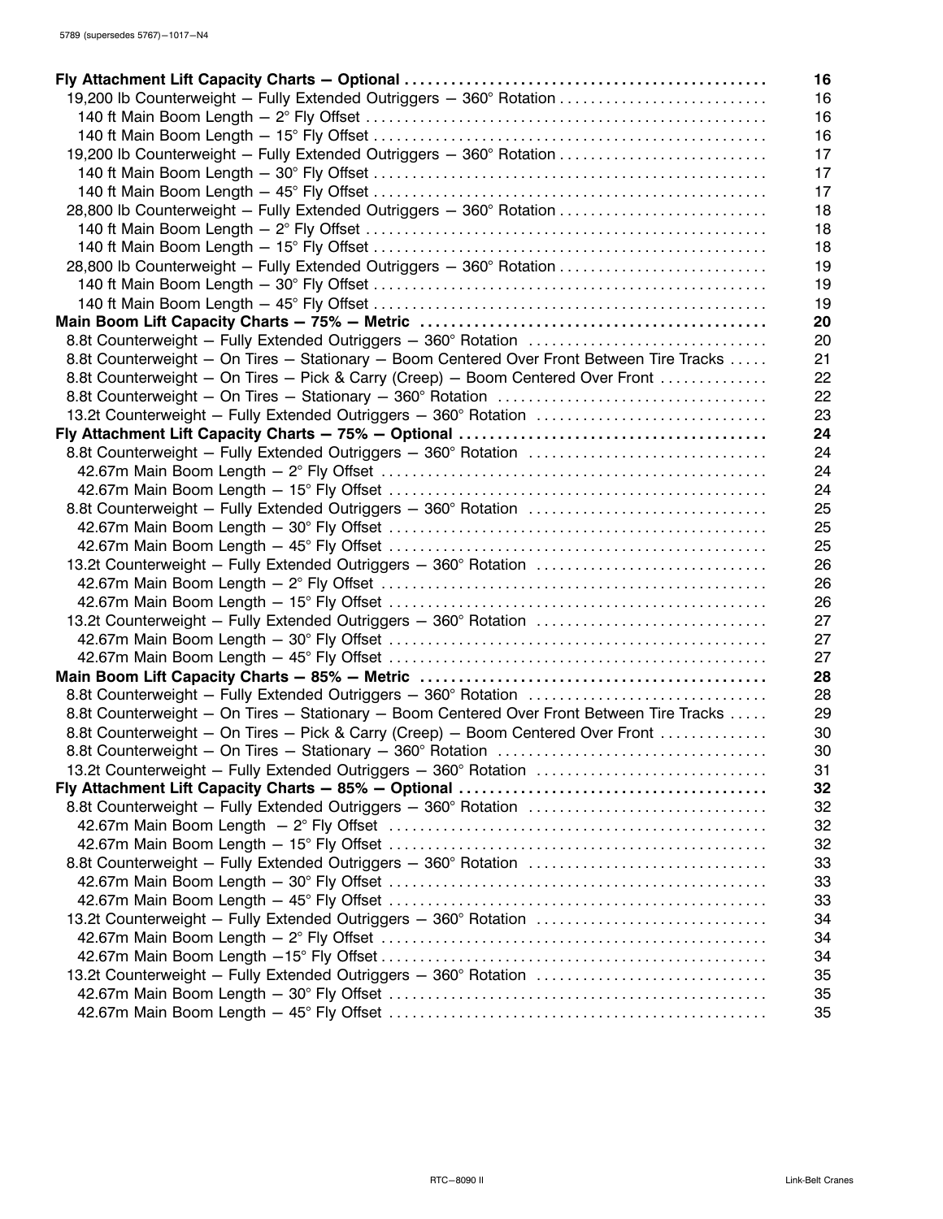| | |
|---|---|
| **Fly Attachment Lift Capacity Charts — Optional** | **16** |
| 19,200 lb Counterweight — Fully Extended Outriggers — 360° Rotation | 16 |
| 140 ft Main Boom Length — 2° Fly Offset | 16 |
| 140 ft Main Boom Length — 15° Fly Offset | 16 |
| 19,200 lb Counterweight — Fully Extended Outriggers — 360° Rotation | 17 |
| 140 ft Main Boom Length — 30° Fly Offset | 17 |
| 140 ft Main Boom Length — 45° Fly Offset | 17 |
| 28,800 lb Counterweight — Fully Extended Outriggers — 360° Rotation | 18 |
| 140 ft Main Boom Length — 2° Fly Offset | 18 |
| 140 ft Main Boom Length — 15° Fly Offset | 18 |
| 28,800 lb Counterweight — Fully Extended Outriggers — 360° Rotation | 19 |
| 140 ft Main Boom Length — 30° Fly Offset | 19 |
| 140 ft Main Boom Length — 45° Fly Offset | 19 |
| **Main Boom Lift Capacity Charts — 75% — Metric** | **20** |
| 8.8t Counterweight — Fully Extended Outriggers — 360° Rotation | 20 |
| 8.8t Counterweight — On Tires — Stationary — Boom Centered Over Front Between Tire Tracks | 21 |
| 8.8t Counterweight — On Tires — Pick & Carry (Creep) — Boom Centered Over Front | 22 |
| 8.8t Counterweight — On Tires — Stationary — 360° Rotation | 22 |
| 13.2t Counterweight — Fully Extended Outriggers — 360° Rotation | 23 |
| **Fly Attachment Lift Capacity Charts — 75% — Optional** | **24** |
| 8.8t Counterweight — Fully Extended Outriggers — 360° Rotation | 24 |
| 42.67m Main Boom Length — 2° Fly Offset | 24 |
| 42.67m Main Boom Length — 15° Fly Offset | 24 |
| 8.8t Counterweight — Fully Extended Outriggers — 360° Rotation | 25 |
| 42.67m Main Boom Length — 30° Fly Offset | 25 |
| 42.67m Main Boom Length — 45° Fly Offset | 25 |
| 13.2t Counterweight — Fully Extended Outriggers — 360° Rotation | 26 |
| 42.67m Main Boom Length — 2° Fly Offset | 26 |
| 42.67m Main Boom Length — 15° Fly Offset | 26 |
| 13.2t Counterweight — Fully Extended Outriggers — 360° Rotation | 27 |
| 42.67m Main Boom Length — 30° Fly Offset | 27 |
| 42.67m Main Boom Length — 45° Fly Offset | 27 |
| **Main Boom Lift Capacity Charts — 85% — Metric** | **28** |
| 8.8t Counterweight — Fully Extended Outriggers — 360° Rotation | 28 |
| 8.8t Counterweight — On Tires — Stationary — Boom Centered Over Front Between Tire Tracks | 29 |
| 8.8t Counterweight — On Tires — Pick & Carry (Creep) — Boom Centered Over Front | 30 |
| 8.8t Counterweight — On Tires — Stationary — 360° Rotation | 30 |
| 13.2t Counterweight — Fully Extended Outriggers — 360° Rotation | 31 |
| **Fly Attachment Lift Capacity Charts — 85% — Optional** | **32** |
| 8.8t Counterweight — Fully Extended Outriggers — 360° Rotation | 32 |
| 42.67m Main Boom Length — 2° Fly Offset | 32 |
| 42.67m Main Boom Length — 15° Fly Offset | 32 |
| 8.8t Counterweight — Fully Extended Outriggers — 360° Rotation | 33 |
| 42.67m Main Boom Length — 30° Fly Offset | 33 |
| 42.67m Main Boom Length — 45° Fly Offset | 33 |
| 13.2t Counterweight — Fully Extended Outriggers — 360° Rotation | 34 |
| 42.67m Main Boom Length — 2° Fly Offset | 34 |
| 42.67m Main Boom Length —15° Fly Offset | 34 |
| 13.2t Counterweight — Fully Extended Outriggers — 360° Rotation | 35 |
| 42.67m Main Boom Length — 30° Fly Offset | 35 |
| 42.67m Main Boom Length — 45° Fly Offset | 35 |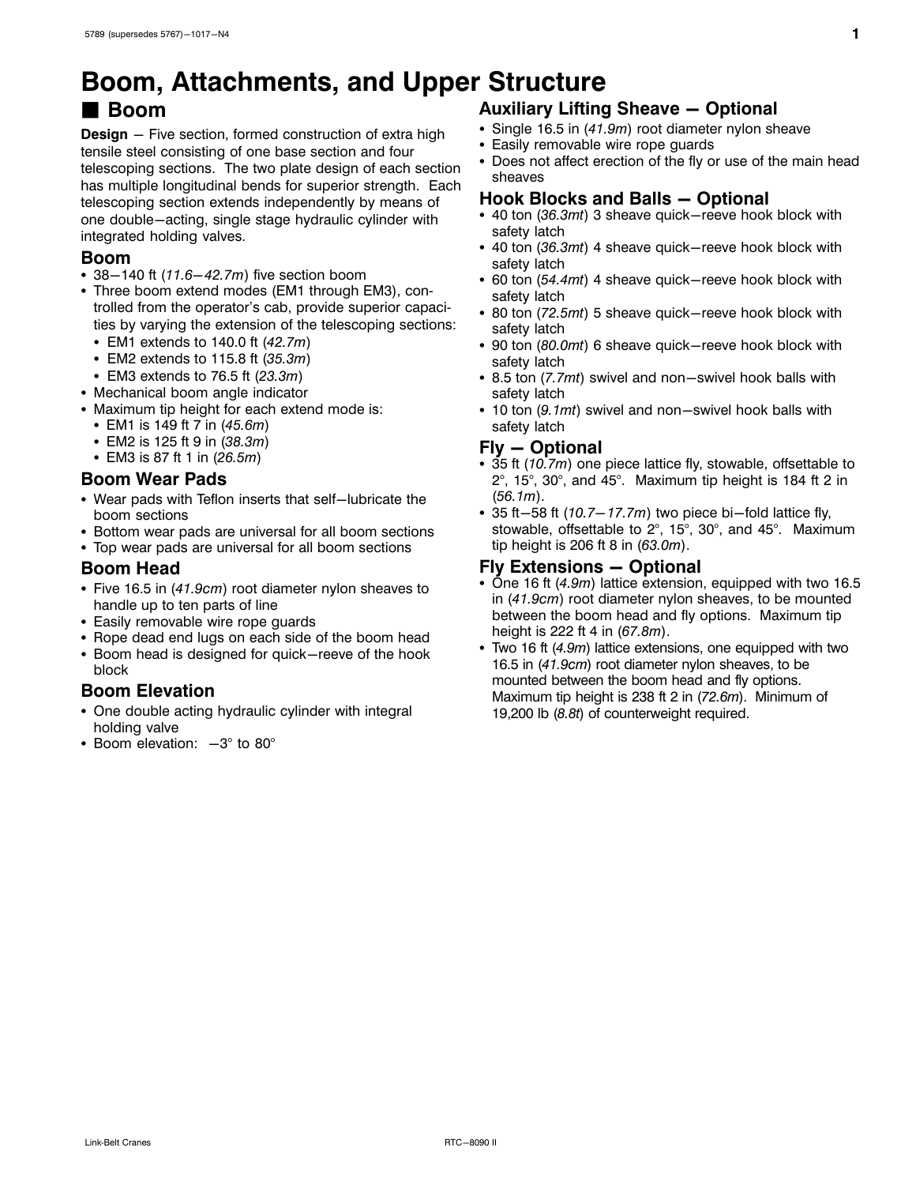# Boom, Attachments, and Upper Structure

## ■ Boom

**Design** – Five section, formed construction of extra high tensile steel consisting of one base section and four telescoping sections. The two plate design of each section has multiple longitudinal bends for superior strength. Each telescoping section extends independently by means of one double–acting, single stage hydraulic cylinder with integrated holding valves.

### Boom

- 38–140 ft (*11.6–42.7m*) five section boom
- Three boom extend modes (EM1 through EM3), controlled from the operator's cab, provide superior capacities by varying the extension of the telescoping sections:
  - EM1 extends to 140.0 ft (*42.7m*)
  - EM2 extends to 115.8 ft (*35.3m*)
  - EM3 extends to 76.5 ft (*23.3m*)
- Mechanical boom angle indicator
- Maximum tip height for each extend mode is:
  - EM1 is 149 ft 7 in (*45.6m*)
  - EM2 is 125 ft 9 in (*38.3m*)
  - EM3 is 87 ft 1 in (*26.5m*)

### Boom Wear Pads

- Wear pads with Teflon inserts that self–lubricate the boom sections
- Bottom wear pads are universal for all boom sections
- Top wear pads are universal for all boom sections

### Boom Head

- Five 16.5 in (*41.9cm*) root diameter nylon sheaves to handle up to ten parts of line
- Easily removable wire rope guards
- Rope dead end lugs on each side of the boom head
- Boom head is designed for quick–reeve of the hook block

### Boom Elevation

- One double acting hydraulic cylinder with integral holding valve
- Boom elevation: –3° to 80°

### Auxiliary Lifting Sheave – Optional

- Single 16.5 in (*41.9m*) root diameter nylon sheave
- Easily removable wire rope guards
- Does not affect erection of the fly or use of the main head sheaves

### Hook Blocks and Balls – Optional

- 40 ton (*36.3mt*) 3 sheave quick–reeve hook block with safety latch
- 40 ton (*36.3mt*) 4 sheave quick–reeve hook block with safety latch
- 60 ton (*54.4mt*) 4 sheave quick–reeve hook block with safety latch
- 80 ton (*72.5mt*) 5 sheave quick–reeve hook block with safety latch
- 90 ton (*80.0mt*) 6 sheave quick–reeve hook block with safety latch
- 8.5 ton (*7.7mt*) swivel and non–swivel hook balls with safety latch
- 10 ton (*9.1mt*) swivel and non–swivel hook balls with safety latch

### Fly – Optional

- 35 ft (*10.7m*) one piece lattice fly, stowable, offsettable to 2°, 15°, 30°, and 45°. Maximum tip height is 184 ft 2 in (*56.1m*).
- 35 ft–58 ft (*10.7–17.7m*) two piece bi–fold lattice fly, stowable, offsettable to 2°, 15°, 30°, and 45°. Maximum tip height is 206 ft 8 in (*63.0m*).

### Fly Extensions – Optional

- One 16 ft (*4.9m*) lattice extension, equipped with two 16.5 in (*41.9cm*) root diameter nylon sheaves, to be mounted between the boom head and fly options. Maximum tip height is 222 ft 4 in (*67.8m*).
- Two 16 ft (*4.9m*) lattice extensions, one equipped with two 16.5 in (*41.9cm*) root diameter nylon sheaves, to be mounted between the boom head and fly options. Maximum tip height is 238 ft 2 in (*72.6m*). Minimum of 19,200 lb (*8.8t*) of counterweight required.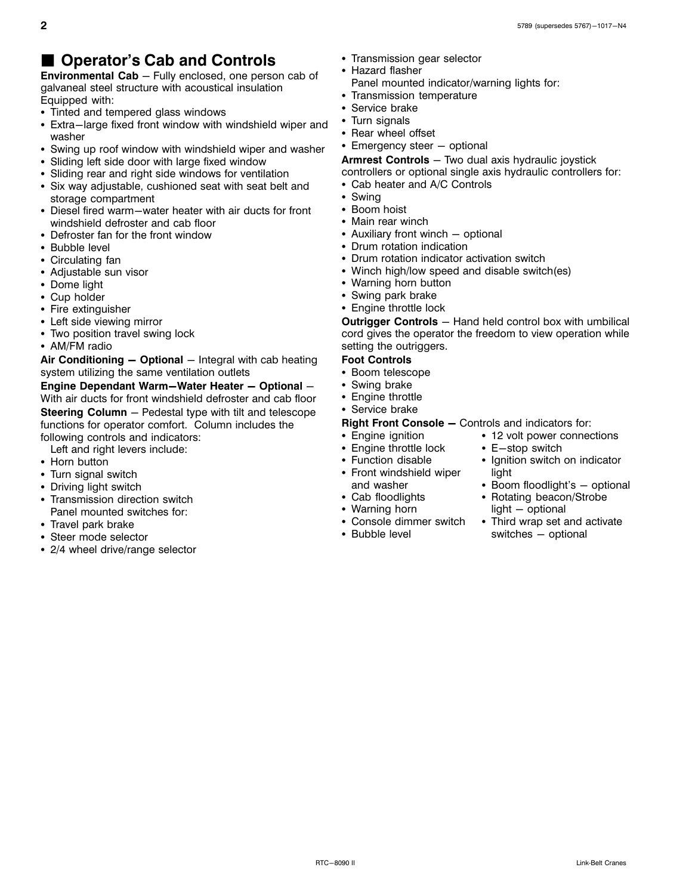## ■ Operator's Cab and Controls

**Environmental Cab** – Fully enclosed, one person cab of galvaneal steel structure with acoustical insulation Equipped with:

- Tinted and tempered glass windows
- Extra–large fixed front window with windshield wiper and washer
- Swing up roof window with windshield wiper and washer
- Sliding left side door with large fixed window
- Sliding rear and right side windows for ventilation
- Six way adjustable, cushioned seat with seat belt and storage compartment
- Diesel fired warm–water heater with air ducts for front windshield defroster and cab floor
- Defroster fan for the front window
- Bubble level
- Circulating fan
- Adjustable sun visor
- Dome light
- Cup holder
- Fire extinguisher
- Left side viewing mirror
- Two position travel swing lock
- AM/FM radio

**Air Conditioning – Optional** – Integral with cab heating system utilizing the same ventilation outlets

**Engine Dependant Warm–Water Heater – Optional** – With air ducts for front windshield defroster and cab floor

**Steering Column** – Pedestal type with tilt and telescope functions for operator comfort. Column includes the following controls and indicators:

Left and right levers include:

- Horn button
- Turn signal switch
- Driving light switch
- Transmission direction switch

Panel mounted switches for:

- Travel park brake
- Steer mode selector
- 2/4 wheel drive/range selector
- Transmission gear selector
- Hazard flasher

Panel mounted indicator/warning lights for:

- Transmission temperature
- Service brake
- Turn signals
- Rear wheel offset
- Emergency steer – optional

**Armrest Controls** – Two dual axis hydraulic joystick controllers or optional single axis hydraulic controllers for:

- Cab heater and A/C Controls
- Swing
- Boom hoist
- Main rear winch
- Auxiliary front winch – optional
- Drum rotation indication
- Drum rotation indicator activation switch
- Winch high/low speed and disable switch(es)
- Warning horn button
- Swing park brake
- Engine throttle lock

**Outrigger Controls** – Hand held control box with umbilical cord gives the operator the freedom to view operation while setting the outriggers.

**Foot Controls**

- Boom telescope
- Swing brake
- Engine throttle
- Service brake

**Right Front Console –** Controls and indicators for:

- Engine ignition
- Engine throttle lock
- Function disable
- Front windshield wiper and washer
- Cab floodlights
- Warning horn
- Console dimmer switch
- Bubble level
- 12 volt power connections
- E–stop switch
- Ignition switch on indicator light
- Boom floodlight's – optional
- Rotating beacon/Strobe light – optional
- Third wrap set and activate switches – optional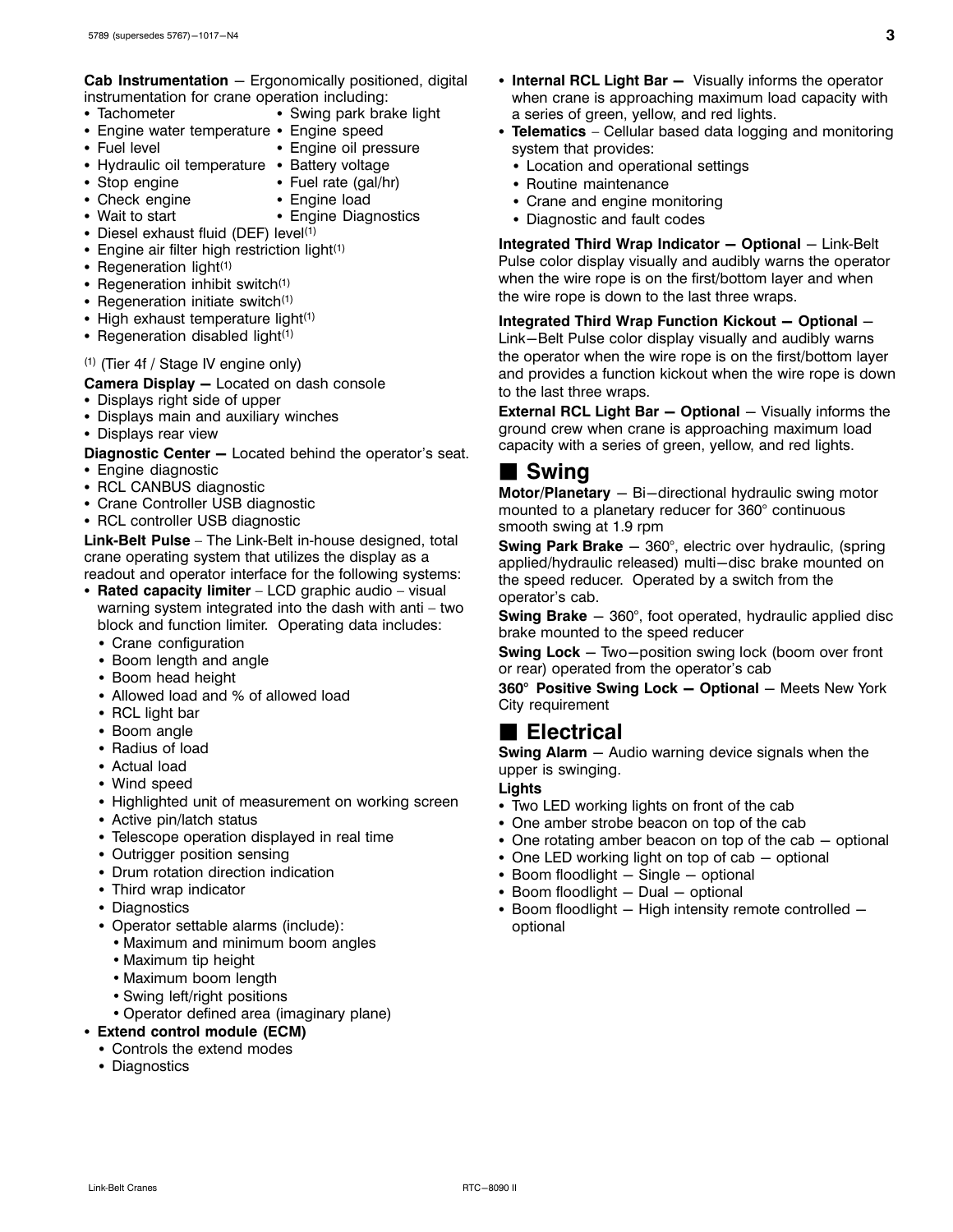**Cab Instrumentation** – Ergonomically positioned, digital instrumentation for crane operation including:

- Tachometer
- Engine water temperature
- Fuel level
- Hydraulic oil temperature
- Stop engine
- Check engine
- Wait to start
- Swing park brake light
- Engine speed
- Engine oil pressure
- Battery voltage
- Fuel rate (gal/hr)
- Engine load
- Engine Diagnostics
- Diesel exhaust fluid (DEF) level[(1)]
- Engine air filter high restriction light[(1)]
- Regeneration light[(1)]
- Regeneration inhibit switch[(1)]
- Regeneration initiate switch[(1)]
- High exhaust temperature light[(1)]
- Regeneration disabled light[(1)]

[(1)] (Tier 4f / Stage IV engine only)

**Camera Display —** Located on dash console

- Displays right side of upper
- Displays main and auxiliary winches
- Displays rear view

**Diagnostic Center —** Located behind the operator's seat.

- Engine diagnostic
- RCL CANBUS diagnostic
- Crane Controller USB diagnostic
- RCL controller USB diagnostic

**Link-Belt Pulse** – The Link-Belt in-house designed, total crane operating system that utilizes the display as a readout and operator interface for the following systems:

- **Rated capacity limiter** – LCD graphic audio – visual warning system integrated into the dash with anti – two block and function limiter. Operating data includes:
  - Crane configuration
  - Boom length and angle
  - Boom head height
  - Allowed load and % of allowed load
  - RCL light bar
  - Boom angle
  - Radius of load
  - Actual load
  - Wind speed
  - Highlighted unit of measurement on working screen
  - Active pin/latch status
  - Telescope operation displayed in real time
  - Outrigger position sensing
  - Drum rotation direction indication
  - Third wrap indicator
  - Diagnostics
  - Operator settable alarms (include):
    - Maximum and minimum boom angles
    - Maximum tip height
    - Maximum boom length
    - Swing left/right positions
    - Operator defined area (imaginary plane)
- **Extend control module (ECM)**
  - Controls the extend modes
  - Diagnostics
- **Internal RCL Light Bar —** Visually informs the operator when crane is approaching maximum load capacity with a series of green, yellow, and red lights.
- **Telematics** – Cellular based data logging and monitoring system that provides:
  - Location and operational settings
  - Routine maintenance
  - Crane and engine monitoring
  - Diagnostic and fault codes

**Integrated Third Wrap Indicator — Optional** – Link-Belt Pulse color display visually and audibly warns the operator when the wire rope is on the first/bottom layer and when the wire rope is down to the last three wraps.

**Integrated Third Wrap Function Kickout — Optional** – Link–Belt Pulse color display visually and audibly warns the operator when the wire rope is on the first/bottom layer and provides a function kickout when the wire rope is down to the last three wraps.

**External RCL Light Bar — Optional** – Visually informs the ground crew when crane is approaching maximum load capacity with a series of green, yellow, and red lights.

## ■ Swing

**Motor/Planetary** – Bi–directional hydraulic swing motor mounted to a planetary reducer for 360° continuous smooth swing at 1.9 rpm

**Swing Park Brake** – 360°, electric over hydraulic, (spring applied/hydraulic released) multi–disc brake mounted on the speed reducer. Operated by a switch from the operator's cab.

**Swing Brake** – 360°, foot operated, hydraulic applied disc brake mounted to the speed reducer

**Swing Lock** – Two–position swing lock (boom over front or rear) operated from the operator's cab

**360° Positive Swing Lock — Optional** – Meets New York City requirement

## ■ Electrical

**Swing Alarm** – Audio warning device signals when the upper is swinging.

**Lights**

- Two LED working lights on front of the cab
- One amber strobe beacon on top of the cab
- One rotating amber beacon on top of the cab – optional
- One LED working light on top of cab – optional
- Boom floodlight – Single – optional
- Boom floodlight – Dual – optional
- Boom floodlight – High intensity remote controlled – optional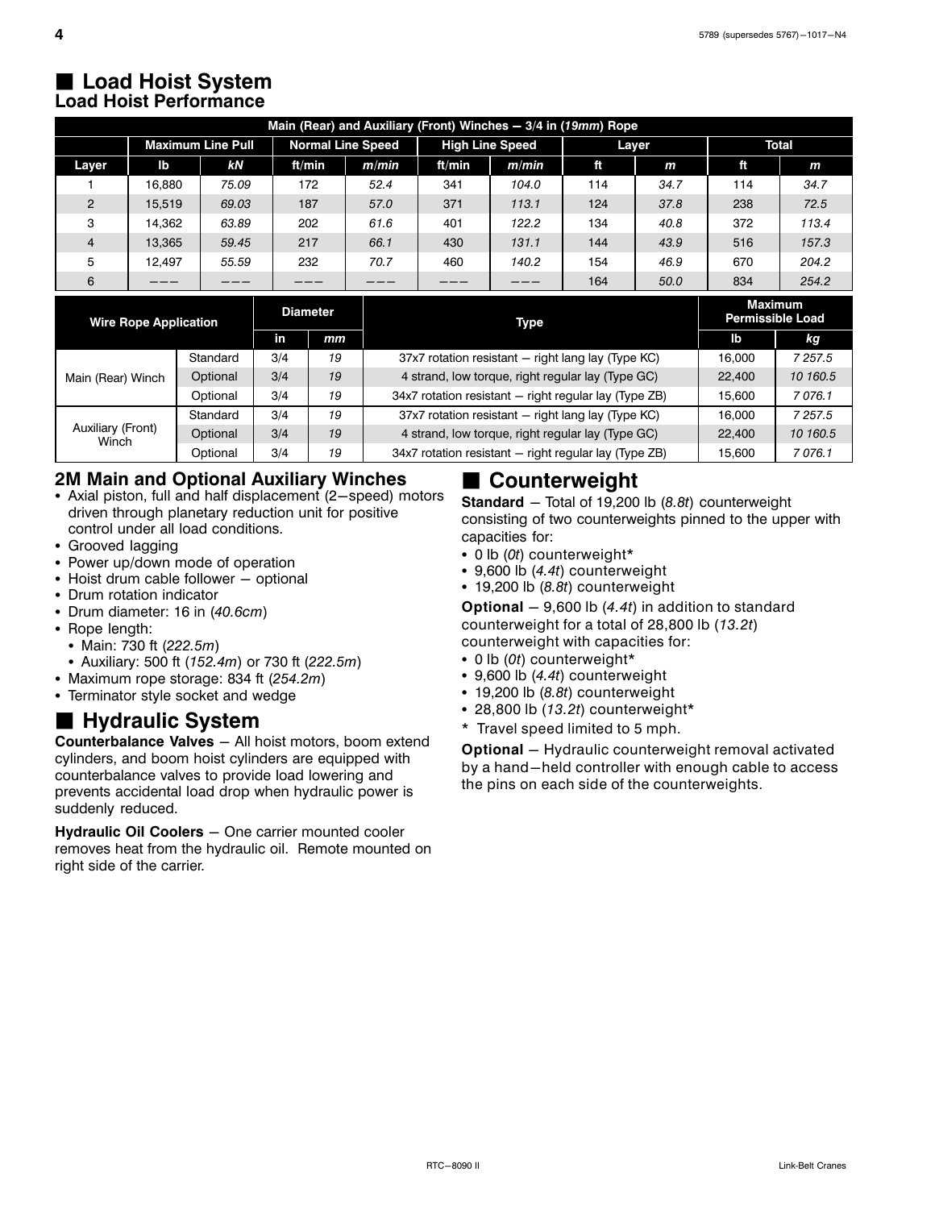## ■ Load Hoist System

### Load Hoist Performance

| Main (Rear) and Auxiliary (Front) Winches — 3/4 in (*19mm*) Rope | | | | | | | | | | |
|---|---|---|---|---|---|---|---|---|---|---|
| | Maximum Line Pull | | Normal Line Speed | | High Line Speed | | Layer | | Total | |
| Layer | lb | *kN* | ft/min | *m/min* | ft/min | *m/min* | ft | *m* | ft | *m* |
| 1 | 16,880 | *75.09* | 172 | *52.4* | 341 | *104.0* | 114 | *34.7* | 114 | *34.7* |
| 2 | 15,519 | *69.03* | 187 | *57.0* | 371 | *113.1* | 124 | *37.8* | 238 | *72.5* |
| 3 | 14,362 | *63.89* | 202 | *61.6* | 401 | *122.2* | 134 | *40.8* | 372 | *113.4* |
| 4 | 13,365 | *59.45* | 217 | *66.1* | 430 | *131.1* | 144 | *43.9* | 516 | *157.3* |
| 5 | 12,497 | *55.59* | 232 | *70.7* | 460 | *140.2* | 154 | *46.9* | 670 | *204.2* |
| 6 | ——— | ——— | ——— | ——— | ——— | ——— | 164 | *50.0* | 834 | *254.2* |

| Wire Rope Application | | Diameter | | Type | Maximum Permissible Load | |
|---|---|---|---|---|---|---|
| | | in | *mm* | | lb | *kg* |
| Main (Rear) Winch | Standard | 3/4 | *19* | 37x7 rotation resistant — right lang lay (Type KC) | 16,000 | *7 257.5* |
| | Optional | 3/4 | *19* | 4 strand, low torque, right regular lay (Type GC) | 22,400 | *10 160.5* |
| | Optional | 3/4 | *19* | 34x7 rotation resistant — right regular lay (Type ZB) | 15,600 | *7 076.1* |
| Auxiliary (Front) Winch | Standard | 3/4 | *19* | 37x7 rotation resistant — right lang lay (Type KC) | 16,000 | *7 257.5* |
| | Optional | 3/4 | *19* | 4 strand, low torque, right regular lay (Type GC) | 22,400 | *10 160.5* |
| | Optional | 3/4 | *19* | 34x7 rotation resistant — right regular lay (Type ZB) | 15,600 | *7 076.1* |

### 2M Main and Optional Auxiliary Winches

- Axial piston, full and half displacement (2—speed) motors driven through planetary reduction unit for positive control under all load conditions.
- Grooved lagging
- Power up/down mode of operation
- Hoist drum cable follower — optional
- Drum rotation indicator
- Drum diameter: 16 in (*40.6cm*)
- Rope length:
  - Main: 730 ft (*222.5m*)
  - Auxiliary: 500 ft (*152.4m*) or 730 ft (*222.5m*)
- Maximum rope storage: 834 ft (*254.2m*)
- Terminator style socket and wedge

## ■ Hydraulic System

**Counterbalance Valves** — All hoist motors, boom extend cylinders, and boom hoist cylinders are equipped with counterbalance valves to provide load lowering and prevents accidental load drop when hydraulic power is suddenly reduced.

**Hydraulic Oil Coolers** — One carrier mounted cooler removes heat from the hydraulic oil. Remote mounted on right side of the carrier.

## ■ Counterweight

**Standard** — Total of 19,200 lb (*8.8t*) counterweight consisting of two counterweights pinned to the upper with capacities for:

- 0 lb (*0t*) counterweight*
- 9,600 lb (*4.4t*) counterweight
- 19,200 lb (*8.8t*) counterweight

**Optional** — 9,600 lb (*4.4t*) in addition to standard counterweight for a total of 28,800 lb (*13.2t*) counterweight with capacities for:

- 0 lb (*0t*) counterweight*
- 9,600 lb (*4.4t*) counterweight
- 19,200 lb (*8.8t*) counterweight
- 28,800 lb (*13.2t*) counterweight*

\* Travel speed limited to 5 mph.

**Optional** — Hydraulic counterweight removal activated by a hand—held controller with enough cable to access the pins on each side of the counterweights.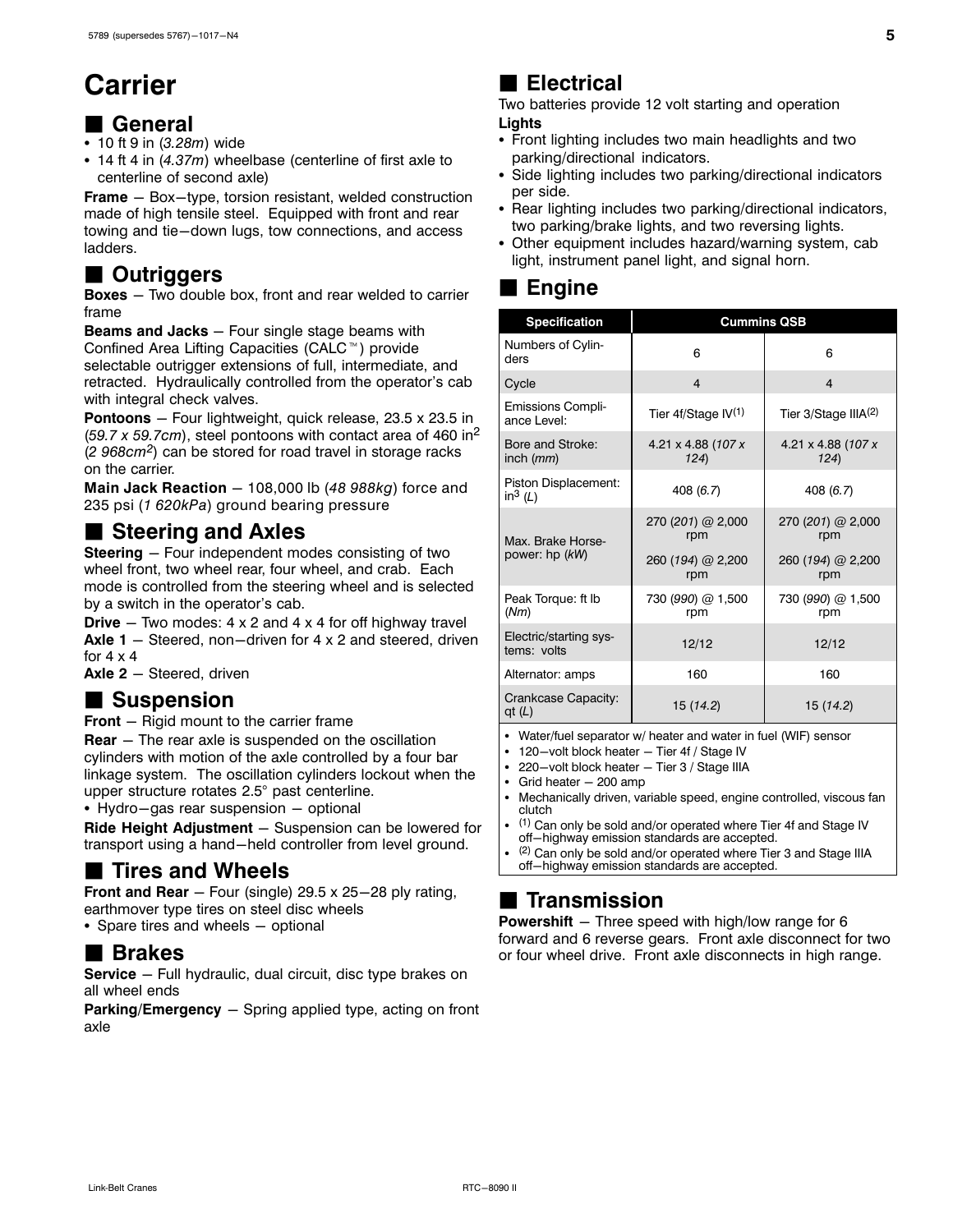# Carrier

## General

- 10 ft 9 in (*3.28m*) wide
- 14 ft 4 in (*4.37m*) wheelbase (centerline of first axle to centerline of second axle)

**Frame** – Box–type, torsion resistant, welded construction made of high tensile steel. Equipped with front and rear towing and tie–down lugs, tow connections, and access ladders.

## Outriggers

**Boxes** – Two double box, front and rear welded to carrier frame

**Beams and Jacks** – Four single stage beams with Confined Area Lifting Capacities (CALC™) provide selectable outrigger extensions of full, intermediate, and retracted. Hydraulically controlled from the operator's cab with integral check valves.

**Pontoons** – Four lightweight, quick release, 23.5 x 23.5 in (*59.7 x 59.7cm*), steel pontoons with contact area of 460 in$^2$ (*2 968cm$^2$*) can be stored for road travel in storage racks on the carrier.

**Main Jack Reaction** – 108,000 lb (*48 988kg*) force and 235 psi (*1 620kPa*) ground bearing pressure

## Steering and Axles

**Steering** – Four independent modes consisting of two wheel front, two wheel rear, four wheel, and crab. Each mode is controlled from the steering wheel and is selected by a switch in the operator's cab.

**Drive** – Two modes: 4 x 2 and 4 x 4 for off highway travel

**Axle 1** – Steered, non–driven for 4 x 2 and steered, driven for 4 x 4

**Axle 2** – Steered, driven

## Suspension

**Front** – Rigid mount to the carrier frame

**Rear** – The rear axle is suspended on the oscillation cylinders with motion of the axle controlled by a four bar linkage system. The oscillation cylinders lockout when the upper structure rotates 2.5° past centerline.

- Hydro–gas rear suspension – optional

**Ride Height Adjustment** – Suspension can be lowered for transport using a hand–held controller from level ground.

## Tires and Wheels

**Front and Rear** – Four (single) 29.5 x 25–28 ply rating, earthmover type tires on steel disc wheels

- Spare tires and wheels – optional

## Brakes

**Service** – Full hydraulic, dual circuit, disc type brakes on all wheel ends

**Parking/Emergency** – Spring applied type, acting on front axle

## Electrical

Two batteries provide 12 volt starting and operation

**Lights**

- Front lighting includes two main headlights and two parking/directional indicators.
- Side lighting includes two parking/directional indicators per side.
- Rear lighting includes two parking/directional indicators, two parking/brake lights, and two reversing lights.
- Other equipment includes hazard/warning system, cab light, instrument panel light, and signal horn.

## Engine

| Specification | Cummins QSB | |
|---|---|---|
| Numbers of Cylinders | 6 | 6 |
| Cycle | 4 | 4 |
| Emissions Compliance Level: | Tier 4f/Stage IV[(1)] | Tier 3/Stage IIIA[(2)] |
| Bore and Stroke: inch (*mm*) | 4.21 x 4.88 (*107 x 124*) | 4.21 x 4.88 (*107 x 124*) |
| Piston Displacement: in$^3$ (*L*) | 408 (*6.7*) | 408 (*6.7*) |
| Max. Brake Horsepower: hp (*kW*) | 270 (*201*) @ 2,000 rpm<br>260 (*194*) @ 2,200 rpm | 270 (*201*) @ 2,000 rpm<br>260 (*194*) @ 2,200 rpm |
| Peak Torque: ft lb (*Nm*) | 730 (*990*) @ 1,500 rpm | 730 (*990*) @ 1,500 rpm |
| Electric/starting systems: volts | 12/12 | 12/12 |
| Alternator: amps | 160 | 160 |
| Crankcase Capacity: qt (*L*) | 15 (*14.2*) | 15 (*14.2*) |

- Water/fuel separator w/ heater and water in fuel (WIF) sensor
- 120–volt block heater – Tier 4f / Stage IV
- 220–volt block heater – Tier 3 / Stage IIIA
- Grid heater – 200 amp
- Mechanically driven, variable speed, engine controlled, viscous fan clutch
- [(1)] Can only be sold and/or operated where Tier 4f and Stage IV off–highway emission standards are accepted.
- [(2)] Can only be sold and/or operated where Tier 3 and Stage IIIA off–highway emission standards are accepted.

## Transmission

**Powershift** – Three speed with high/low range for 6 forward and 6 reverse gears. Front axle disconnect for two or four wheel drive. Front axle disconnects in high range.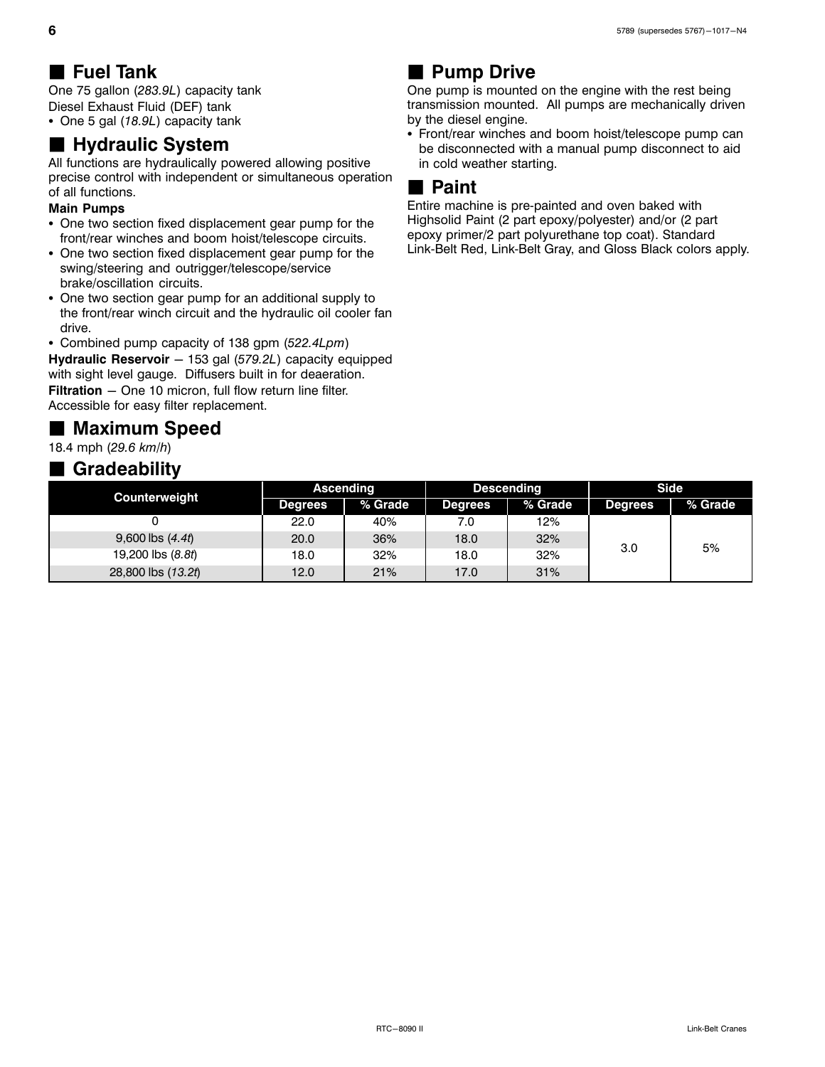## Fuel Tank

One 75 gallon (*283.9L*) capacity tank

Diesel Exhaust Fluid (DEF) tank

- One 5 gal (*18.9L*) capacity tank

## Hydraulic System

All functions are hydraulically powered allowing positive precise control with independent or simultaneous operation of all functions.

**Main Pumps**

- One two section fixed displacement gear pump for the front/rear winches and boom hoist/telescope circuits.
- One two section fixed displacement gear pump for the swing/steering and outrigger/telescope/service brake/oscillation circuits.
- One two section gear pump for an additional supply to the front/rear winch circuit and the hydraulic oil cooler fan drive.
- Combined pump capacity of 138 gpm (*522.4Lpm*)

**Hydraulic Reservoir** — 153 gal (*579.2L*) capacity equipped with sight level gauge. Diffusers built in for deaeration.

**Filtration** — One 10 micron, full flow return line filter. Accessible for easy filter replacement.

## Maximum Speed

18.4 mph (*29.6 km/h*)

## Gradeability

| Counterweight | Ascending | | Descending | | Side | |
|---|---|---|---|---|---|---|
| | Degrees | % Grade | Degrees | % Grade | Degrees | % Grade |
| 0 | 22.0 | 40% | 7.0 | 12% | 3.0 | 5% |
| 9,600 lbs (*4.4t*) | 20.0 | 36% | 18.0 | 32% | | |
| 19,200 lbs (*8.8t*) | 18.0 | 32% | 18.0 | 32% | | |
| 28,800 lbs (*13.2t*) | 12.0 | 21% | 17.0 | 31% | | |

## Pump Drive

One pump is mounted on the engine with the rest being transmission mounted. All pumps are mechanically driven by the diesel engine.

- Front/rear winches and boom hoist/telescope pump can be disconnected with a manual pump disconnect to aid in cold weather starting.

## Paint

Entire machine is pre-painted and oven baked with Highsolid Paint (2 part epoxy/polyester) and/or (2 part epoxy primer/2 part polyurethane top coat). Standard Link-Belt Red, Link-Belt Gray, and Gloss Black colors apply.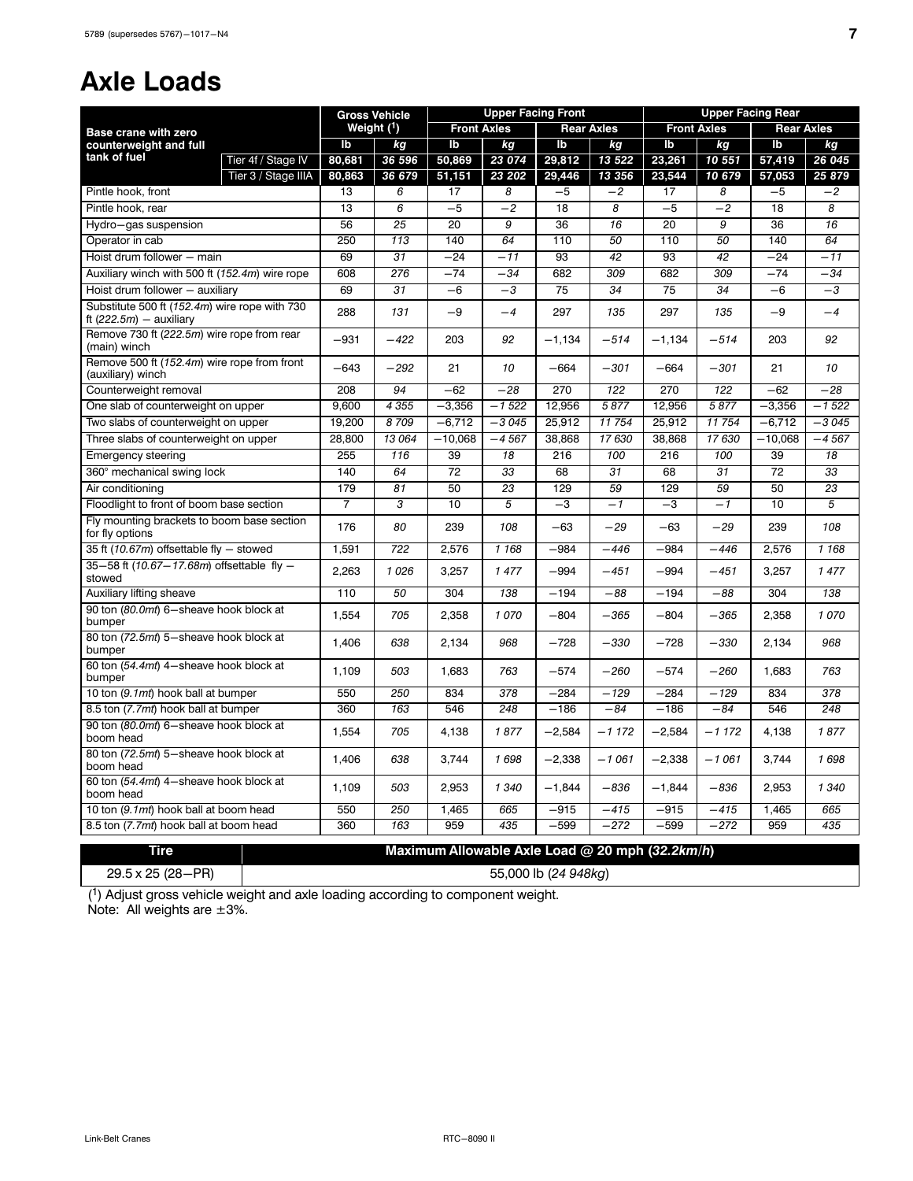# Axle Loads

| Base crane with zero counterweight and full tank of fuel | | Gross Vehicle Weight ([1]) | | Upper Facing Front | | | | Upper Facing Rear | | | |
|---|---|---|---|---|---|---|---|---|---|---|---|
| | | | | Front Axles | | Rear Axles | | Front Axles | | Rear Axles | |
| | | lb | *kg* | lb | *kg* | lb | *kg* | lb | *kg* | lb | *kg* |
| | Tier 4f / Stage IV | **80,681** | ***36 596*** | **50,869** | ***23 074*** | **29,812** | ***13 522*** | **23,261** | ***10 551*** | **57,419** | ***26 045*** |
| | Tier 3 / Stage IIIA | **80,863** | ***36 679*** | **51,151** | ***23 202*** | **29,446** | ***13 356*** | **23,544** | ***10 679*** | **57,053** | ***25 879*** |
| Pintle hook, front | | 13 | *6* | 17 | *8* | −5 | *−2* | 17 | *8* | −5 | *−2* |
| Pintle hook, rear | | 13 | *6* | −5 | *−2* | 18 | *8* | −5 | *−2* | 18 | *8* |
| Hydro−gas suspension | | 56 | *25* | 20 | *9* | 36 | *16* | 20 | *9* | 36 | *16* |
| Operator in cab | | 250 | *113* | 140 | *64* | 110 | *50* | 110 | *50* | 140 | *64* |
| Hoist drum follower − main | | 69 | *31* | −24 | *−11* | 93 | *42* | 93 | *42* | −24 | *−11* |
| Auxiliary winch with 500 ft (*152.4m*) wire rope | | 608 | *276* | −74 | *−34* | 682 | *309* | 682 | *309* | −74 | *−34* |
| Hoist drum follower − auxiliary | | 69 | *31* | −6 | *−3* | 75 | *34* | 75 | *34* | −6 | *−3* |
| Substitute 500 ft (*152.4m*) wire rope with 730 ft (*222.5m*) − auxiliary | | 288 | *131* | −9 | *−4* | 297 | *135* | 297 | *135* | −9 | *−4* |
| Remove 730 ft (*222.5m*) wire rope from rear (main) winch | | −931 | *−422* | 203 | *92* | −1,134 | *−514* | −1,134 | *−514* | 203 | *92* |
| Remove 500 ft (*152.4m*) wire rope from front (auxiliary) winch | | −643 | *−292* | 21 | *10* | −664 | *−301* | −664 | *−301* | 21 | *10* |
| Counterweight removal | | 208 | *94* | −62 | *−28* | 270 | *122* | 270 | *122* | −62 | *−28* |
| One slab of counterweight on upper | | 9,600 | *4 355* | −3,356 | *−1 522* | 12,956 | *5 877* | 12,956 | *5 877* | −3,356 | *−1 522* |
| Two slabs of counterweight on upper | | 19,200 | *8 709* | −6,712 | *−3 045* | 25,912 | *11 754* | 25,912 | *11 754* | −6,712 | *−3 045* |
| Three slabs of counterweight on upper | | 28,800 | *13 064* | −10,068 | *−4 567* | 38,868 | *17 630* | 38,868 | *17 630* | −10,068 | *−4 567* |
| Emergency steering | | 255 | *116* | 39 | *18* | 216 | *100* | 216 | *100* | 39 | *18* |
| 360° mechanical swing lock | | 140 | *64* | 72 | *33* | 68 | *31* | 68 | *31* | 72 | *33* |
| Air conditioning | | 179 | *81* | 50 | *23* | 129 | *59* | 129 | *59* | 50 | *23* |
| Floodlight to front of boom base section | | 7 | *3* | 10 | *5* | −3 | *−1* | −3 | *−1* | 10 | *5* |
| Fly mounting brackets to boom base section for fly options | | 176 | *80* | 239 | *108* | −63 | *−29* | −63 | *−29* | 239 | *108* |
| 35 ft (*10.67m*) offsettable fly − stowed | | 1,591 | *722* | 2,576 | *1 168* | −984 | *−446* | −984 | *−446* | 2,576 | *1 168* |
| 35−58 ft (*10.67−17.68m*) offsettable fly − stowed | | 2,263 | *1 026* | 3,257 | *1 477* | −994 | *−451* | −994 | *−451* | 3,257 | *1 477* |
| Auxiliary lifting sheave | | 110 | *50* | 304 | *138* | −194 | *−88* | −194 | *−88* | 304 | *138* |
| 90 ton (*80.0mt*) 6−sheave hook block at bumper | | 1,554 | *705* | 2,358 | *1 070* | −804 | *−365* | −804 | *−365* | 2,358 | *1 070* |
| 80 ton (*72.5mt*) 5−sheave hook block at bumper | | 1,406 | *638* | 2,134 | *968* | −728 | *−330* | −728 | *−330* | 2,134 | *968* |
| 60 ton (*54.4mt*) 4−sheave hook block at bumper | | 1,109 | *503* | 1,683 | *763* | −574 | *−260* | −574 | *−260* | 1,683 | *763* |
| 10 ton (*9.1mt*) hook ball at bumper | | 550 | *250* | 834 | *378* | −284 | *−129* | −284 | *−129* | 834 | *378* |
| 8.5 ton (*7.7mt*) hook ball at bumper | | 360 | *163* | 546 | *248* | −186 | *−84* | −186 | *−84* | 546 | *248* |
| 90 ton (*80.0mt*) 6−sheave hook block at boom head | | 1,554 | *705* | 4,138 | *1 877* | −2,584 | *−1 172* | −2,584 | *−1 172* | 4,138 | *1 877* |
| 80 ton (*72.5mt*) 5−sheave hook block at boom head | | 1,406 | *638* | 3,744 | *1 698* | −2,338 | *−1 061* | −2,338 | *−1 061* | 3,744 | *1 698* |
| 60 ton (*54.4mt*) 4−sheave hook block at boom head | | 1,109 | *503* | 2,953 | *1 340* | −1,844 | *−836* | −1,844 | *−836* | 2,953 | *1 340* |
| 10 ton (*9.1mt*) hook ball at boom head | | 550 | *250* | 1,465 | *665* | −915 | *−415* | −915 | *−415* | 1,465 | *665* |
| 8.5 ton (*7.7mt*) hook ball at boom head | | 360 | *163* | 959 | *435* | −599 | *−272* | −599 | *−272* | 959 | *435* |

| Tire | Maximum Allowable Axle Load @ 20 mph (*32.2km/h*) |
|---|---|
| 29.5 x 25 (28−PR) | 55,000 lb (*24 948kg*) |

([1]) Adjust gross vehicle weight and axle loading according to component weight.
Note: All weights are ±3%.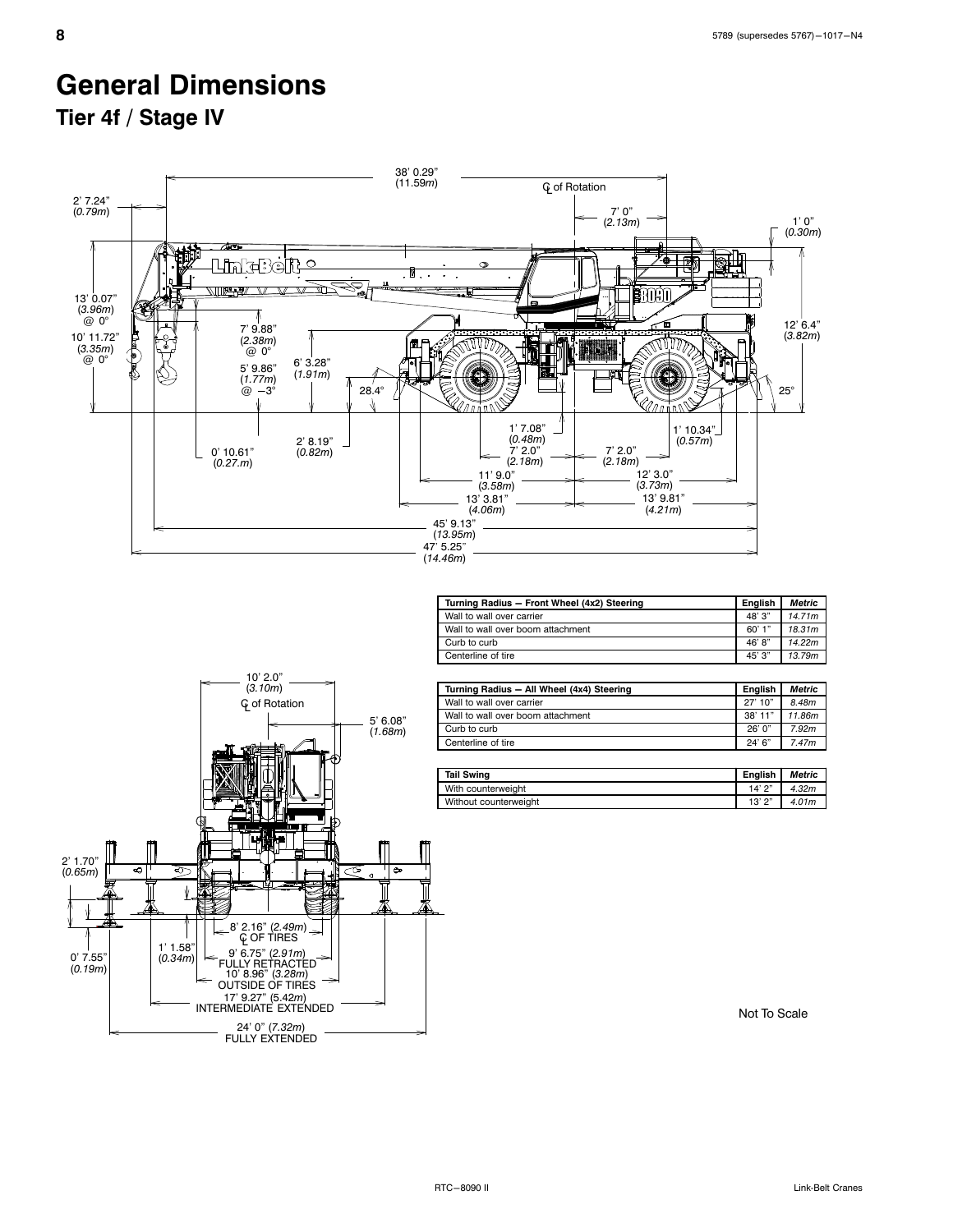# General Dimensions

## Tier 4f / Stage IV

| Turning Radius — Front Wheel (4x2) Steering | English | *Metric* |
|---|---|---|
| Wall to wall over carrier | 48' 3" | *14.71m* |
| Wall to wall over boom attachment | 60' 1" | *18.31m* |
| Curb to curb | 46' 8" | *14.22m* |
| Centerline of tire | 45' 3" | *13.79m* |

| Turning Radius — All Wheel (4x4) Steering | English | *Metric* |
|---|---|---|
| Wall to wall over carrier | 27' 10" | *8.48m* |
| Wall to wall over boom attachment | 38' 11" | *11.86m* |
| Curb to curb | 26' 0" | *7.92m* |
| Centerline of tire | 24' 6" | *7.47m* |

| Tail Swing | English | *Metric* |
|---|---|---|
| With counterweight | 14' 2" | *4.32m* |
| Without counterweight | 13' 2" | *4.01m* |

Not To Scale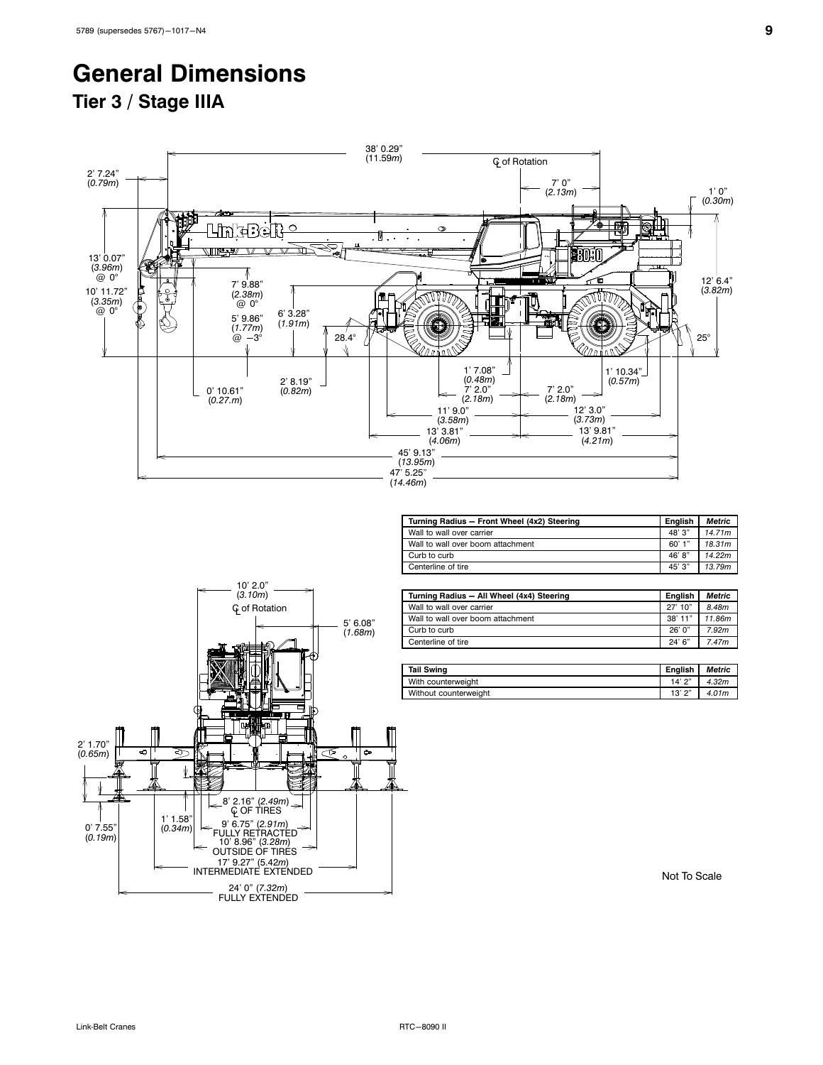# General Dimensions

## Tier 3 / Stage IIIA

| Turning Radius — Front Wheel (4x2) Steering | English | Metric |
| --- | --- | --- |
| Wall to wall over carrier | 48' 3" | 14.71m |
| Wall to wall over boom attachment | 60' 1" | 18.31m |
| Curb to curb | 46' 8" | 14.22m |
| Centerline of tire | 45' 3" | 13.79m |

| Turning Radius — All Wheel (4x4) Steering | English | Metric |
| --- | --- | --- |
| Wall to wall over carrier | 27' 10" | 8.48m |
| Wall to wall over boom attachment | 38' 11" | 11.86m |
| Curb to curb | 26' 0" | 7.92m |
| Centerline of tire | 24' 6" | 7.47m |

| Tail Swing | English | Metric |
| --- | --- | --- |
| With counterweight | 14' 2" | 4.32m |
| Without counterweight | 13' 2" | 4.01m |

Not To Scale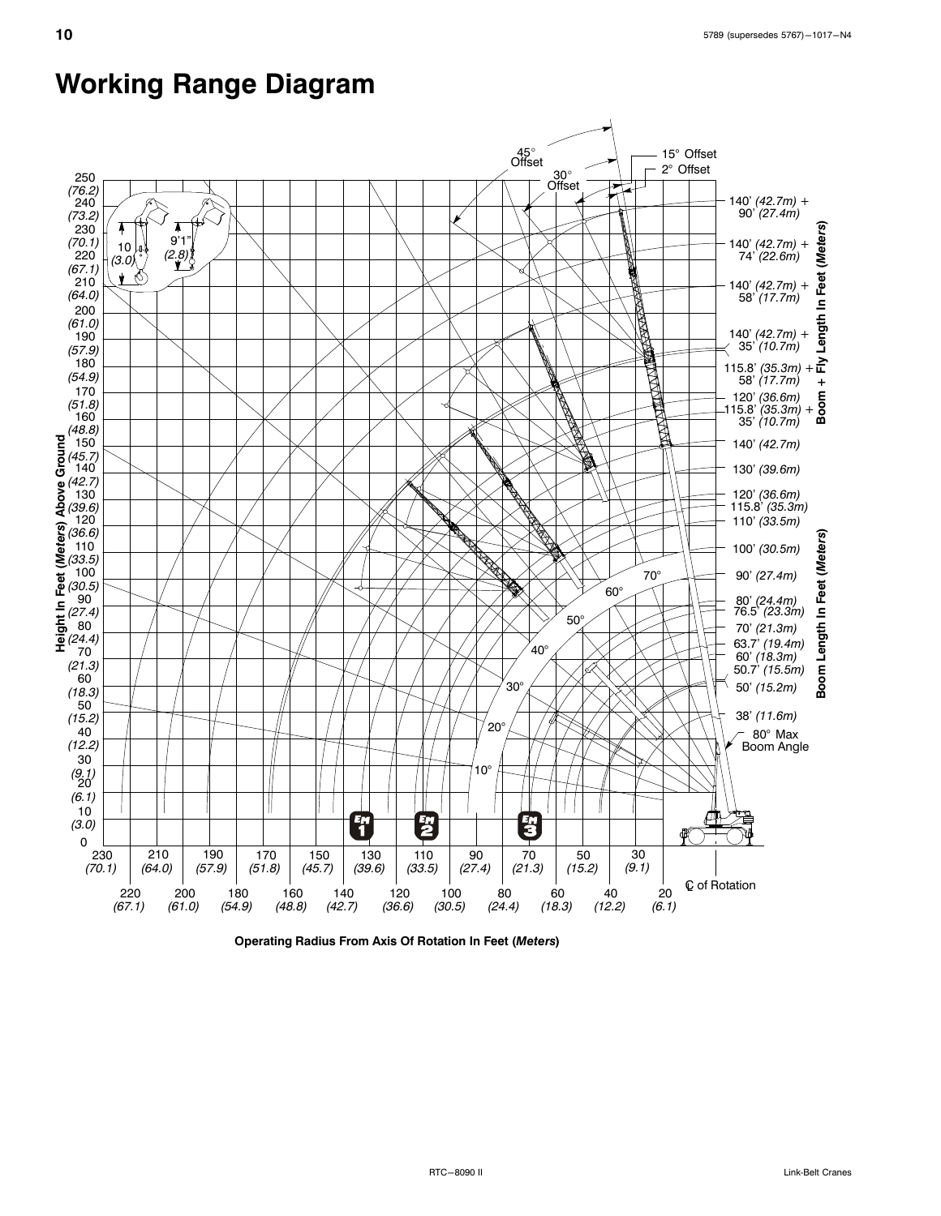# Working Range Diagram

Height In Feet (Meters) Above Ground

Operating Radius From Axis Of Rotation In Feet (Meters)

Boom Length In Feet (Meters)

Boom + Fly Length In Feet (Meters)

45° Offset

30° Offset

15° Offset

2° Offset

140' (42.7m) + 90' (27.4m)

140' (42.7m) + 74' (22.6m)

140' (42.7m) + 58' (17.7m)

140' (42.7m) + 35' (10.7m)

115.8' (35.3m) + 58' (17.7m)

120' (36.6m)

115.8' (35.3m) + 35' (10.7m)

140' (42.7m)

130' (39.6m)

120' (36.6m)

115.8' (35.3m)

110' (33.5m)

100' (30.5m)

90' (27.4m)

80' (24.4m)

76.5' (23.3m)

70' (21.3m)

63.7' (19.4m)

60' (18.3m)

50.7' (15.5m)

50' (15.2m)

38' (11.6m)

80° Max Boom Angle

10 (3.0)

9'1" (2.8)

℄ of Rotation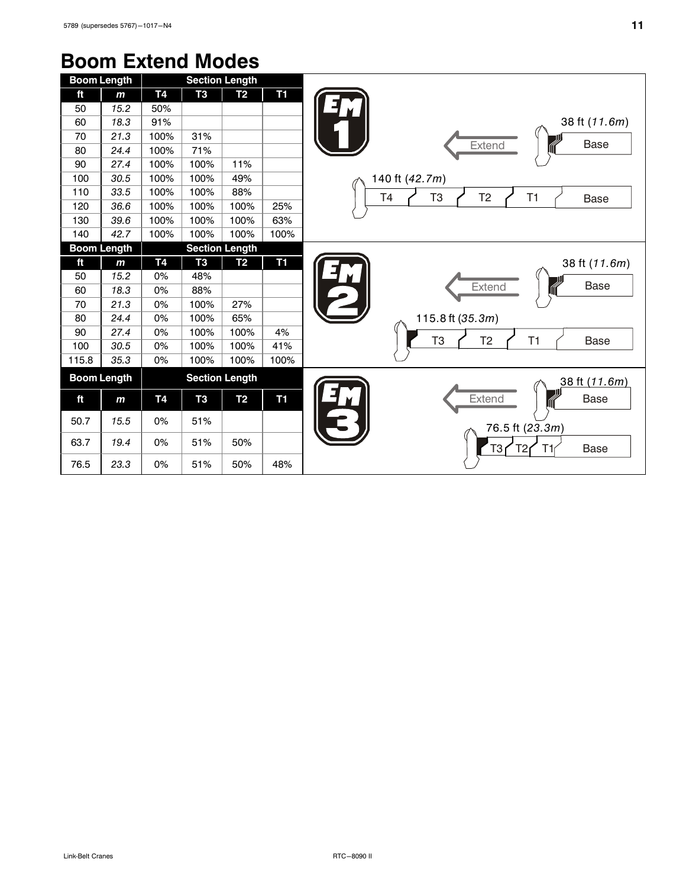# Boom Extend Modes

**EM 1**

| Boom Length | | Section Length | | | |
|---|---|---|---|---|---|
| ft | *m* | T4 | T3 | T2 | T1 |
| 50 | *15.2* | 50% | | | |
| 60 | *18.3* | 91% | | | |
| 70 | *21.3* | 100% | 31% | | |
| 80 | *24.4* | 100% | 71% | | |
| 90 | *27.4* | 100% | 100% | 11% | |
| 100 | *30.5* | 100% | 100% | 49% | |
| 110 | *33.5* | 100% | 100% | 88% | |
| 120 | *36.6* | 100% | 100% | 100% | 25% |
| 130 | *39.6* | 100% | 100% | 100% | 63% |
| 140 | *42.7* | 100% | 100% | 100% | 100% |

38 ft (*11.6m*) — Extend — Base

140 ft (*42.7m*) — T4, T3, T2, T1, Base

**EM 2**

| Boom Length | | Section Length | | | |
|---|---|---|---|---|---|
| ft | *m* | T4 | T3 | T2 | T1 |
| 50 | *15.2* | 0% | 48% | | |
| 60 | *18.3* | 0% | 88% | | |
| 70 | *21.3* | 0% | 100% | 27% | |
| 80 | *24.4* | 0% | 100% | 65% | |
| 90 | *27.4* | 0% | 100% | 100% | 4% |
| 100 | *30.5* | 0% | 100% | 100% | 41% |
| 115.8 | *35.3* | 0% | 100% | 100% | 100% |

38 ft (*11.6m*) — Extend — Base

115.8 ft (*35.3m*) — T3, T2, T1, Base

**EM 3**

| Boom Length | | Section Length | | | |
|---|---|---|---|---|---|
| ft | *m* | T4 | T3 | T2 | T1 |
| 50.7 | *15.5* | 0% | 51% | | |
| 63.7 | *19.4* | 0% | 51% | 50% | |
| 76.5 | *23.3* | 0% | 51% | 50% | 48% |

38 ft (*11.6m*) — Extend — Base

76.5 ft (*23.3m*) — T3, T2, T1, Base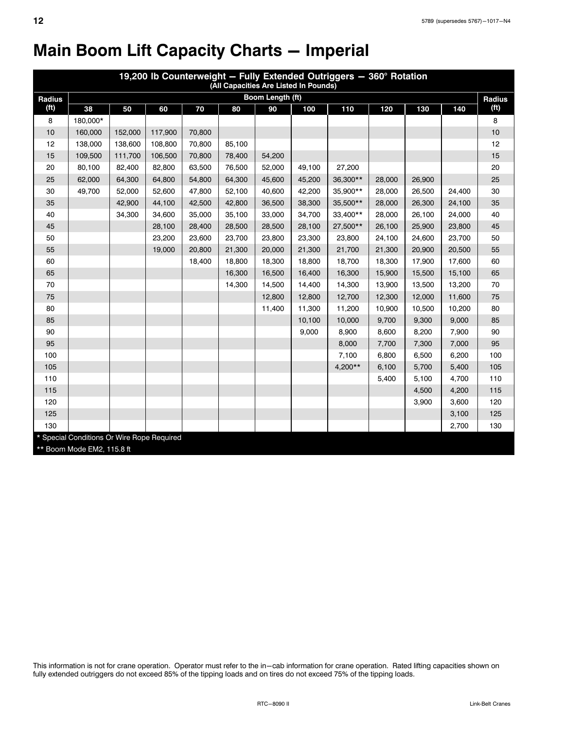# Main Boom Lift Capacity Charts — Imperial

| 19,200 lb Counterweight — Fully Extended Outriggers — 360° Rotation (All Capacities Are Listed In Pounds) | | | | | | | | | | | | |
|---|---|---|---|---|---|---|---|---|---|---|---|---|
| Radius (ft) | Boom Length (ft) | | | | | | | | | | | Radius (ft) |
| | 38 | 50 | 60 | 70 | 80 | 90 | 100 | 110 | 120 | 130 | 140 | |
| 8 | 180,000* | | | | | | | | | | | 8 |
| 10 | 160,000 | 152,000 | 117,900 | 70,800 | | | | | | | | 10 |
| 12 | 138,000 | 138,600 | 108,800 | 70,800 | 85,100 | | | | | | | 12 |
| 15 | 109,500 | 111,700 | 106,500 | 70,800 | 78,400 | 54,200 | | | | | | 15 |
| 20 | 80,100 | 82,400 | 82,800 | 63,500 | 76,500 | 52,000 | 49,100 | 27,200 | | | | 20 |
| 25 | 62,000 | 64,300 | 64,800 | 54,800 | 64,300 | 45,600 | 45,200 | 36,300** | 28,000 | 26,900 | | 25 |
| 30 | 49,700 | 52,000 | 52,600 | 47,800 | 52,100 | 40,600 | 42,200 | 35,900** | 28,000 | 26,500 | 24,400 | 30 |
| 35 | | 42,900 | 44,100 | 42,500 | 42,800 | 36,500 | 38,300 | 35,500** | 28,000 | 26,300 | 24,100 | 35 |
| 40 | | 34,300 | 34,600 | 35,000 | 35,100 | 33,000 | 34,700 | 33,400** | 28,000 | 26,100 | 24,000 | 40 |
| 45 | | | 28,100 | 28,400 | 28,500 | 28,500 | 28,100 | 27,500** | 26,100 | 25,900 | 23,800 | 45 |
| 50 | | | 23,200 | 23,600 | 23,700 | 23,800 | 23,300 | 23,800 | 24,100 | 24,600 | 23,700 | 50 |
| 55 | | | 19,000 | 20,800 | 21,300 | 20,000 | 21,300 | 21,700 | 21,300 | 20,900 | 20,500 | 55 |
| 60 | | | | 18,400 | 18,800 | 18,300 | 18,800 | 18,700 | 18,300 | 17,900 | 17,600 | 60 |
| 65 | | | | | 16,300 | 16,500 | 16,400 | 16,300 | 15,900 | 15,500 | 15,100 | 65 |
| 70 | | | | | 14,300 | 14,500 | 14,400 | 14,300 | 13,900 | 13,500 | 13,200 | 70 |
| 75 | | | | | | 12,800 | 12,800 | 12,700 | 12,300 | 12,000 | 11,600 | 75 |
| 80 | | | | | | 11,400 | 11,300 | 11,200 | 10,900 | 10,500 | 10,200 | 80 |
| 85 | | | | | | | 10,100 | 10,000 | 9,700 | 9,300 | 9,000 | 85 |
| 90 | | | | | | | 9,000 | 8,900 | 8,600 | 8,200 | 7,900 | 90 |
| 95 | | | | | | | | 8,000 | 7,700 | 7,300 | 7,000 | 95 |
| 100 | | | | | | | | 7,100 | 6,800 | 6,500 | 6,200 | 100 |
| 105 | | | | | | | | 4,200** | 6,100 | 5,700 | 5,400 | 105 |
| 110 | | | | | | | | | 5,400 | 5,100 | 4,700 | 110 |
| 115 | | | | | | | | | | 4,500 | 4,200 | 115 |
| 120 | | | | | | | | | | 3,900 | 3,600 | 120 |
| 125 | | | | | | | | | | | 3,100 | 125 |
| 130 | | | | | | | | | | | 2,700 | 130 |

* Special Conditions Or Wire Rope Required

** Boom Mode EM2, 115.8 ft

This information is not for crane operation. Operator must refer to the in–cab information for crane operation. Rated lifting capacities shown on fully extended outriggers do not exceed 85% of the tipping loads and on tires do not exceed 75% of the tipping loads.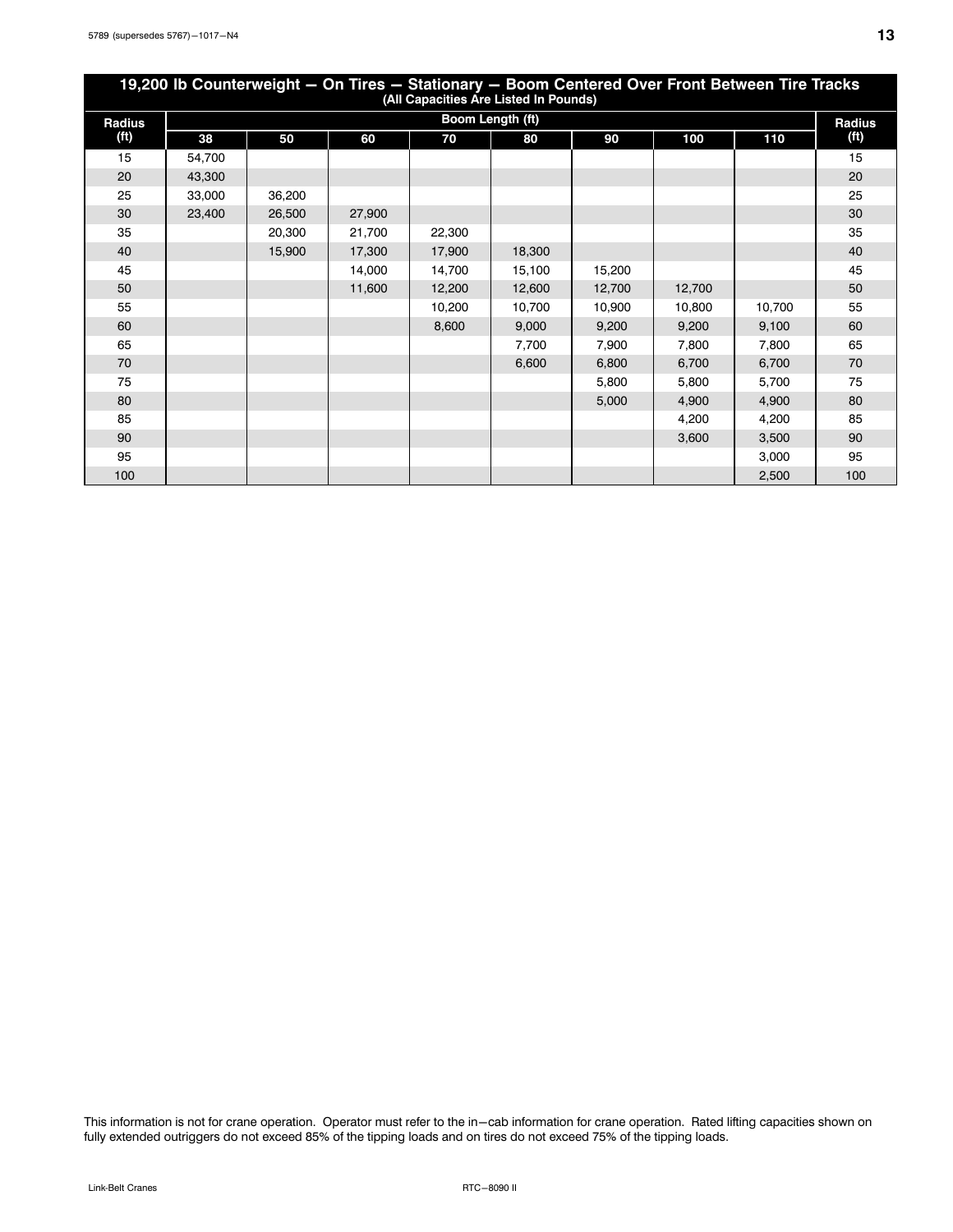## 19,200 lb Counterweight — On Tires — Stationary — Boom Centered Over Front Between Tire Tracks

(All Capacities Are Listed In Pounds)

| Radius (ft) | Boom Length (ft) | | | | | | | | Radius (ft) |
|---|---|---|---|---|---|---|---|---|---|
| | 38 | 50 | 60 | 70 | 80 | 90 | 100 | 110 | |
| 15 | 54,700 | | | | | | | | 15 |
| 20 | 43,300 | | | | | | | | 20 |
| 25 | 33,000 | 36,200 | | | | | | | 25 |
| 30 | 23,400 | 26,500 | 27,900 | | | | | | 30 |
| 35 | | 20,300 | 21,700 | 22,300 | | | | | 35 |
| 40 | | 15,900 | 17,300 | 17,900 | 18,300 | | | | 40 |
| 45 | | | 14,000 | 14,700 | 15,100 | 15,200 | | | 45 |
| 50 | | | 11,600 | 12,200 | 12,600 | 12,700 | 12,700 | | 50 |
| 55 | | | | 10,200 | 10,700 | 10,900 | 10,800 | 10,700 | 55 |
| 60 | | | | 8,600 | 9,000 | 9,200 | 9,200 | 9,100 | 60 |
| 65 | | | | | 7,700 | 7,900 | 7,800 | 7,800 | 65 |
| 70 | | | | | 6,600 | 6,800 | 6,700 | 6,700 | 70 |
| 75 | | | | | | 5,800 | 5,800 | 5,700 | 75 |
| 80 | | | | | | 5,000 | 4,900 | 4,900 | 80 |
| 85 | | | | | | | 4,200 | 4,200 | 85 |
| 90 | | | | | | | 3,600 | 3,500 | 90 |
| 95 | | | | | | | | 3,000 | 95 |
| 100 | | | | | | | | 2,500 | 100 |

This information is not for crane operation. Operator must refer to the in−cab information for crane operation. Rated lifting capacities shown on fully extended outriggers do not exceed 85% of the tipping loads and on tires do not exceed 75% of the tipping loads.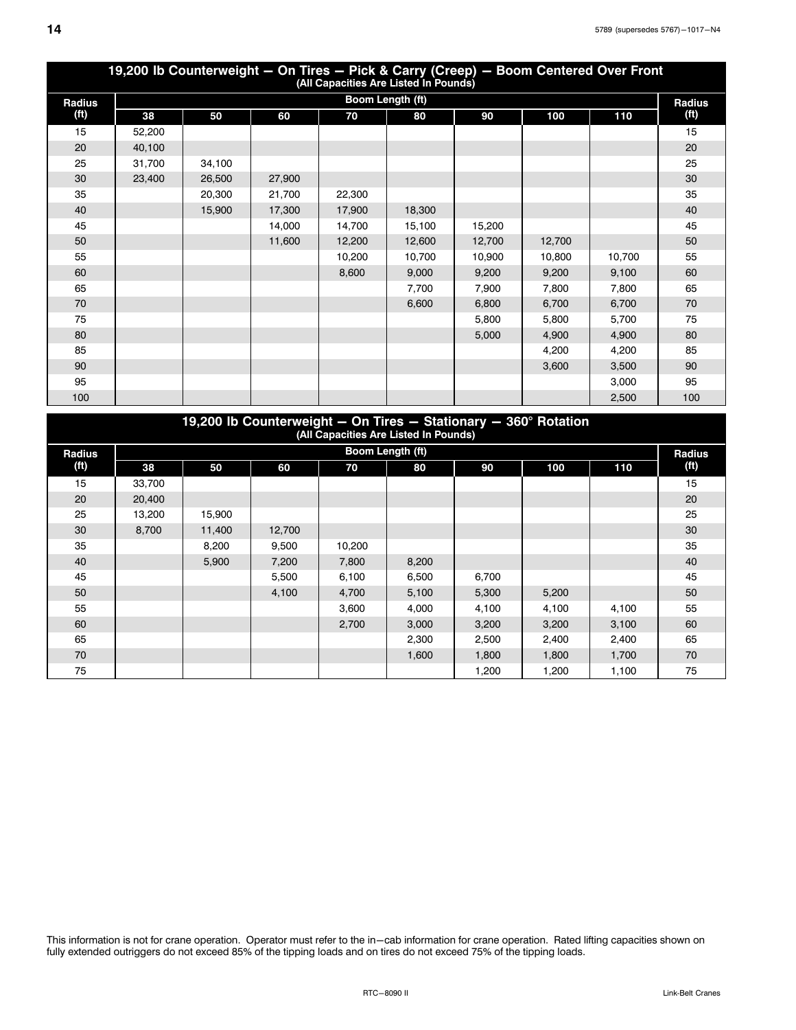## 19,200 lb Counterweight — On Tires — Pick & Carry (Creep) — Boom Centered Over Front

(All Capacities Are Listed In Pounds)

| Radius (ft) | Boom Length (ft) | | | | | | | | Radius (ft) |
|---|---|---|---|---|---|---|---|---|---|
| | 38 | 50 | 60 | 70 | 80 | 90 | 100 | 110 | |
| 15 | 52,200 | | | | | | | | 15 |
| 20 | 40,100 | | | | | | | | 20 |
| 25 | 31,700 | 34,100 | | | | | | | 25 |
| 30 | 23,400 | 26,500 | 27,900 | | | | | | 30 |
| 35 | | 20,300 | 21,700 | 22,300 | | | | | 35 |
| 40 | | 15,900 | 17,300 | 17,900 | 18,300 | | | | 40 |
| 45 | | | 14,000 | 14,700 | 15,100 | 15,200 | | | 45 |
| 50 | | | 11,600 | 12,200 | 12,600 | 12,700 | 12,700 | | 50 |
| 55 | | | | 10,200 | 10,700 | 10,900 | 10,800 | 10,700 | 55 |
| 60 | | | | 8,600 | 9,000 | 9,200 | 9,200 | 9,100 | 60 |
| 65 | | | | | 7,700 | 7,900 | 7,800 | 7,800 | 65 |
| 70 | | | | | 6,600 | 6,800 | 6,700 | 6,700 | 70 |
| 75 | | | | | | 5,800 | 5,800 | 5,700 | 75 |
| 80 | | | | | | 5,000 | 4,900 | 4,900 | 80 |
| 85 | | | | | | | 4,200 | 4,200 | 85 |
| 90 | | | | | | | 3,600 | 3,500 | 90 |
| 95 | | | | | | | | 3,000 | 95 |
| 100 | | | | | | | | 2,500 | 100 |

## 19,200 lb Counterweight — On Tires — Stationary — 360° Rotation

(All Capacities Are Listed In Pounds)

| Radius (ft) | Boom Length (ft) | | | | | | | | Radius (ft) |
|---|---|---|---|---|---|---|---|---|---|
| | 38 | 50 | 60 | 70 | 80 | 90 | 100 | 110 | |
| 15 | 33,700 | | | | | | | | 15 |
| 20 | 20,400 | | | | | | | | 20 |
| 25 | 13,200 | 15,900 | | | | | | | 25 |
| 30 | 8,700 | 11,400 | 12,700 | | | | | | 30 |
| 35 | | 8,200 | 9,500 | 10,200 | | | | | 35 |
| 40 | | 5,900 | 7,200 | 7,800 | 8,200 | | | | 40 |
| 45 | | | 5,500 | 6,100 | 6,500 | 6,700 | | | 45 |
| 50 | | | 4,100 | 4,700 | 5,100 | 5,300 | 5,200 | | 50 |
| 55 | | | | 3,600 | 4,000 | 4,100 | 4,100 | 4,100 | 55 |
| 60 | | | | 2,700 | 3,000 | 3,200 | 3,200 | 3,100 | 60 |
| 65 | | | | | 2,300 | 2,500 | 2,400 | 2,400 | 65 |
| 70 | | | | | 1,600 | 1,800 | 1,800 | 1,700 | 70 |
| 75 | | | | | | 1,200 | 1,200 | 1,100 | 75 |

This information is not for crane operation. Operator must refer to the in−cab information for crane operation. Rated lifting capacities shown on fully extended outriggers do not exceed 85% of the tipping loads and on tires do not exceed 75% of the tipping loads.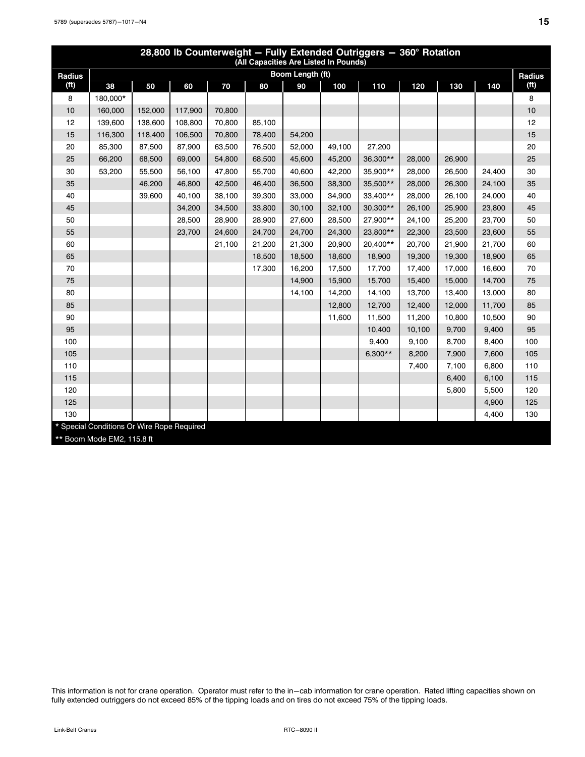## 28,800 lb Counterweight — Fully Extended Outriggers — 360° Rotation

(All Capacities Are Listed In Pounds)

| Radius (ft) | Boom Length (ft) | | | | | | | | | | | Radius (ft) |
|---|---|---|---|---|---|---|---|---|---|---|---|---|
| | 38 | 50 | 60 | 70 | 80 | 90 | 100 | 110 | 120 | 130 | 140 | |
| 8 | 180,000* | | | | | | | | | | | 8 |
| 10 | 160,000 | 152,000 | 117,900 | 70,800 | | | | | | | | 10 |
| 12 | 139,600 | 138,600 | 108,800 | 70,800 | 85,100 | | | | | | | 12 |
| 15 | 116,300 | 118,400 | 106,500 | 70,800 | 78,400 | 54,200 | | | | | | 15 |
| 20 | 85,300 | 87,500 | 87,900 | 63,500 | 76,500 | 52,000 | 49,100 | 27,200 | | | | 20 |
| 25 | 66,200 | 68,500 | 69,000 | 54,800 | 68,500 | 45,600 | 45,200 | 36,300** | 28,000 | 26,900 | | 25 |
| 30 | 53,200 | 55,500 | 56,100 | 47,800 | 55,700 | 40,600 | 42,200 | 35,900** | 28,000 | 26,500 | 24,400 | 30 |
| 35 | | 46,200 | 46,800 | 42,500 | 46,400 | 36,500 | 38,300 | 35,500** | 28,000 | 26,300 | 24,100 | 35 |
| 40 | | 39,600 | 40,100 | 38,100 | 39,300 | 33,000 | 34,900 | 33,400** | 28,000 | 26,100 | 24,000 | 40 |
| 45 | | | 34,200 | 34,500 | 33,800 | 30,100 | 32,100 | 30,300** | 26,100 | 25,900 | 23,800 | 45 |
| 50 | | | 28,500 | 28,900 | 28,900 | 27,600 | 28,500 | 27,900** | 24,100 | 25,200 | 23,700 | 50 |
| 55 | | | 23,700 | 24,600 | 24,700 | 24,700 | 24,300 | 23,800** | 22,300 | 23,500 | 23,600 | 55 |
| 60 | | | | 21,100 | 21,200 | 21,300 | 20,900 | 20,400** | 20,700 | 21,900 | 21,700 | 60 |
| 65 | | | | | 18,500 | 18,500 | 18,600 | 18,900 | 19,300 | 19,300 | 18,900 | 65 |
| 70 | | | | | 17,300 | 16,200 | 17,500 | 17,700 | 17,400 | 17,000 | 16,600 | 70 |
| 75 | | | | | | 14,900 | 15,900 | 15,700 | 15,400 | 15,000 | 14,700 | 75 |
| 80 | | | | | | 14,100 | 14,200 | 14,100 | 13,700 | 13,400 | 13,000 | 80 |
| 85 | | | | | | | 12,800 | 12,700 | 12,400 | 12,000 | 11,700 | 85 |
| 90 | | | | | | | 11,600 | 11,500 | 11,200 | 10,800 | 10,500 | 90 |
| 95 | | | | | | | | 10,400 | 10,100 | 9,700 | 9,400 | 95 |
| 100 | | | | | | | | 9,400 | 9,100 | 8,700 | 8,400 | 100 |
| 105 | | | | | | | | 6,300** | 8,200 | 7,900 | 7,600 | 105 |
| 110 | | | | | | | | | 7,400 | 7,100 | 6,800 | 110 |
| 115 | | | | | | | | | | 6,400 | 6,100 | 115 |
| 120 | | | | | | | | | | 5,800 | 5,500 | 120 |
| 125 | | | | | | | | | | | 4,900 | 125 |
| 130 | | | | | | | | | | | 4,400 | 130 |

\* Special Conditions Or Wire Rope Required

\*\* Boom Mode EM2, 115.8 ft

This information is not for crane operation. Operator must refer to the in–cab information for crane operation. Rated lifting capacities shown on fully extended outriggers do not exceed 85% of the tipping loads and on tires do not exceed 75% of the tipping loads.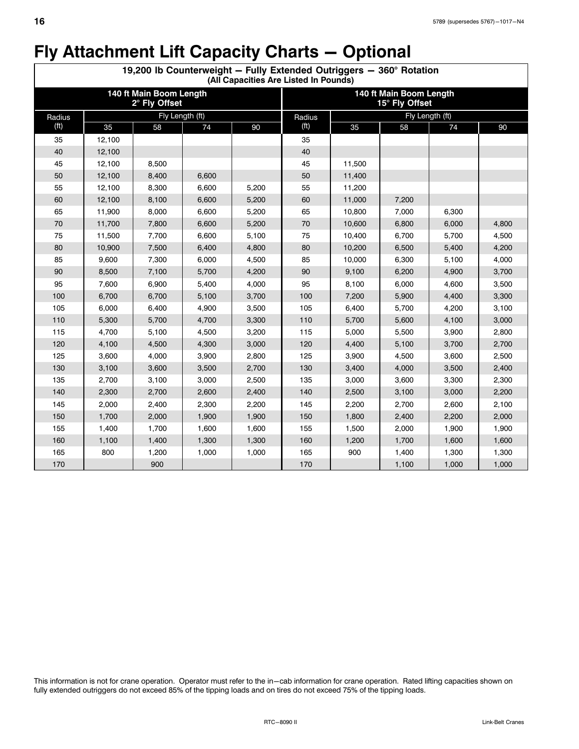# Fly Attachment Lift Capacity Charts — Optional

**19,200 lb Counterweight — Fully Extended Outriggers — 360° Rotation**
**(All Capacities Are Listed In Pounds)**

| 140 ft Main Boom Length 2° Fly Offset | | | | | 140 ft Main Boom Length 15° Fly Offset | | | | |
|---|---|---|---|---|---|---|---|---|---|
| Radius (ft) | Fly Length (ft) 35 | 58 | 74 | 90 | Radius (ft) | Fly Length (ft) 35 | 58 | 74 | 90 |
| 35 | 12,100 | | | | 35 | | | | |
| 40 | 12,100 | | | | 40 | | | | |
| 45 | 12,100 | 8,500 | | | 45 | 11,500 | | | |
| 50 | 12,100 | 8,400 | 6,600 | | 50 | 11,400 | | | |
| 55 | 12,100 | 8,300 | 6,600 | 5,200 | 55 | 11,200 | | | |
| 60 | 12,100 | 8,100 | 6,600 | 5,200 | 60 | 11,000 | 7,200 | | |
| 65 | 11,900 | 8,000 | 6,600 | 5,200 | 65 | 10,800 | 7,000 | 6,300 | |
| 70 | 11,700 | 7,800 | 6,600 | 5,200 | 70 | 10,600 | 6,800 | 6,000 | 4,800 |
| 75 | 11,500 | 7,700 | 6,600 | 5,100 | 75 | 10,400 | 6,700 | 5,700 | 4,500 |
| 80 | 10,900 | 7,500 | 6,400 | 4,800 | 80 | 10,200 | 6,500 | 5,400 | 4,200 |
| 85 | 9,600 | 7,300 | 6,000 | 4,500 | 85 | 10,000 | 6,300 | 5,100 | 4,000 |
| 90 | 8,500 | 7,100 | 5,700 | 4,200 | 90 | 9,100 | 6,200 | 4,900 | 3,700 |
| 95 | 7,600 | 6,900 | 5,400 | 4,000 | 95 | 8,100 | 6,000 | 4,600 | 3,500 |
| 100 | 6,700 | 6,700 | 5,100 | 3,700 | 100 | 7,200 | 5,900 | 4,400 | 3,300 |
| 105 | 6,000 | 6,400 | 4,900 | 3,500 | 105 | 6,400 | 5,700 | 4,200 | 3,100 |
| 110 | 5,300 | 5,700 | 4,700 | 3,300 | 110 | 5,700 | 5,600 | 4,100 | 3,000 |
| 115 | 4,700 | 5,100 | 4,500 | 3,200 | 115 | 5,000 | 5,500 | 3,900 | 2,800 |
| 120 | 4,100 | 4,500 | 4,300 | 3,000 | 120 | 4,400 | 5,100 | 3,700 | 2,700 |
| 125 | 3,600 | 4,000 | 3,900 | 2,800 | 125 | 3,900 | 4,500 | 3,600 | 2,500 |
| 130 | 3,100 | 3,600 | 3,500 | 2,700 | 130 | 3,400 | 4,000 | 3,500 | 2,400 |
| 135 | 2,700 | 3,100 | 3,000 | 2,500 | 135 | 3,000 | 3,600 | 3,300 | 2,300 |
| 140 | 2,300 | 2,700 | 2,600 | 2,400 | 140 | 2,500 | 3,100 | 3,000 | 2,200 |
| 145 | 2,000 | 2,400 | 2,300 | 2,200 | 145 | 2,200 | 2,700 | 2,600 | 2,100 |
| 150 | 1,700 | 2,000 | 1,900 | 1,900 | 150 | 1,800 | 2,400 | 2,200 | 2,000 |
| 155 | 1,400 | 1,700 | 1,600 | 1,600 | 155 | 1,500 | 2,000 | 1,900 | 1,900 |
| 160 | 1,100 | 1,400 | 1,300 | 1,300 | 160 | 1,200 | 1,700 | 1,600 | 1,600 |
| 165 | 800 | 1,200 | 1,000 | 1,000 | 165 | 900 | 1,400 | 1,300 | 1,300 |
| 170 | | 900 | | | 170 | | 1,100 | 1,000 | 1,000 |

This information is not for crane operation. Operator must refer to the in—cab information for crane operation. Rated lifting capacities shown on fully extended outriggers do not exceed 85% of the tipping loads and on tires do not exceed 75% of the tipping loads.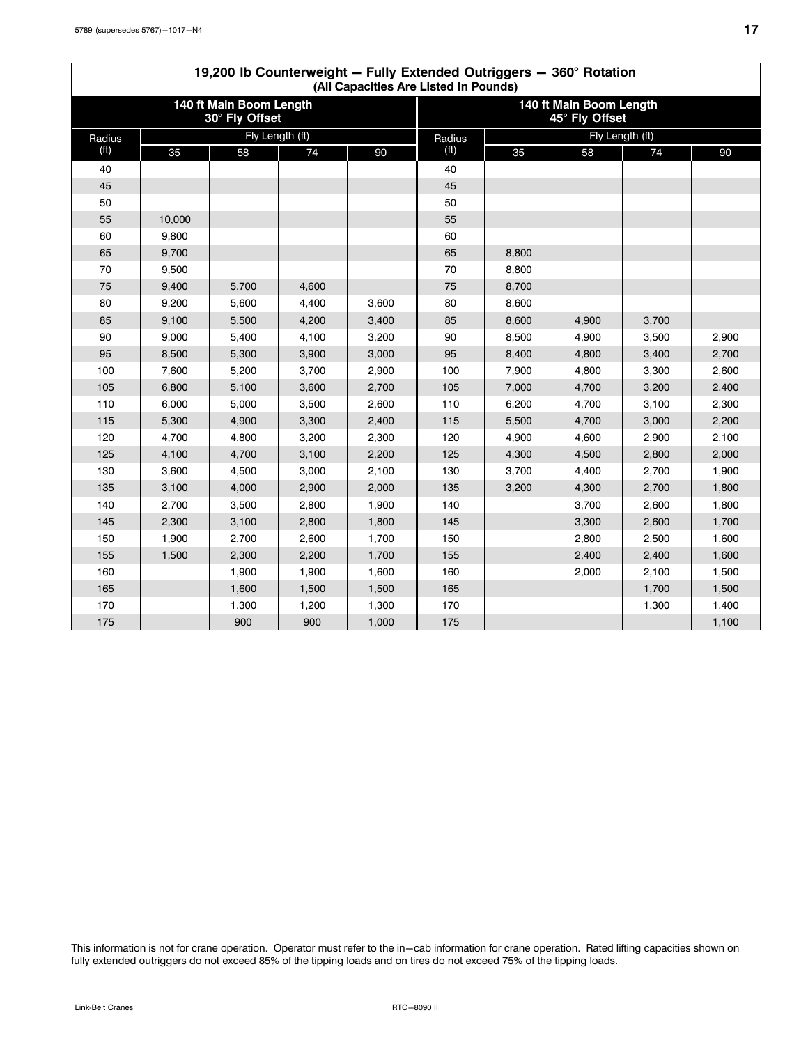| 19,200 lb Counterweight — Fully Extended Outriggers — 360° Rotation (All Capacities Are Listed In Pounds) | | | | | | | | | |
|---|---|---|---|---|---|---|---|---|---|
| **140 ft Main Boom Length 30° Fly Offset** | | | | | **140 ft Main Boom Length 45° Fly Offset** | | | | |
| Radius (ft) | Fly Length (ft) | | | | Radius (ft) | Fly Length (ft) | | | |
| | 35 | 58 | 74 | 90 | | 35 | 58 | 74 | 90 |
| 40 | | | | | 40 | | | | |
| 45 | | | | | 45 | | | | |
| 50 | | | | | 50 | | | | |
| 55 | 10,000 | | | | 55 | | | | |
| 60 | 9,800 | | | | 60 | | | | |
| 65 | 9,700 | | | | 65 | 8,800 | | | |
| 70 | 9,500 | | | | 70 | 8,800 | | | |
| 75 | 9,400 | 5,700 | 4,600 | | 75 | 8,700 | | | |
| 80 | 9,200 | 5,600 | 4,400 | 3,600 | 80 | 8,600 | | | |
| 85 | 9,100 | 5,500 | 4,200 | 3,400 | 85 | 8,600 | 4,900 | 3,700 | |
| 90 | 9,000 | 5,400 | 4,100 | 3,200 | 90 | 8,500 | 4,900 | 3,500 | 2,900 |
| 95 | 8,500 | 5,300 | 3,900 | 3,000 | 95 | 8,400 | 4,800 | 3,400 | 2,700 |
| 100 | 7,600 | 5,200 | 3,700 | 2,900 | 100 | 7,900 | 4,800 | 3,300 | 2,600 |
| 105 | 6,800 | 5,100 | 3,600 | 2,700 | 105 | 7,000 | 4,700 | 3,200 | 2,400 |
| 110 | 6,000 | 5,000 | 3,500 | 2,600 | 110 | 6,200 | 4,700 | 3,100 | 2,300 |
| 115 | 5,300 | 4,900 | 3,300 | 2,400 | 115 | 5,500 | 4,700 | 3,000 | 2,200 |
| 120 | 4,700 | 4,800 | 3,200 | 2,300 | 120 | 4,900 | 4,600 | 2,900 | 2,100 |
| 125 | 4,100 | 4,700 | 3,100 | 2,200 | 125 | 4,300 | 4,500 | 2,800 | 2,000 |
| 130 | 3,600 | 4,500 | 3,000 | 2,100 | 130 | 3,700 | 4,400 | 2,700 | 1,900 |
| 135 | 3,100 | 4,000 | 2,900 | 2,000 | 135 | 3,200 | 4,300 | 2,700 | 1,800 |
| 140 | 2,700 | 3,500 | 2,800 | 1,900 | 140 | | 3,700 | 2,600 | 1,800 |
| 145 | 2,300 | 3,100 | 2,800 | 1,800 | 145 | | 3,300 | 2,600 | 1,700 |
| 150 | 1,900 | 2,700 | 2,600 | 1,700 | 150 | | 2,800 | 2,500 | 1,600 |
| 155 | 1,500 | 2,300 | 2,200 | 1,700 | 155 | | 2,400 | 2,400 | 1,600 |
| 160 | | 1,900 | 1,900 | 1,600 | 160 | | 2,000 | 2,100 | 1,500 |
| 165 | | 1,600 | 1,500 | 1,500 | 165 | | | 1,700 | 1,500 |
| 170 | | 1,300 | 1,200 | 1,300 | 170 | | | 1,300 | 1,400 |
| 175 | | 900 | 900 | 1,000 | 175 | | | | 1,100 |

This information is not for crane operation. Operator must refer to the in—cab information for crane operation. Rated lifting capacities shown on fully extended outriggers do not exceed 85% of the tipping loads and on tires do not exceed 75% of the tipping loads.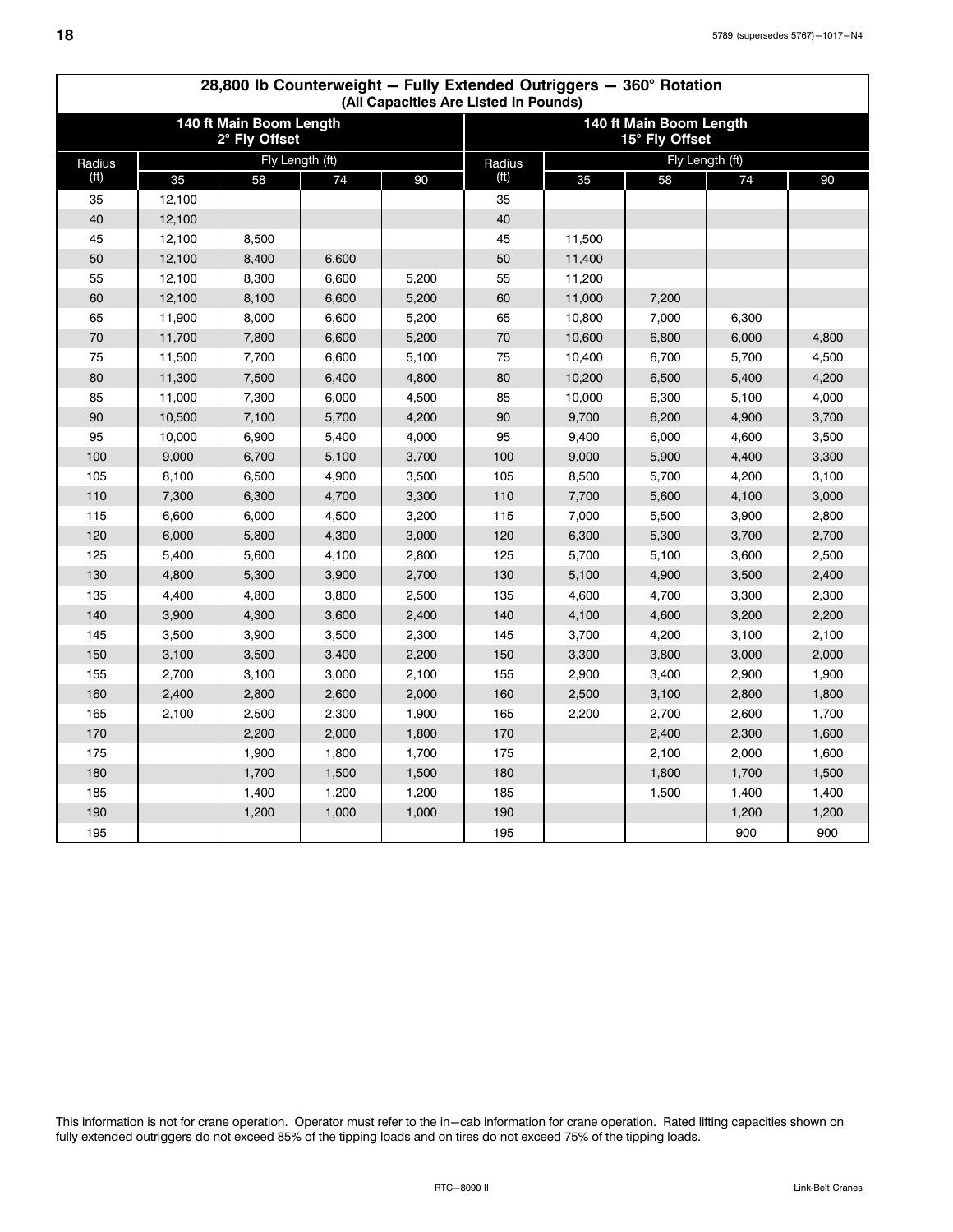## 28,800 lb Counterweight — Fully Extended Outriggers — 360° Rotation

(All Capacities Are Listed In Pounds)

| 140 ft Main Boom Length 2° Fly Offset | | | | | 140 ft Main Boom Length 15° Fly Offset | | | | |
|---|---|---|---|---|---|---|---|---|---|
| Radius (ft) | Fly Length (ft) | | | | Radius (ft) | Fly Length (ft) | | | |
| | 35 | 58 | 74 | 90 | | 35 | 58 | 74 | 90 |
| 35 | 12,100 | | | | 35 | | | | |
| 40 | 12,100 | | | | 40 | | | | |
| 45 | 12,100 | 8,500 | | | 45 | 11,500 | | | |
| 50 | 12,100 | 8,400 | 6,600 | | 50 | 11,400 | | | |
| 55 | 12,100 | 8,300 | 6,600 | 5,200 | 55 | 11,200 | | | |
| 60 | 12,100 | 8,100 | 6,600 | 5,200 | 60 | 11,000 | 7,200 | | |
| 65 | 11,900 | 8,000 | 6,600 | 5,200 | 65 | 10,800 | 7,000 | 6,300 | |
| 70 | 11,700 | 7,800 | 6,600 | 5,200 | 70 | 10,600 | 6,800 | 6,000 | 4,800 |
| 75 | 11,500 | 7,700 | 6,600 | 5,100 | 75 | 10,400 | 6,700 | 5,700 | 4,500 |
| 80 | 11,300 | 7,500 | 6,400 | 4,800 | 80 | 10,200 | 6,500 | 5,400 | 4,200 |
| 85 | 11,000 | 7,300 | 6,000 | 4,500 | 85 | 10,000 | 6,300 | 5,100 | 4,000 |
| 90 | 10,500 | 7,100 | 5,700 | 4,200 | 90 | 9,700 | 6,200 | 4,900 | 3,700 |
| 95 | 10,000 | 6,900 | 5,400 | 4,000 | 95 | 9,400 | 6,000 | 4,600 | 3,500 |
| 100 | 9,000 | 6,700 | 5,100 | 3,700 | 100 | 9,000 | 5,900 | 4,400 | 3,300 |
| 105 | 8,100 | 6,500 | 4,900 | 3,500 | 105 | 8,500 | 5,700 | 4,200 | 3,100 |
| 110 | 7,300 | 6,300 | 4,700 | 3,300 | 110 | 7,700 | 5,600 | 4,100 | 3,000 |
| 115 | 6,600 | 6,000 | 4,500 | 3,200 | 115 | 7,000 | 5,500 | 3,900 | 2,800 |
| 120 | 6,000 | 5,800 | 4,300 | 3,000 | 120 | 6,300 | 5,300 | 3,700 | 2,700 |
| 125 | 5,400 | 5,600 | 4,100 | 2,800 | 125 | 5,700 | 5,100 | 3,600 | 2,500 |
| 130 | 4,800 | 5,300 | 3,900 | 2,700 | 130 | 5,100 | 4,900 | 3,500 | 2,400 |
| 135 | 4,400 | 4,800 | 3,800 | 2,500 | 135 | 4,600 | 4,700 | 3,300 | 2,300 |
| 140 | 3,900 | 4,300 | 3,600 | 2,400 | 140 | 4,100 | 4,600 | 3,200 | 2,200 |
| 145 | 3,500 | 3,900 | 3,500 | 2,300 | 145 | 3,700 | 4,200 | 3,100 | 2,100 |
| 150 | 3,100 | 3,500 | 3,400 | 2,200 | 150 | 3,300 | 3,800 | 3,000 | 2,000 |
| 155 | 2,700 | 3,100 | 3,000 | 2,100 | 155 | 2,900 | 3,400 | 2,900 | 1,900 |
| 160 | 2,400 | 2,800 | 2,600 | 2,000 | 160 | 2,500 | 3,100 | 2,800 | 1,800 |
| 165 | 2,100 | 2,500 | 2,300 | 1,900 | 165 | 2,200 | 2,700 | 2,600 | 1,700 |
| 170 | | 2,200 | 2,000 | 1,800 | 170 | | 2,400 | 2,300 | 1,600 |
| 175 | | 1,900 | 1,800 | 1,700 | 175 | | 2,100 | 2,000 | 1,600 |
| 180 | | 1,700 | 1,500 | 1,500 | 180 | | 1,800 | 1,700 | 1,500 |
| 185 | | 1,400 | 1,200 | 1,200 | 185 | | 1,500 | 1,400 | 1,400 |
| 190 | | 1,200 | 1,000 | 1,000 | 190 | | | 1,200 | 1,200 |
| 195 | | | | | 195 | | | 900 | 900 |

This information is not for crane operation. Operator must refer to the in–cab information for crane operation. Rated lifting capacities shown on fully extended outriggers do not exceed 85% of the tipping loads and on tires do not exceed 75% of the tipping loads.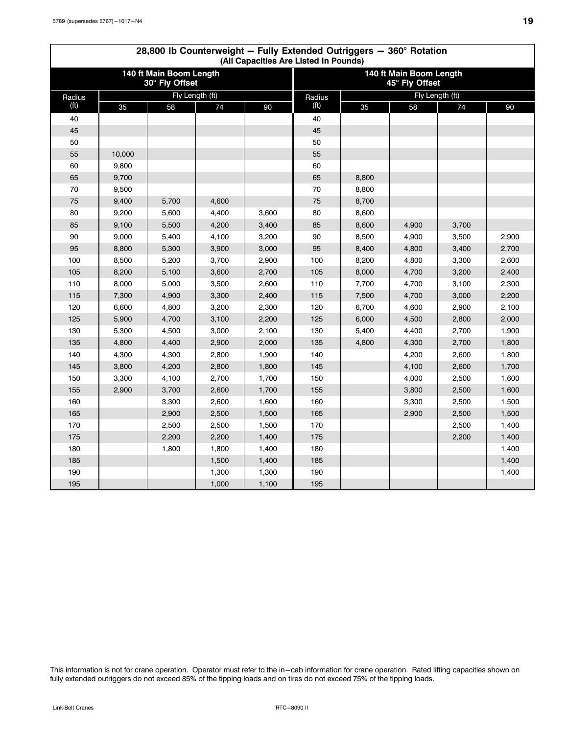## 28,800 lb Counterweight — Fully Extended Outriggers — 360° Rotation

(All Capacities Are Listed In Pounds)

| Radius (ft) | 140 ft Main Boom Length 30° Fly Offset | | | | Radius (ft) | 140 ft Main Boom Length 45° Fly Offset | | | |
|---|---|---|---|---|---|---|---|---|---|
| | Fly Length (ft) | | | | | Fly Length (ft) | | | |
| | 35 | 58 | 74 | 90 | | 35 | 58 | 74 | 90 |
| 40 | | | | | 40 | | | | |
| 45 | | | | | 45 | | | | |
| 50 | | | | | 50 | | | | |
| 55 | 10,000 | | | | 55 | | | | |
| 60 | 9,800 | | | | 60 | | | | |
| 65 | 9,700 | | | | 65 | 8,800 | | | |
| 70 | 9,500 | | | | 70 | 8,800 | | | |
| 75 | 9,400 | 5,700 | 4,600 | | 75 | 8,700 | | | |
| 80 | 9,200 | 5,600 | 4,400 | 3,600 | 80 | 8,600 | | | |
| 85 | 9,100 | 5,500 | 4,200 | 3,400 | 85 | 8,600 | 4,900 | 3,700 | |
| 90 | 9,000 | 5,400 | 4,100 | 3,200 | 90 | 8,500 | 4,900 | 3,500 | 2,900 |
| 95 | 8,800 | 5,300 | 3,900 | 3,000 | 95 | 8,400 | 4,800 | 3,400 | 2,700 |
| 100 | 8,500 | 5,200 | 3,700 | 2,900 | 100 | 8,200 | 4,800 | 3,300 | 2,600 |
| 105 | 8,200 | 5,100 | 3,600 | 2,700 | 105 | 8,000 | 4,700 | 3,200 | 2,400 |
| 110 | 8,000 | 5,000 | 3,500 | 2,600 | 110 | 7,700 | 4,700 | 3,100 | 2,300 |
| 115 | 7,300 | 4,900 | 3,300 | 2,400 | 115 | 7,500 | 4,700 | 3,000 | 2,200 |
| 120 | 6,600 | 4,800 | 3,200 | 2,300 | 120 | 6,700 | 4,600 | 2,900 | 2,100 |
| 125 | 5,900 | 4,700 | 3,100 | 2,200 | 125 | 6,000 | 4,500 | 2,800 | 2,000 |
| 130 | 5,300 | 4,500 | 3,000 | 2,100 | 130 | 5,400 | 4,400 | 2,700 | 1,900 |
| 135 | 4,800 | 4,400 | 2,900 | 2,000 | 135 | 4,800 | 4,300 | 2,700 | 1,800 |
| 140 | 4,300 | 4,300 | 2,800 | 1,900 | 140 | | 4,200 | 2,600 | 1,800 |
| 145 | 3,800 | 4,200 | 2,800 | 1,800 | 145 | | 4,100 | 2,600 | 1,700 |
| 150 | 3,300 | 4,100 | 2,700 | 1,700 | 150 | | 4,000 | 2,500 | 1,600 |
| 155 | 2,900 | 3,700 | 2,600 | 1,700 | 155 | | 3,800 | 2,500 | 1,600 |
| 160 | | 3,300 | 2,600 | 1,600 | 160 | | 3,300 | 2,500 | 1,500 |
| 165 | | 2,900 | 2,500 | 1,500 | 165 | | 2,900 | 2,500 | 1,500 |
| 170 | | 2,500 | 2,500 | 1,500 | 170 | | | 2,500 | 1,400 |
| 175 | | 2,200 | 2,200 | 1,400 | 175 | | | 2,200 | 1,400 |
| 180 | | 1,800 | 1,800 | 1,400 | 180 | | | | 1,400 |
| 185 | | | 1,500 | 1,400 | 185 | | | | 1,400 |
| 190 | | | 1,300 | 1,300 | 190 | | | | 1,400 |
| 195 | | | 1,000 | 1,100 | 195 | | | | |

This information is not for crane operation. Operator must refer to the in−cab information for crane operation. Rated lifting capacities shown on fully extended outriggers do not exceed 85% of the tipping loads and on tires do not exceed 75% of the tipping loads.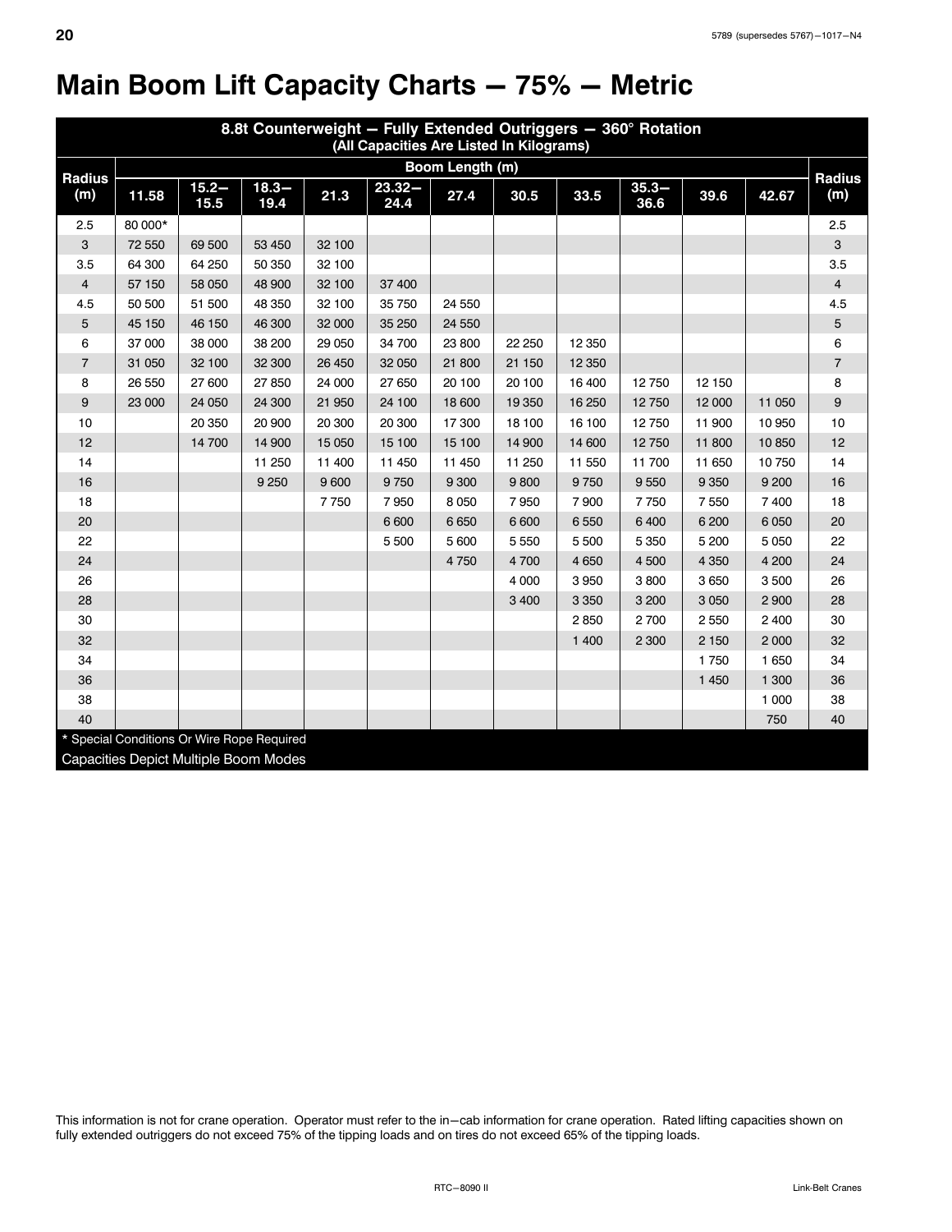# Main Boom Lift Capacity Charts — 75% — Metric

| 8.8t Counterweight — Fully Extended Outriggers — 360° Rotation (All Capacities Are Listed In Kilograms) | | | | | | | | | | | | |
|---|---|---|---|---|---|---|---|---|---|---|---|---|
| Radius (m) | Boom Length (m) | | | | | | | | | | | Radius (m) |
| | 11.58 | 15.2–15.5 | 18.3–19.4 | 21.3 | 23.32–24.4 | 27.4 | 30.5 | 33.5 | 35.3–36.6 | 39.6 | 42.67 | |
| 2.5 | 80 000* | | | | | | | | | | | 2.5 |
| 3 | 72 550 | 69 500 | 53 450 | 32 100 | | | | | | | | 3 |
| 3.5 | 64 300 | 64 250 | 50 350 | 32 100 | | | | | | | | 3.5 |
| 4 | 57 150 | 58 050 | 48 900 | 32 100 | 37 400 | | | | | | | 4 |
| 4.5 | 50 500 | 51 500 | 48 350 | 32 100 | 35 750 | 24 550 | | | | | | 4.5 |
| 5 | 45 150 | 46 150 | 46 300 | 32 000 | 35 250 | 24 550 | | | | | | 5 |
| 6 | 37 000 | 38 000 | 38 200 | 29 050 | 34 700 | 23 800 | 22 250 | 12 350 | | | | 6 |
| 7 | 31 050 | 32 100 | 32 300 | 26 450 | 32 050 | 21 800 | 21 150 | 12 350 | | | | 7 |
| 8 | 26 550 | 27 600 | 27 850 | 24 000 | 27 650 | 20 100 | 20 100 | 16 400 | 12 750 | 12 150 | | 8 |
| 9 | 23 000 | 24 050 | 24 300 | 21 950 | 24 100 | 18 600 | 19 350 | 16 250 | 12 750 | 12 000 | 11 050 | 9 |
| 10 | | 20 350 | 20 900 | 20 300 | 20 300 | 17 300 | 18 100 | 16 100 | 12 750 | 11 900 | 10 950 | 10 |
| 12 | | 14 700 | 14 900 | 15 050 | 15 100 | 15 100 | 14 900 | 14 600 | 12 750 | 11 800 | 10 850 | 12 |
| 14 | | | 11 250 | 11 400 | 11 450 | 11 450 | 11 250 | 11 550 | 11 700 | 11 650 | 10 750 | 14 |
| 16 | | | 9 250 | 9 600 | 9 750 | 9 300 | 9 800 | 9 750 | 9 550 | 9 350 | 9 200 | 16 |
| 18 | | | | 7 750 | 7 950 | 8 050 | 7 950 | 7 900 | 7 750 | 7 550 | 7 400 | 18 |
| 20 | | | | | 6 600 | 6 650 | 6 600 | 6 550 | 6 400 | 6 200 | 6 050 | 20 |
| 22 | | | | | 5 500 | 5 600 | 5 550 | 5 500 | 5 350 | 5 200 | 5 050 | 22 |
| 24 | | | | | | 4 750 | 4 700 | 4 650 | 4 500 | 4 350 | 4 200 | 24 |
| 26 | | | | | | | 4 000 | 3 950 | 3 800 | 3 650 | 3 500 | 26 |
| 28 | | | | | | | 3 400 | 3 350 | 3 200 | 3 050 | 2 900 | 28 |
| 30 | | | | | | | | 2 850 | 2 700 | 2 550 | 2 400 | 30 |
| 32 | | | | | | | | 1 400 | 2 300 | 2 150 | 2 000 | 32 |
| 34 | | | | | | | | | | 1 750 | 1 650 | 34 |
| 36 | | | | | | | | | | 1 450 | 1 300 | 36 |
| 38 | | | | | | | | | | | 1 000 | 38 |
| 40 | | | | | | | | | | | 750 | 40 |

* Special Conditions Or Wire Rope Required

Capacities Depict Multiple Boom Modes

This information is not for crane operation. Operator must refer to the in–cab information for crane operation. Rated lifting capacities shown on fully extended outriggers do not exceed 75% of the tipping loads and on tires do not exceed 65% of the tipping loads.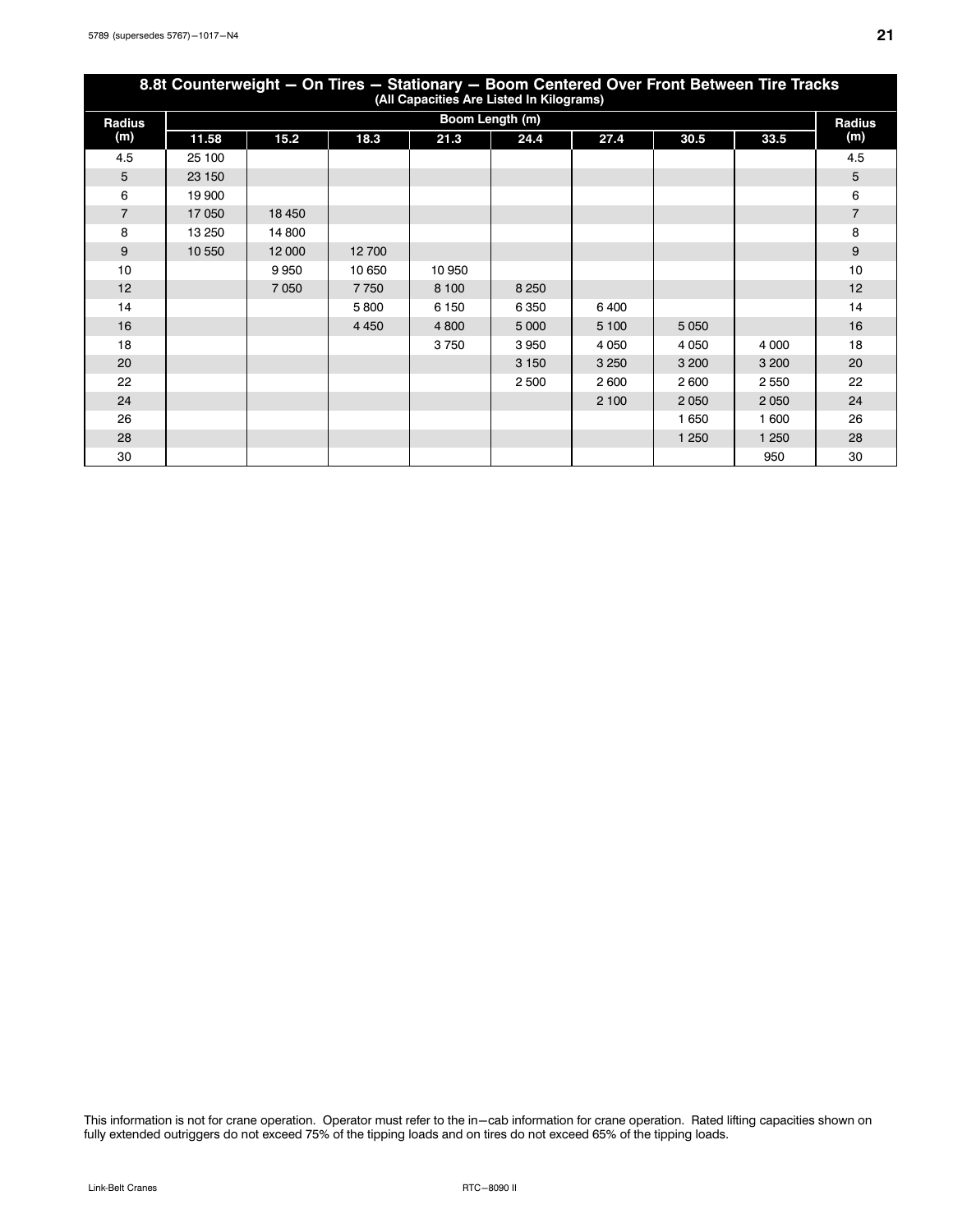## 8.8t Counterweight — On Tires — Stationary — Boom Centered Over Front Between Tire Tracks

(All Capacities Are Listed In Kilograms)

| Radius (m) | Boom Length (m) | | | | | | | | Radius (m) |
|---|---|---|---|---|---|---|---|---|---|
| | 11.58 | 15.2 | 18.3 | 21.3 | 24.4 | 27.4 | 30.5 | 33.5 | |
| 4.5 | 25 100 | | | | | | | | 4.5 |
| 5 | 23 150 | | | | | | | | 5 |
| 6 | 19 900 | | | | | | | | 6 |
| 7 | 17 050 | 18 450 | | | | | | | 7 |
| 8 | 13 250 | 14 800 | | | | | | | 8 |
| 9 | 10 550 | 12 000 | 12 700 | | | | | | 9 |
| 10 | | 9 950 | 10 650 | 10 950 | | | | | 10 |
| 12 | | 7 050 | 7 750 | 8 100 | 8 250 | | | | 12 |
| 14 | | | 5 800 | 6 150 | 6 350 | 6 400 | | | 14 |
| 16 | | | 4 450 | 4 800 | 5 000 | 5 100 | 5 050 | | 16 |
| 18 | | | | 3 750 | 3 950 | 4 050 | 4 050 | 4 000 | 18 |
| 20 | | | | | 3 150 | 3 250 | 3 200 | 3 200 | 20 |
| 22 | | | | | 2 500 | 2 600 | 2 600 | 2 550 | 22 |
| 24 | | | | | | 2 100 | 2 050 | 2 050 | 24 |
| 26 | | | | | | | 1 650 | 1 600 | 26 |
| 28 | | | | | | | 1 250 | 1 250 | 28 |
| 30 | | | | | | | | 950 | 30 |

This information is not for crane operation. Operator must refer to the in–cab information for crane operation. Rated lifting capacities shown on fully extended outriggers do not exceed 75% of the tipping loads and on tires do not exceed 65% of the tipping loads.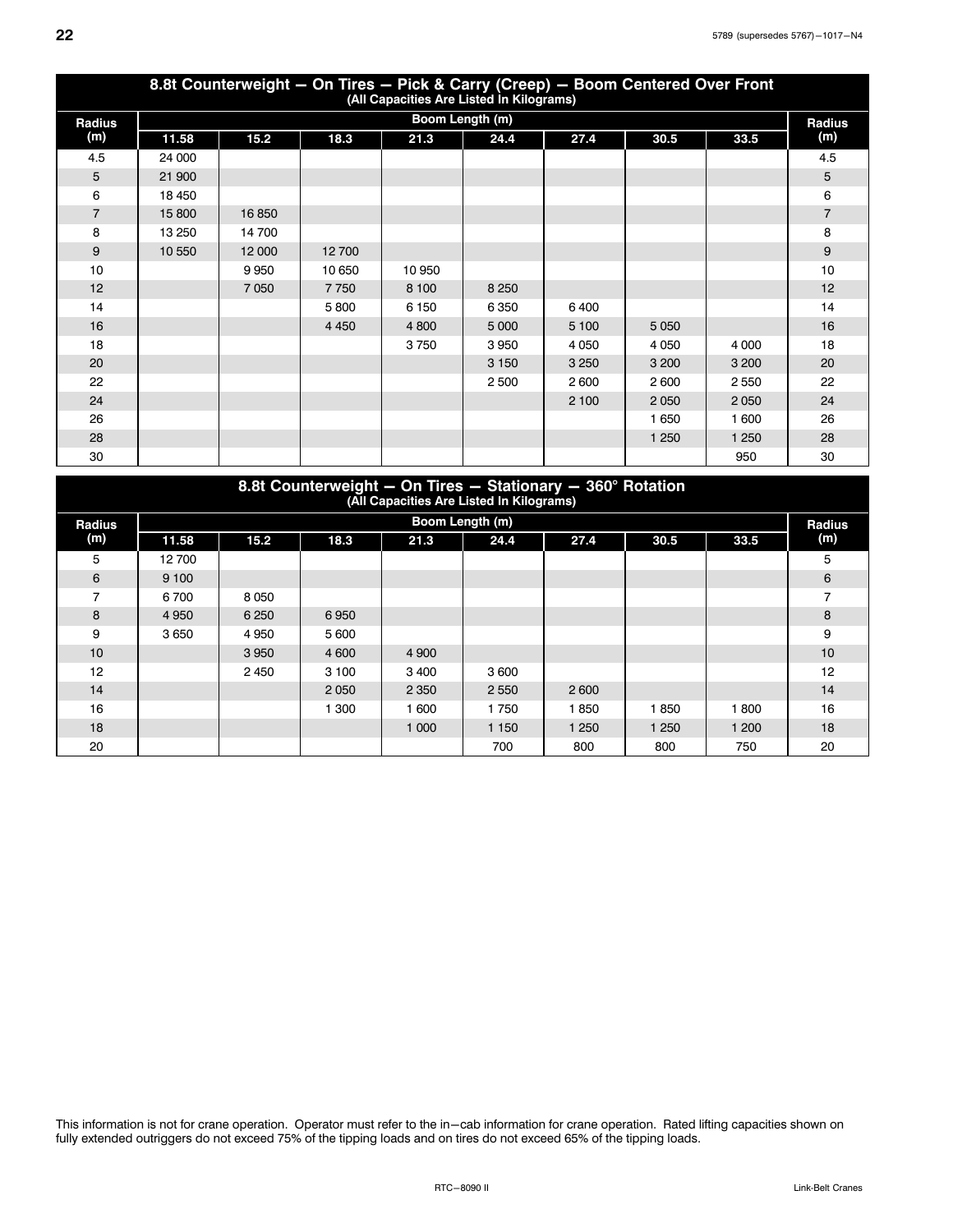## 8.8t Counterweight — On Tires — Pick & Carry (Creep) — Boom Centered Over Front

(All Capacities Are Listed In Kilograms)

| Radius (m) | Boom Length (m) | | | | | | | | Radius (m) |
|---|---|---|---|---|---|---|---|---|---|
| | 11.58 | 15.2 | 18.3 | 21.3 | 24.4 | 27.4 | 30.5 | 33.5 | |
| 4.5 | 24 000 | | | | | | | | 4.5 |
| 5 | 21 900 | | | | | | | | 5 |
| 6 | 18 450 | | | | | | | | 6 |
| 7 | 15 800 | 16 850 | | | | | | | 7 |
| 8 | 13 250 | 14 700 | | | | | | | 8 |
| 9 | 10 550 | 12 000 | 12 700 | | | | | | 9 |
| 10 | | 9 950 | 10 650 | 10 950 | | | | | 10 |
| 12 | | 7 050 | 7 750 | 8 100 | 8 250 | | | | 12 |
| 14 | | | 5 800 | 6 150 | 6 350 | 6 400 | | | 14 |
| 16 | | | 4 450 | 4 800 | 5 000 | 5 100 | 5 050 | | 16 |
| 18 | | | | 3 750 | 3 950 | 4 050 | 4 050 | 4 000 | 18 |
| 20 | | | | | 3 150 | 3 250 | 3 200 | 3 200 | 20 |
| 22 | | | | | 2 500 | 2 600 | 2 600 | 2 550 | 22 |
| 24 | | | | | | 2 100 | 2 050 | 2 050 | 24 |
| 26 | | | | | | | 1 650 | 1 600 | 26 |
| 28 | | | | | | | 1 250 | 1 250 | 28 |
| 30 | | | | | | | | 950 | 30 |

## 8.8t Counterweight — On Tires — Stationary — 360° Rotation

(All Capacities Are Listed In Kilograms)

| Radius (m) | Boom Length (m) | | | | | | | | Radius (m) |
|---|---|---|---|---|---|---|---|---|---|
| | 11.58 | 15.2 | 18.3 | 21.3 | 24.4 | 27.4 | 30.5 | 33.5 | |
| 5 | 12 700 | | | | | | | | 5 |
| 6 | 9 100 | | | | | | | | 6 |
| 7 | 6 700 | 8 050 | | | | | | | 7 |
| 8 | 4 950 | 6 250 | 6 950 | | | | | | 8 |
| 9 | 3 650 | 4 950 | 5 600 | | | | | | 9 |
| 10 | | 3 950 | 4 600 | 4 900 | | | | | 10 |
| 12 | | 2 450 | 3 100 | 3 400 | 3 600 | | | | 12 |
| 14 | | | 2 050 | 2 350 | 2 550 | 2 600 | | | 14 |
| 16 | | | 1 300 | 1 600 | 1 750 | 1 850 | 1 850 | 1 800 | 16 |
| 18 | | | | 1 000 | 1 150 | 1 250 | 1 250 | 1 200 | 18 |
| 20 | | | | | 700 | 800 | 800 | 750 | 20 |

This information is not for crane operation. Operator must refer to the in—cab information for crane operation. Rated lifting capacities shown on fully extended outriggers do not exceed 75% of the tipping loads and on tires do not exceed 65% of the tipping loads.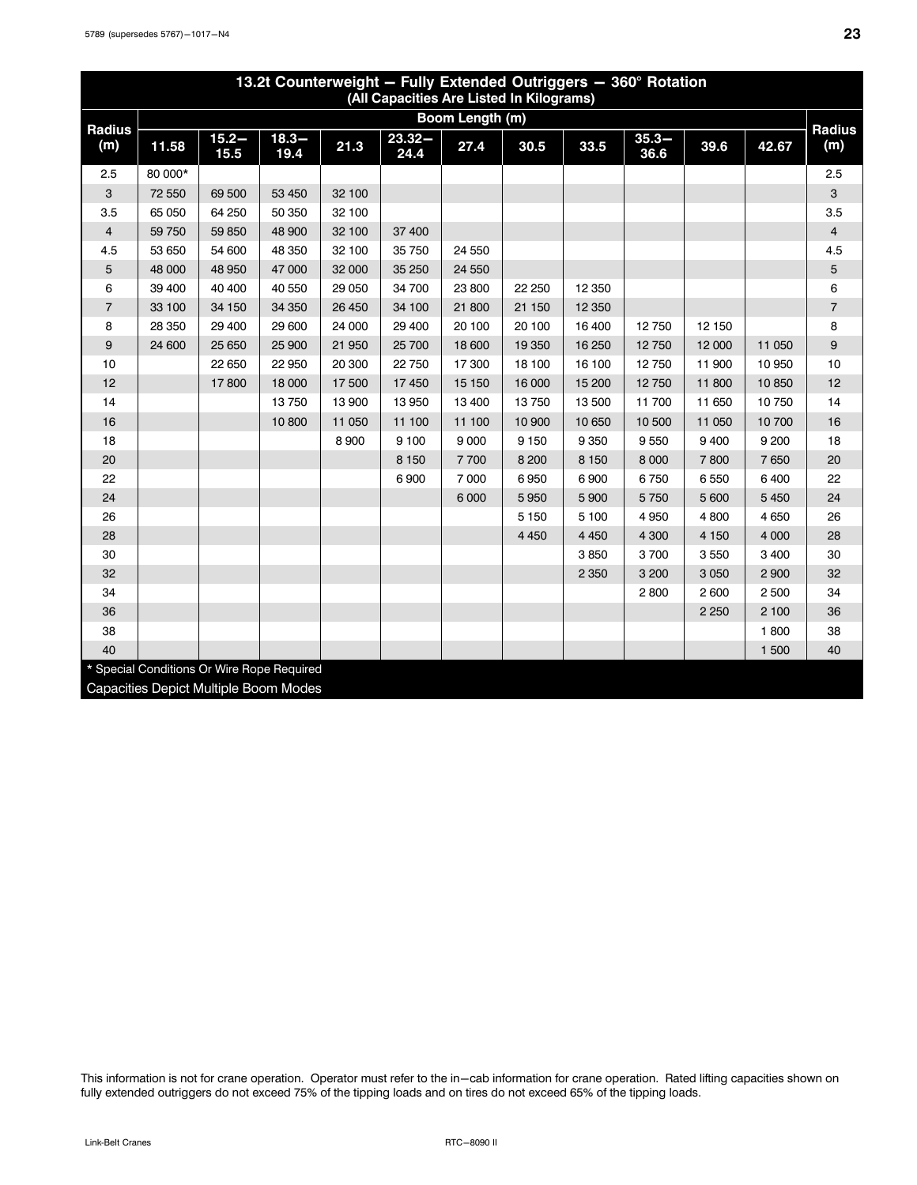## 13.2t Counterweight — Fully Extended Outriggers — 360° Rotation

(All Capacities Are Listed In Kilograms)

| Radius (m) | Boom Length (m) | | | | | | | | | | | Radius (m) |
|---|---|---|---|---|---|---|---|---|---|---|---|---|
| | 11.58 | 15.2—15.5 | 18.3—19.4 | 21.3 | 23.32—24.4 | 27.4 | 30.5 | 33.5 | 35.3—36.6 | 39.6 | 42.67 | |
| 2.5 | 80 000* | | | | | | | | | | | 2.5 |
| 3 | 72 550 | 69 500 | 53 450 | 32 100 | | | | | | | | 3 |
| 3.5 | 65 050 | 64 250 | 50 350 | 32 100 | | | | | | | | 3.5 |
| 4 | 59 750 | 59 850 | 48 900 | 32 100 | 37 400 | | | | | | | 4 |
| 4.5 | 53 650 | 54 600 | 48 350 | 32 100 | 35 750 | 24 550 | | | | | | 4.5 |
| 5 | 48 000 | 48 950 | 47 000 | 32 000 | 35 250 | 24 550 | | | | | | 5 |
| 6 | 39 400 | 40 400 | 40 550 | 29 050 | 34 700 | 23 800 | 22 250 | 12 350 | | | | 6 |
| 7 | 33 100 | 34 150 | 34 350 | 26 450 | 34 100 | 21 800 | 21 150 | 12 350 | | | | 7 |
| 8 | 28 350 | 29 400 | 29 600 | 24 000 | 29 400 | 20 100 | 20 100 | 16 400 | 12 750 | 12 150 | | 8 |
| 9 | 24 600 | 25 650 | 25 900 | 21 950 | 25 700 | 18 600 | 19 350 | 16 250 | 12 750 | 12 000 | 11 050 | 9 |
| 10 | | 22 650 | 22 950 | 20 300 | 22 750 | 17 300 | 18 100 | 16 100 | 12 750 | 11 900 | 10 950 | 10 |
| 12 | | 17 800 | 18 000 | 17 500 | 17 450 | 15 150 | 16 000 | 15 200 | 12 750 | 11 800 | 10 850 | 12 |
| 14 | | | 13 750 | 13 900 | 13 950 | 13 400 | 13 750 | 13 500 | 11 700 | 11 650 | 10 750 | 14 |
| 16 | | | 10 800 | 11 050 | 11 100 | 11 100 | 10 900 | 10 650 | 10 500 | 11 050 | 10 700 | 16 |
| 18 | | | | 8 900 | 9 100 | 9 000 | 9 150 | 9 350 | 9 550 | 9 400 | 9 200 | 18 |
| 20 | | | | | 8 150 | 7 700 | 8 200 | 8 150 | 8 000 | 7 800 | 7 650 | 20 |
| 22 | | | | | 6 900 | 7 000 | 6 950 | 6 900 | 6 750 | 6 550 | 6 400 | 22 |
| 24 | | | | | | 6 000 | 5 950 | 5 900 | 5 750 | 5 600 | 5 450 | 24 |
| 26 | | | | | | | 5 150 | 5 100 | 4 950 | 4 800 | 4 650 | 26 |
| 28 | | | | | | | 4 450 | 4 450 | 4 300 | 4 150 | 4 000 | 28 |
| 30 | | | | | | | | 3 850 | 3 700 | 3 550 | 3 400 | 30 |
| 32 | | | | | | | | 2 350 | 3 200 | 3 050 | 2 900 | 32 |
| 34 | | | | | | | | | 2 800 | 2 600 | 2 500 | 34 |
| 36 | | | | | | | | | | 2 250 | 2 100 | 36 |
| 38 | | | | | | | | | | | 1 800 | 38 |
| 40 | | | | | | | | | | | 1 500 | 40 |

* Special Conditions Or Wire Rope Required

Capacities Depict Multiple Boom Modes

This information is not for crane operation. Operator must refer to the in—cab information for crane operation. Rated lifting capacities shown on fully extended outriggers do not exceed 75% of the tipping loads and on tires do not exceed 65% of the tipping loads.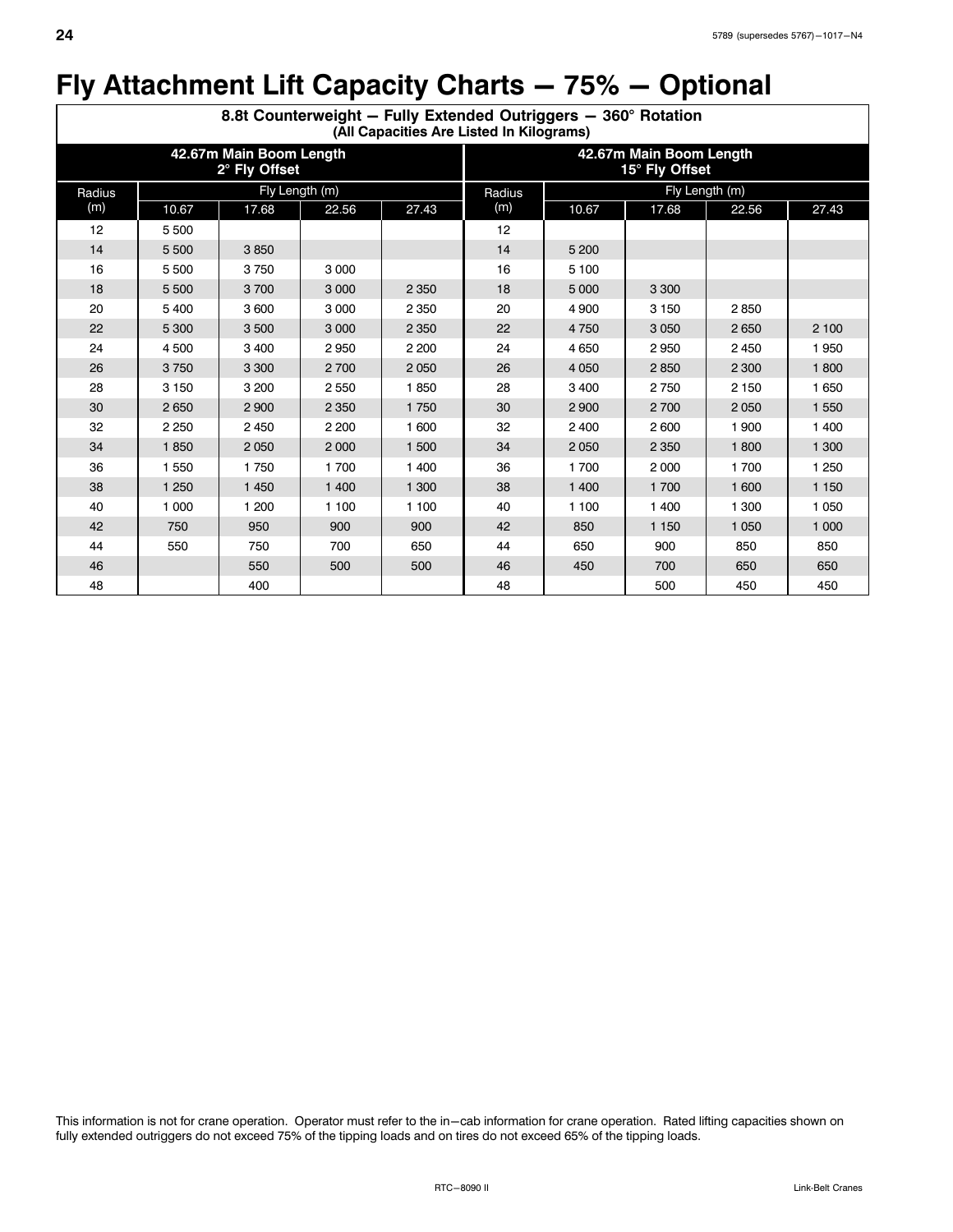# Fly Attachment Lift Capacity Charts — 75% — Optional

| 8.8t Counterweight — Fully Extended Outriggers — 360° Rotation (All Capacities Are Listed In Kilograms) | | | | | | | | | |
|---|---|---|---|---|---|---|---|---|---|
| 42.67m Main Boom Length 2° Fly Offset | | | | | 42.67m Main Boom Length 15° Fly Offset | | | | |
| Radius (m) | Fly Length (m) | | | | Radius (m) | Fly Length (m) | | | |
| | 10.67 | 17.68 | 22.56 | 27.43 | | 10.67 | 17.68 | 22.56 | 27.43 |
| 12 | 5 500 | | | | 12 | | | | |
| 14 | 5 500 | 3 850 | | | 14 | 5 200 | | | |
| 16 | 5 500 | 3 750 | 3 000 | | 16 | 5 100 | | | |
| 18 | 5 500 | 3 700 | 3 000 | 2 350 | 18 | 5 000 | 3 300 | | |
| 20 | 5 400 | 3 600 | 3 000 | 2 350 | 20 | 4 900 | 3 150 | 2 850 | |
| 22 | 5 300 | 3 500 | 3 000 | 2 350 | 22 | 4 750 | 3 050 | 2 650 | 2 100 |
| 24 | 4 500 | 3 400 | 2 950 | 2 200 | 24 | 4 650 | 2 950 | 2 450 | 1 950 |
| 26 | 3 750 | 3 300 | 2 700 | 2 050 | 26 | 4 050 | 2 850 | 2 300 | 1 800 |
| 28 | 3 150 | 3 200 | 2 550 | 1 850 | 28 | 3 400 | 2 750 | 2 150 | 1 650 |
| 30 | 2 650 | 2 900 | 2 350 | 1 750 | 30 | 2 900 | 2 700 | 2 050 | 1 550 |
| 32 | 2 250 | 2 450 | 2 200 | 1 600 | 32 | 2 400 | 2 600 | 1 900 | 1 400 |
| 34 | 1 850 | 2 050 | 2 000 | 1 500 | 34 | 2 050 | 2 350 | 1 800 | 1 300 |
| 36 | 1 550 | 1 750 | 1 700 | 1 400 | 36 | 1 700 | 2 000 | 1 700 | 1 250 |
| 38 | 1 250 | 1 450 | 1 400 | 1 300 | 38 | 1 400 | 1 700 | 1 600 | 1 150 |
| 40 | 1 000 | 1 200 | 1 100 | 1 100 | 40 | 1 100 | 1 400 | 1 300 | 1 050 |
| 42 | 750 | 950 | 900 | 900 | 42 | 850 | 1 150 | 1 050 | 1 000 |
| 44 | 550 | 750 | 700 | 650 | 44 | 650 | 900 | 850 | 850 |
| 46 | | 550 | 500 | 500 | 46 | 450 | 700 | 650 | 650 |
| 48 | | 400 | | | 48 | | 500 | 450 | 450 |

This information is not for crane operation. Operator must refer to the in-cab information for crane operation. Rated lifting capacities shown on fully extended outriggers do not exceed 75% of the tipping loads and on tires do not exceed 65% of the tipping loads.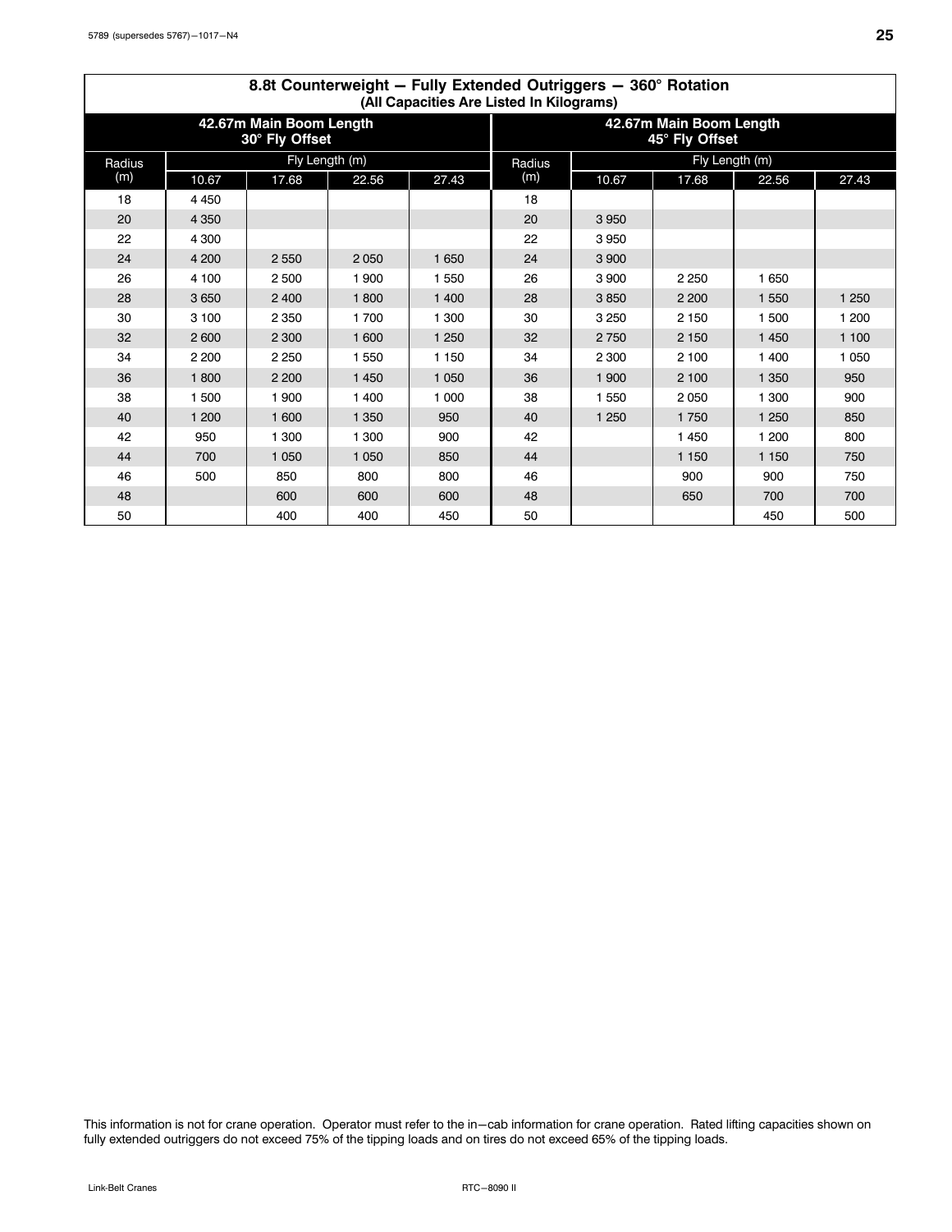## 8.8t Counterweight — Fully Extended Outriggers — 360° Rotation

### (All Capacities Are Listed In Kilograms)

| 42.67m Main Boom Length 30° Fly Offset | | | | | 42.67m Main Boom Length 45° Fly Offset | | | | |
|---|---|---|---|---|---|---|---|---|---|
| Radius (m) | Fly Length (m) | | | | Radius (m) | Fly Length (m) | | | |
| | 10.67 | 17.68 | 22.56 | 27.43 | | 10.67 | 17.68 | 22.56 | 27.43 |
| 18 | 4 450 | | | | 18 | | | | |
| 20 | 4 350 | | | | 20 | 3 950 | | | |
| 22 | 4 300 | | | | 22 | 3 950 | | | |
| 24 | 4 200 | 2 550 | 2 050 | 1 650 | 24 | 3 900 | | | |
| 26 | 4 100 | 2 500 | 1 900 | 1 550 | 26 | 3 900 | 2 250 | 1 650 | |
| 28 | 3 650 | 2 400 | 1 800 | 1 400 | 28 | 3 850 | 2 200 | 1 550 | 1 250 |
| 30 | 3 100 | 2 350 | 1 700 | 1 300 | 30 | 3 250 | 2 150 | 1 500 | 1 200 |
| 32 | 2 600 | 2 300 | 1 600 | 1 250 | 32 | 2 750 | 2 150 | 1 450 | 1 100 |
| 34 | 2 200 | 2 250 | 1 550 | 1 150 | 34 | 2 300 | 2 100 | 1 400 | 1 050 |
| 36 | 1 800 | 2 200 | 1 450 | 1 050 | 36 | 1 900 | 2 100 | 1 350 | 950 |
| 38 | 1 500 | 1 900 | 1 400 | 1 000 | 38 | 1 550 | 2 050 | 1 300 | 900 |
| 40 | 1 200 | 1 600 | 1 350 | 950 | 40 | 1 250 | 1 750 | 1 250 | 850 |
| 42 | 950 | 1 300 | 1 300 | 900 | 42 | | 1 450 | 1 200 | 800 |
| 44 | 700 | 1 050 | 1 050 | 850 | 44 | | 1 150 | 1 150 | 750 |
| 46 | 500 | 850 | 800 | 800 | 46 | | 900 | 900 | 750 |
| 48 | | 600 | 600 | 600 | 48 | | 650 | 700 | 700 |
| 50 | | 400 | 400 | 450 | 50 | | | 450 | 500 |

This information is not for crane operation. Operator must refer to the in—cab information for crane operation. Rated lifting capacities shown on fully extended outriggers do not exceed 75% of the tipping loads and on tires do not exceed 65% of the tipping loads.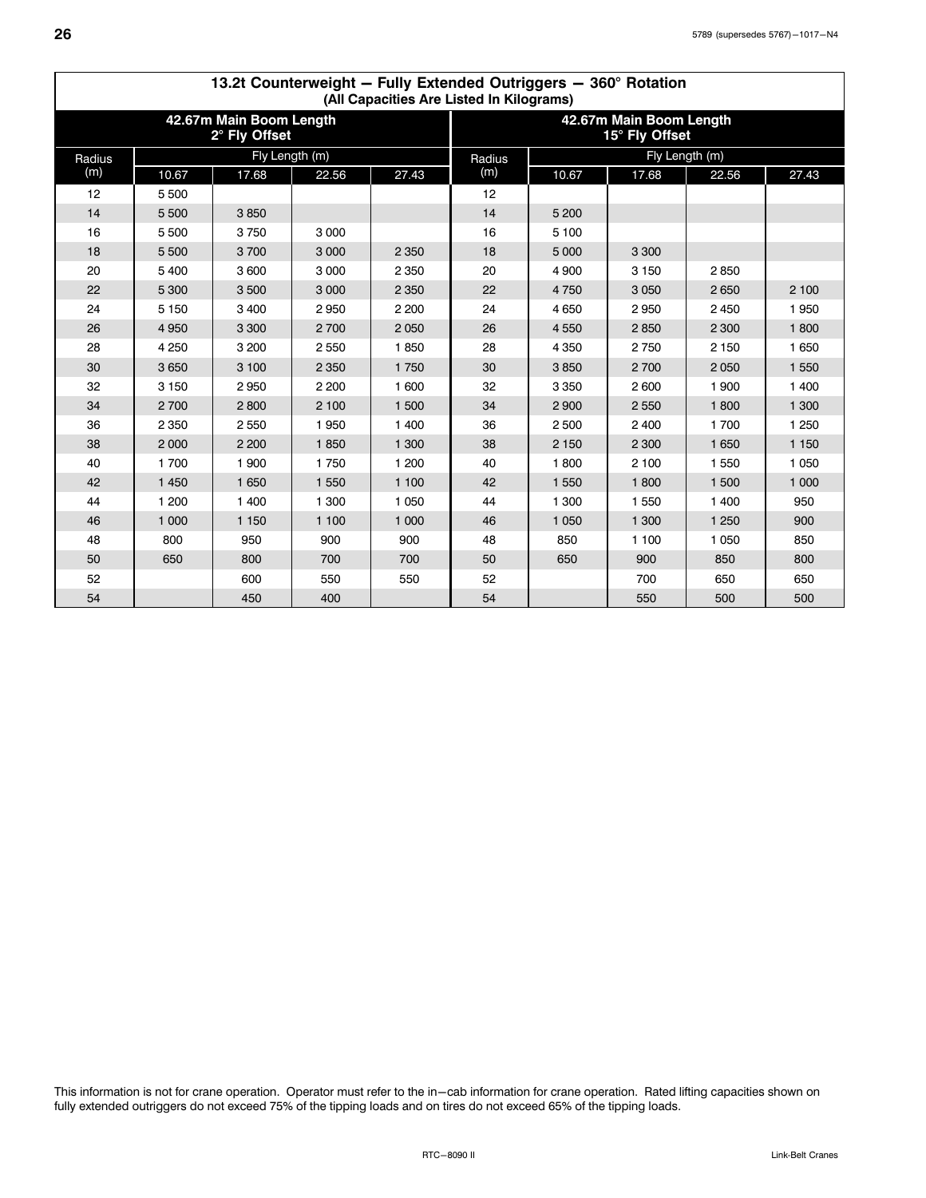## 13.2t Counterweight — Fully Extended Outriggers — 360° Rotation

**(All Capacities Are Listed In Kilograms)**

| 42.67m Main Boom Length 2° Fly Offset | | | | | 42.67m Main Boom Length 15° Fly Offset | | | | |
|---|---|---|---|---|---|---|---|---|---|
| Radius (m) | Fly Length (m) | | | | Radius (m) | Fly Length (m) | | | |
| | 10.67 | 17.68 | 22.56 | 27.43 | | 10.67 | 17.68 | 22.56 | 27.43 |
| 12 | 5 500 | | | | 12 | | | | |
| 14 | 5 500 | 3 850 | | | 14 | 5 200 | | | |
| 16 | 5 500 | 3 750 | 3 000 | | 16 | 5 100 | | | |
| 18 | 5 500 | 3 700 | 3 000 | 2 350 | 18 | 5 000 | 3 300 | | |
| 20 | 5 400 | 3 600 | 3 000 | 2 350 | 20 | 4 900 | 3 150 | 2 850 | |
| 22 | 5 300 | 3 500 | 3 000 | 2 350 | 22 | 4 750 | 3 050 | 2 650 | 2 100 |
| 24 | 5 150 | 3 400 | 2 950 | 2 200 | 24 | 4 650 | 2 950 | 2 450 | 1 950 |
| 26 | 4 950 | 3 300 | 2 700 | 2 050 | 26 | 4 550 | 2 850 | 2 300 | 1 800 |
| 28 | 4 250 | 3 200 | 2 550 | 1 850 | 28 | 4 350 | 2 750 | 2 150 | 1 650 |
| 30 | 3 650 | 3 100 | 2 350 | 1 750 | 30 | 3 850 | 2 700 | 2 050 | 1 550 |
| 32 | 3 150 | 2 950 | 2 200 | 1 600 | 32 | 3 350 | 2 600 | 1 900 | 1 400 |
| 34 | 2 700 | 2 800 | 2 100 | 1 500 | 34 | 2 900 | 2 550 | 1 800 | 1 300 |
| 36 | 2 350 | 2 550 | 1 950 | 1 400 | 36 | 2 500 | 2 400 | 1 700 | 1 250 |
| 38 | 2 000 | 2 200 | 1 850 | 1 300 | 38 | 2 150 | 2 300 | 1 650 | 1 150 |
| 40 | 1 700 | 1 900 | 1 750 | 1 200 | 40 | 1 800 | 2 100 | 1 550 | 1 050 |
| 42 | 1 450 | 1 650 | 1 550 | 1 100 | 42 | 1 550 | 1 800 | 1 500 | 1 000 |
| 44 | 1 200 | 1 400 | 1 300 | 1 050 | 44 | 1 300 | 1 550 | 1 400 | 950 |
| 46 | 1 000 | 1 150 | 1 100 | 1 000 | 46 | 1 050 | 1 300 | 1 250 | 900 |
| 48 | 800 | 950 | 900 | 900 | 48 | 850 | 1 100 | 1 050 | 850 |
| 50 | 650 | 800 | 700 | 700 | 50 | 650 | 900 | 850 | 800 |
| 52 | | 600 | 550 | 550 | 52 | | 700 | 650 | 650 |
| 54 | | 450 | 400 | | 54 | | 550 | 500 | 500 |

This information is not for crane operation. Operator must refer to the in−cab information for crane operation. Rated lifting capacities shown on fully extended outriggers do not exceed 75% of the tipping loads and on tires do not exceed 65% of the tipping loads.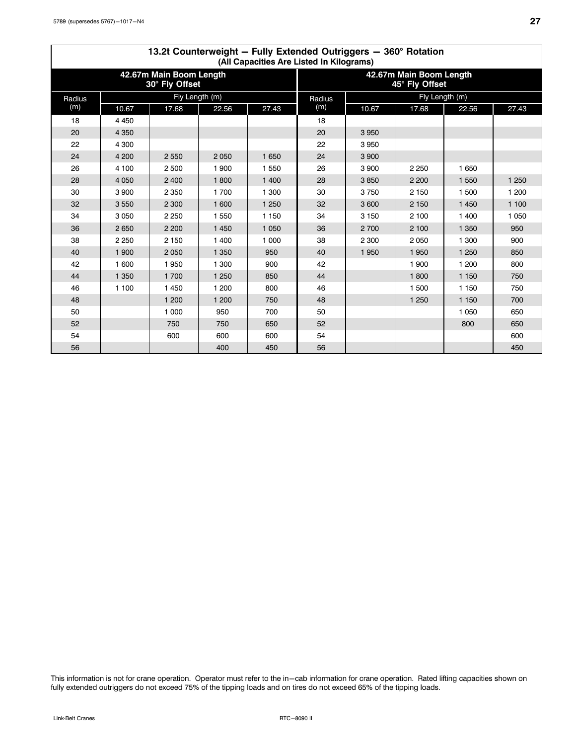| 13.2t Counterweight — Fully Extended Outriggers — 360° Rotation (All Capacities Are Listed In Kilograms) | | | | | | | | | |
|---|---|---|---|---|---|---|---|---|---|
| 42.67m Main Boom Length 30° Fly Offset | | | | | 42.67m Main Boom Length 45° Fly Offset | | | | |
| Radius (m) | Fly Length (m) | | | | Radius (m) | Fly Length (m) | | | |
| | 10.67 | 17.68 | 22.56 | 27.43 | | 10.67 | 17.68 | 22.56 | 27.43 |
| 18 | 4 450 | | | | 18 | | | | |
| 20 | 4 350 | | | | 20 | 3 950 | | | |
| 22 | 4 300 | | | | 22 | 3 950 | | | |
| 24 | 4 200 | 2 550 | 2 050 | 1 650 | 24 | 3 900 | | | |
| 26 | 4 100 | 2 500 | 1 900 | 1 550 | 26 | 3 900 | 2 250 | 1 650 | |
| 28 | 4 050 | 2 400 | 1 800 | 1 400 | 28 | 3 850 | 2 200 | 1 550 | 1 250 |
| 30 | 3 900 | 2 350 | 1 700 | 1 300 | 30 | 3 750 | 2 150 | 1 500 | 1 200 |
| 32 | 3 550 | 2 300 | 1 600 | 1 250 | 32 | 3 600 | 2 150 | 1 450 | 1 100 |
| 34 | 3 050 | 2 250 | 1 550 | 1 150 | 34 | 3 150 | 2 100 | 1 400 | 1 050 |
| 36 | 2 650 | 2 200 | 1 450 | 1 050 | 36 | 2 700 | 2 100 | 1 350 | 950 |
| 38 | 2 250 | 2 150 | 1 400 | 1 000 | 38 | 2 300 | 2 050 | 1 300 | 900 |
| 40 | 1 900 | 2 050 | 1 350 | 950 | 40 | 1 950 | 1 950 | 1 250 | 850 |
| 42 | 1 600 | 1 950 | 1 300 | 900 | 42 | | 1 900 | 1 200 | 800 |
| 44 | 1 350 | 1 700 | 1 250 | 850 | 44 | | 1 800 | 1 150 | 750 |
| 46 | 1 100 | 1 450 | 1 200 | 800 | 46 | | 1 500 | 1 150 | 750 |
| 48 | | 1 200 | 1 200 | 750 | 48 | | 1 250 | 1 150 | 700 |
| 50 | | 1 000 | 950 | 700 | 50 | | | 1 050 | 650 |
| 52 | | 750 | 750 | 650 | 52 | | | 800 | 650 |
| 54 | | 600 | 600 | 600 | 54 | | | | 600 |
| 56 | | | 400 | 450 | 56 | | | | 450 |

This information is not for crane operation. Operator must refer to the in−cab information for crane operation. Rated lifting capacities shown on fully extended outriggers do not exceed 75% of the tipping loads and on tires do not exceed 65% of the tipping loads.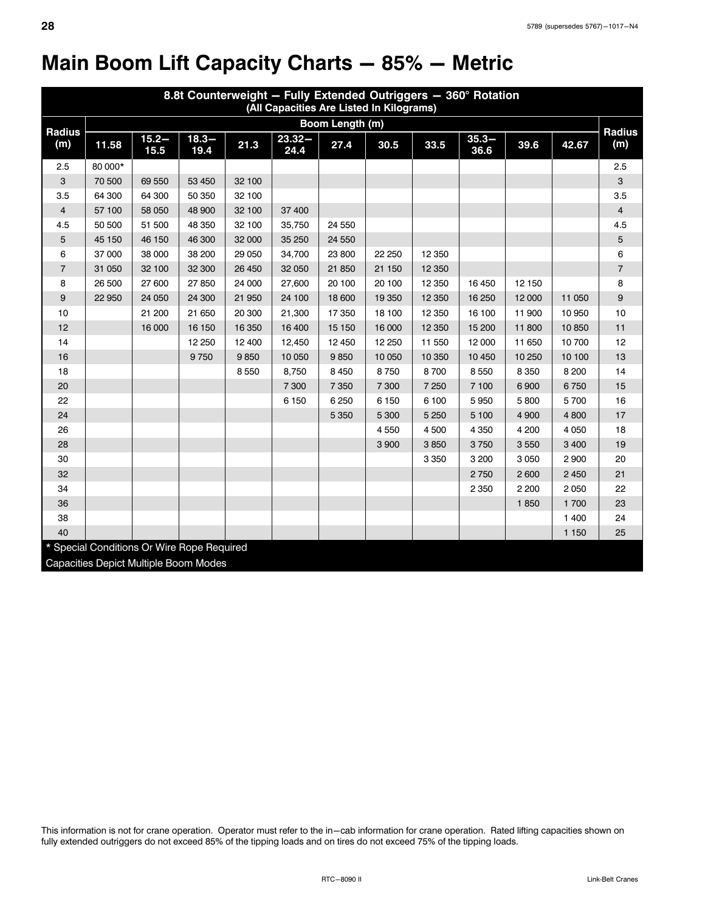# Main Boom Lift Capacity Charts — 85% — Metric

| 8.8t Counterweight — Fully Extended Outriggers — 360° Rotation (All Capacities Are Listed In Kilograms) | | | | | | | | | | | | |
|---|---|---|---|---|---|---|---|---|---|---|---|---|
| Radius (m) | Boom Length (m) | | | | | | | | | | | Radius (m) |
| | 11.58 | 15.2—15.5 | 18.3—19.4 | 21.3 | 23.32—24.4 | 27.4 | 30.5 | 33.5 | 35.3—36.6 | 39.6 | 42.67 | |
| 2.5 | 80 000* | | | | | | | | | | | 2.5 |
| 3 | 70 500 | 69 550 | 53 450 | 32 100 | | | | | | | | 3 |
| 3.5 | 64 300 | 64 300 | 50 350 | 32 100 | | | | | | | | 3.5 |
| 4 | 57 100 | 58 050 | 48 900 | 32 100 | 37 400 | | | | | | | 4 |
| 4.5 | 50 500 | 51 500 | 48 350 | 32 100 | 35,750 | 24 550 | | | | | | 4.5 |
| 5 | 45 150 | 46 150 | 46 300 | 32 000 | 35 250 | 24 550 | | | | | | 5 |
| 6 | 37 000 | 38 000 | 38 200 | 29 050 | 34,700 | 23 800 | 22 250 | 12 350 | | | | 6 |
| 7 | 31 050 | 32 100 | 32 300 | 26 450 | 32 050 | 21 850 | 21 150 | 12 350 | | | | 7 |
| 8 | 26 500 | 27 600 | 27 850 | 24 000 | 27,600 | 20 100 | 20 100 | 12 350 | 16 450 | 12 150 | | 8 |
| 9 | 22 950 | 24 050 | 24 300 | 21 950 | 24 100 | 18 600 | 19 350 | 12 350 | 16 250 | 12 000 | 11 050 | 9 |
| 10 | | 21 200 | 21 650 | 20 300 | 21,300 | 17 350 | 18 100 | 12 350 | 16 100 | 11 900 | 10 950 | 10 |
| 12 | | 16 000 | 16 150 | 16 350 | 16 400 | 15 150 | 16 000 | 12 350 | 15 200 | 11 800 | 10 850 | 11 |
| 14 | | | 12 250 | 12 400 | 12,450 | 12 450 | 12 250 | 11 550 | 12 000 | 11 650 | 10 700 | 12 |
| 16 | | | 9 750 | 9 850 | 10 050 | 9 850 | 10 050 | 10 350 | 10 450 | 10 250 | 10 100 | 13 |
| 18 | | | | 8 550 | 8,750 | 8 450 | 8 750 | 8 700 | 8 550 | 8 350 | 8 200 | 14 |
| 20 | | | | | 7 300 | 7 350 | 7 300 | 7 250 | 7 100 | 6 900 | 6 750 | 15 |
| 22 | | | | | 6 150 | 6 250 | 6 150 | 6 100 | 5 950 | 5 800 | 5 700 | 16 |
| 24 | | | | | | 5 350 | 5 300 | 5 250 | 5 100 | 4 900 | 4 800 | 17 |
| 26 | | | | | | | 4 550 | 4 500 | 4 350 | 4 200 | 4 050 | 18 |
| 28 | | | | | | | 3 900 | 3 850 | 3 750 | 3 550 | 3 400 | 19 |
| 30 | | | | | | | | 3 350 | 3 200 | 3 050 | 2 900 | 20 |
| 32 | | | | | | | | | 2 750 | 2 600 | 2 450 | 21 |
| 34 | | | | | | | | | 2 350 | 2 200 | 2 050 | 22 |
| 36 | | | | | | | | | | 1 850 | 1 700 | 23 |
| 38 | | | | | | | | | | | 1 400 | 24 |
| 40 | | | | | | | | | | | 1 150 | 25 |

* Special Conditions Or Wire Rope Required

Capacities Depict Multiple Boom Modes

This information is not for crane operation. Operator must refer to the in—cab information for crane operation. Rated lifting capacities shown on fully extended outriggers do not exceed 85% of the tipping loads and on tires do not exceed 75% of the tipping loads.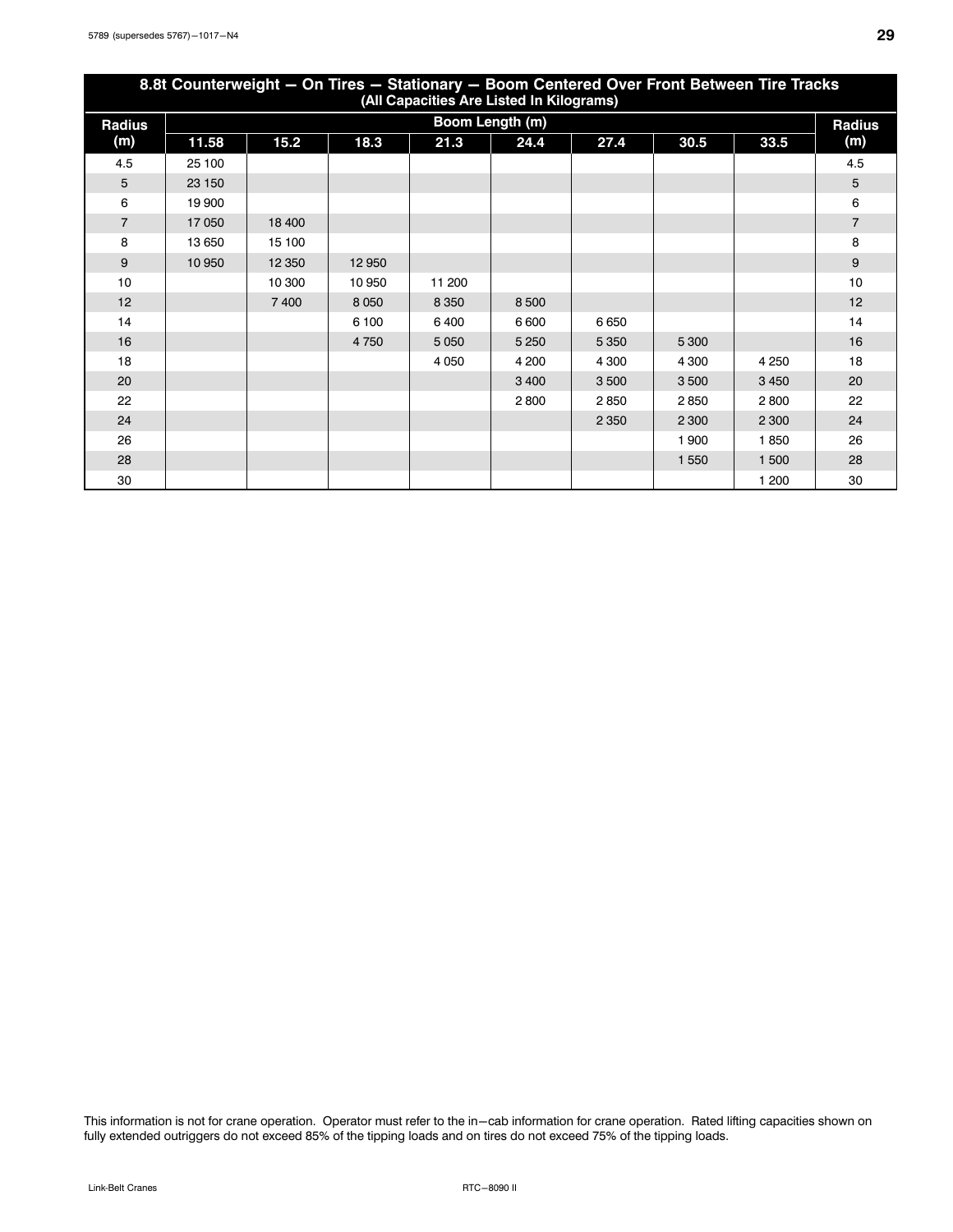## 8.8t Counterweight — On Tires — Stationary — Boom Centered Over Front Between Tire Tracks

(All Capacities Are Listed In Kilograms)

| Radius (m) | Boom Length (m) | | | | | | | | Radius (m) |
|---|---|---|---|---|---|---|---|---|---|
| | 11.58 | 15.2 | 18.3 | 21.3 | 24.4 | 27.4 | 30.5 | 33.5 | |
| 4.5 | 25 100 | | | | | | | | 4.5 |
| 5 | 23 150 | | | | | | | | 5 |
| 6 | 19 900 | | | | | | | | 6 |
| 7 | 17 050 | 18 400 | | | | | | | 7 |
| 8 | 13 650 | 15 100 | | | | | | | 8 |
| 9 | 10 950 | 12 350 | 12 950 | | | | | | 9 |
| 10 | | 10 300 | 10 950 | 11 200 | | | | | 10 |
| 12 | | 7 400 | 8 050 | 8 350 | 8 500 | | | | 12 |
| 14 | | | 6 100 | 6 400 | 6 600 | 6 650 | | | 14 |
| 16 | | | 4 750 | 5 050 | 5 250 | 5 350 | 5 300 | | 16 |
| 18 | | | | 4 050 | 4 200 | 4 300 | 4 300 | 4 250 | 18 |
| 20 | | | | | 3 400 | 3 500 | 3 500 | 3 450 | 20 |
| 22 | | | | | 2 800 | 2 850 | 2 850 | 2 800 | 22 |
| 24 | | | | | | 2 350 | 2 300 | 2 300 | 24 |
| 26 | | | | | | | 1 900 | 1 850 | 26 |
| 28 | | | | | | | 1 550 | 1 500 | 28 |
| 30 | | | | | | | | 1 200 | 30 |

This information is not for crane operation. Operator must refer to the in—cab information for crane operation. Rated lifting capacities shown on fully extended outriggers do not exceed 85% of the tipping loads and on tires do not exceed 75% of the tipping loads.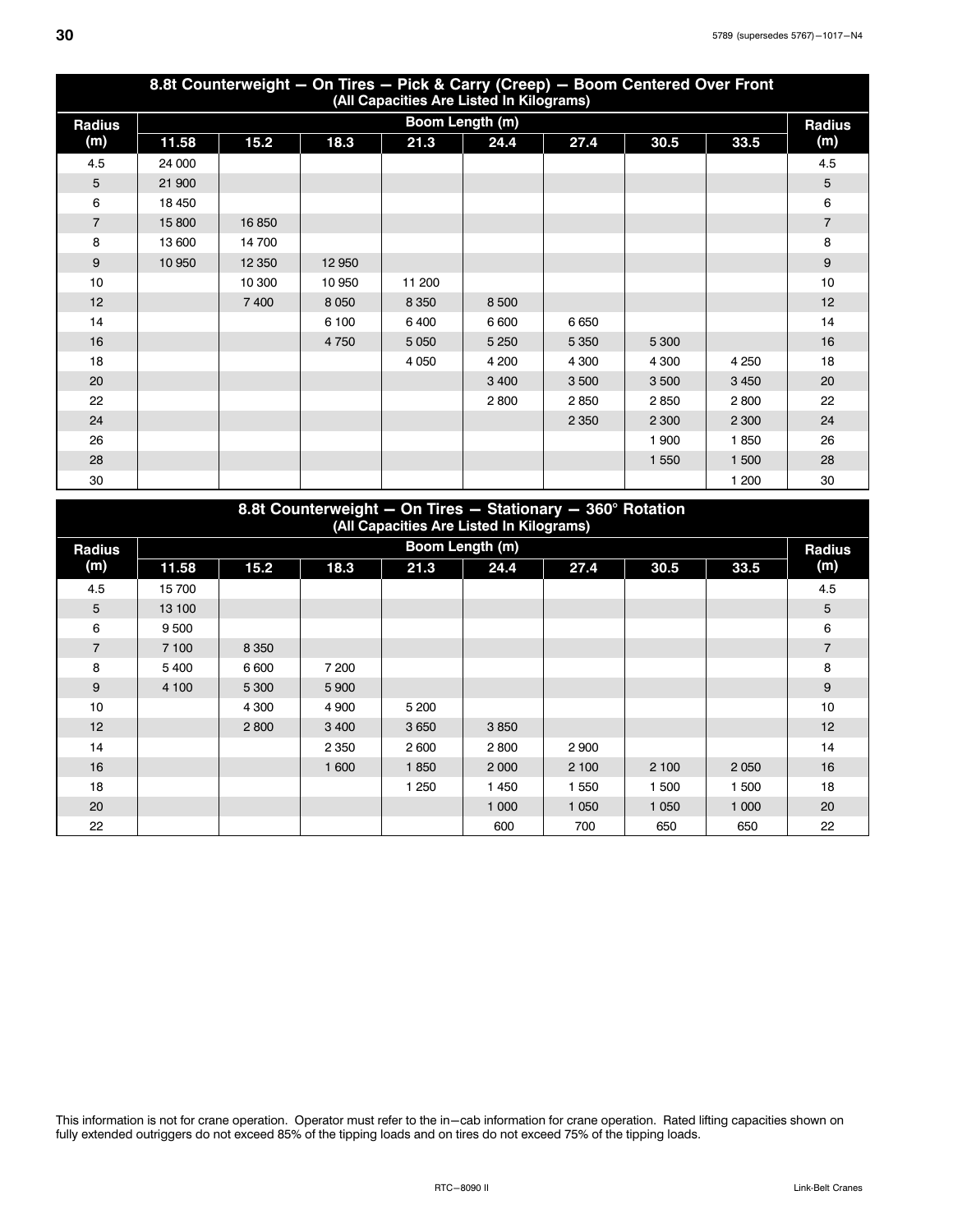| 8.8t Counterweight — On Tires — Pick & Carry (Creep) — Boom Centered Over Front (All Capacities Are Listed In Kilograms) | | | | | | | | | |
|---|---|---|---|---|---|---|---|---|---|
| Radius (m) | Boom Length (m) | | | | | | | | Radius (m) |
| | 11.58 | 15.2 | 18.3 | 21.3 | 24.4 | 27.4 | 30.5 | 33.5 | |
| 4.5 | 24 000 | | | | | | | | 4.5 |
| 5 | 21 900 | | | | | | | | 5 |
| 6 | 18 450 | | | | | | | | 6 |
| 7 | 15 800 | 16 850 | | | | | | | 7 |
| 8 | 13 600 | 14 700 | | | | | | | 8 |
| 9 | 10 950 | 12 350 | 12 950 | | | | | | 9 |
| 10 | | 10 300 | 10 950 | 11 200 | | | | | 10 |
| 12 | | 7 400 | 8 050 | 8 350 | 8 500 | | | | 12 |
| 14 | | | 6 100 | 6 400 | 6 600 | 6 650 | | | 14 |
| 16 | | | 4 750 | 5 050 | 5 250 | 5 350 | 5 300 | | 16 |
| 18 | | | | 4 050 | 4 200 | 4 300 | 4 300 | 4 250 | 18 |
| 20 | | | | | 3 400 | 3 500 | 3 500 | 3 450 | 20 |
| 22 | | | | | 2 800 | 2 850 | 2 850 | 2 800 | 22 |
| 24 | | | | | | 2 350 | 2 300 | 2 300 | 24 |
| 26 | | | | | | | 1 900 | 1 850 | 26 |
| 28 | | | | | | | 1 550 | 1 500 | 28 |
| 30 | | | | | | | | 1 200 | 30 |

| 8.8t Counterweight — On Tires — Stationary — 360° Rotation (All Capacities Are Listed In Kilograms) | | | | | | | | | |
|---|---|---|---|---|---|---|---|---|---|
| Radius (m) | Boom Length (m) | | | | | | | | Radius (m) |
| | 11.58 | 15.2 | 18.3 | 21.3 | 24.4 | 27.4 | 30.5 | 33.5 | |
| 4.5 | 15 700 | | | | | | | | 4.5 |
| 5 | 13 100 | | | | | | | | 5 |
| 6 | 9 500 | | | | | | | | 6 |
| 7 | 7 100 | 8 350 | | | | | | | 7 |
| 8 | 5 400 | 6 600 | 7 200 | | | | | | 8 |
| 9 | 4 100 | 5 300 | 5 900 | | | | | | 9 |
| 10 | | 4 300 | 4 900 | 5 200 | | | | | 10 |
| 12 | | 2 800 | 3 400 | 3 650 | 3 850 | | | | 12 |
| 14 | | | 2 350 | 2 600 | 2 800 | 2 900 | | | 14 |
| 16 | | | 1 600 | 1 850 | 2 000 | 2 100 | 2 100 | 2 050 | 16 |
| 18 | | | | 1 250 | 1 450 | 1 550 | 1 500 | 1 500 | 18 |
| 20 | | | | | 1 000 | 1 050 | 1 050 | 1 000 | 20 |
| 22 | | | | | 600 | 700 | 650 | 650 | 22 |

This information is not for crane operation. Operator must refer to the in−cab information for crane operation. Rated lifting capacities shown on fully extended outriggers do not exceed 85% of the tipping loads and on tires do not exceed 75% of the tipping loads.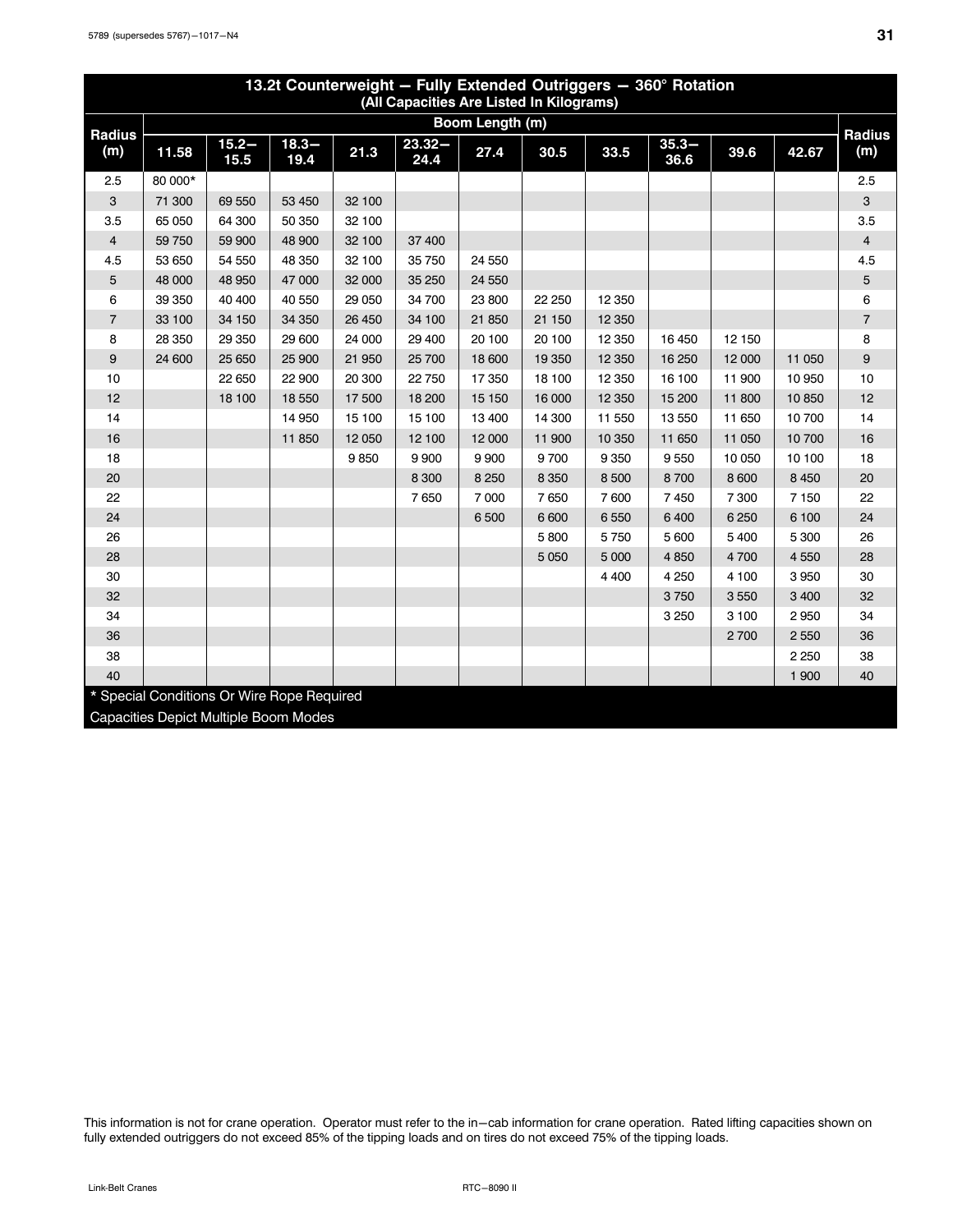## 13.2t Counterweight — Fully Extended Outriggers — 360° Rotation
### (All Capacities Are Listed In Kilograms)

| Radius (m) | Boom Length (m) | | | | | | | | | | | Radius (m) |
|---|---|---|---|---|---|---|---|---|---|---|---|---|
| | 11.58 | 15.2—15.5 | 18.3—19.4 | 21.3 | 23.32—24.4 | 27.4 | 30.5 | 33.5 | 35.3—36.6 | 39.6 | 42.67 | |
| 2.5 | 80 000* | | | | | | | | | | | 2.5 |
| 3 | 71 300 | 69 550 | 53 450 | 32 100 | | | | | | | | 3 |
| 3.5 | 65 050 | 64 300 | 50 350 | 32 100 | | | | | | | | 3.5 |
| 4 | 59 750 | 59 900 | 48 900 | 32 100 | 37 400 | | | | | | | 4 |
| 4.5 | 53 650 | 54 550 | 48 350 | 32 100 | 35 750 | 24 550 | | | | | | 4.5 |
| 5 | 48 000 | 48 950 | 47 000 | 32 000 | 35 250 | 24 550 | | | | | | 5 |
| 6 | 39 350 | 40 400 | 40 550 | 29 050 | 34 700 | 23 800 | 22 250 | 12 350 | | | | 6 |
| 7 | 33 100 | 34 150 | 34 350 | 26 450 | 34 100 | 21 850 | 21 150 | 12 350 | | | | 7 |
| 8 | 28 350 | 29 350 | 29 600 | 24 000 | 29 400 | 20 100 | 20 100 | 12 350 | 16 450 | 12 150 | | 8 |
| 9 | 24 600 | 25 650 | 25 900 | 21 950 | 25 700 | 18 600 | 19 350 | 12 350 | 16 250 | 12 000 | 11 050 | 9 |
| 10 | | 22 650 | 22 900 | 20 300 | 22 750 | 17 350 | 18 100 | 12 350 | 16 100 | 11 900 | 10 950 | 10 |
| 12 | | 18 100 | 18 550 | 17 500 | 18 200 | 15 150 | 16 000 | 12 350 | 15 200 | 11 800 | 10 850 | 12 |
| 14 | | | 14 950 | 15 100 | 15 100 | 13 400 | 14 300 | 11 550 | 13 550 | 11 650 | 10 700 | 14 |
| 16 | | | 11 850 | 12 050 | 12 100 | 12 000 | 11 900 | 10 350 | 11 650 | 11 050 | 10 700 | 16 |
| 18 | | | | 9 850 | 9 900 | 9 900 | 9 700 | 9 350 | 9 550 | 10 050 | 10 100 | 18 |
| 20 | | | | | 8 300 | 8 250 | 8 350 | 8 500 | 8 700 | 8 600 | 8 450 | 20 |
| 22 | | | | | 7 650 | 7 000 | 7 650 | 7 600 | 7 450 | 7 300 | 7 150 | 22 |
| 24 | | | | | | 6 500 | 6 600 | 6 550 | 6 400 | 6 250 | 6 100 | 24 |
| 26 | | | | | | | 5 800 | 5 750 | 5 600 | 5 400 | 5 300 | 26 |
| 28 | | | | | | | 5 050 | 5 000 | 4 850 | 4 700 | 4 550 | 28 |
| 30 | | | | | | | | 4 400 | 4 250 | 4 100 | 3 950 | 30 |
| 32 | | | | | | | | | 3 750 | 3 550 | 3 400 | 32 |
| 34 | | | | | | | | | 3 250 | 3 100 | 2 950 | 34 |
| 36 | | | | | | | | | | 2 700 | 2 550 | 36 |
| 38 | | | | | | | | | | | 2 250 | 38 |
| 40 | | | | | | | | | | | 1 900 | 40 |

* Special Conditions Or Wire Rope Required

Capacities Depict Multiple Boom Modes

This information is not for crane operation. Operator must refer to the in—cab information for crane operation. Rated lifting capacities shown on fully extended outriggers do not exceed 85% of the tipping loads and on tires do not exceed 75% of the tipping loads.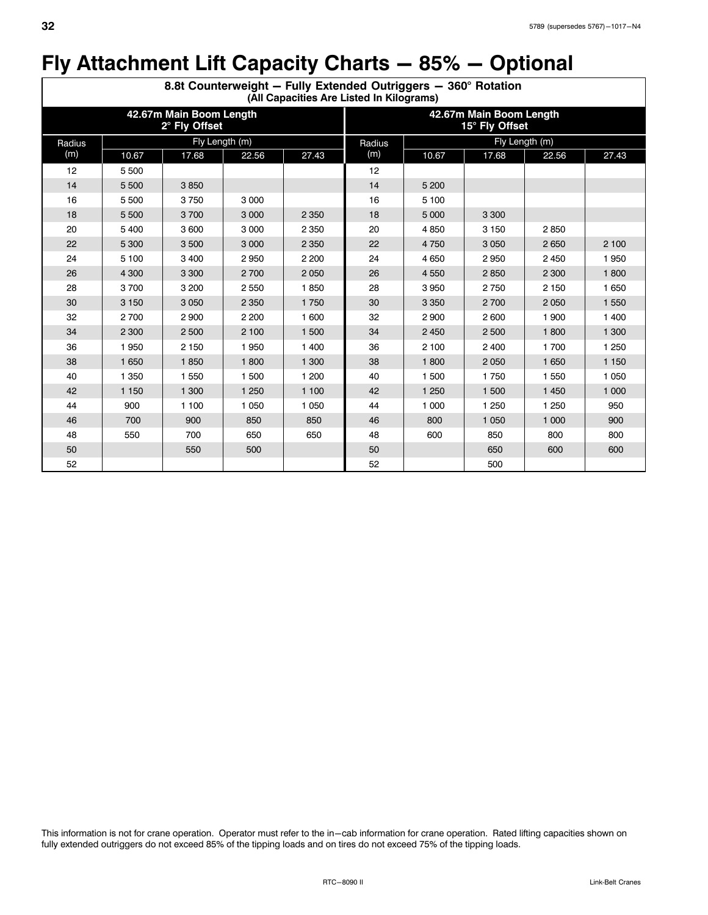# Fly Attachment Lift Capacity Charts — 85% — Optional

| 8.8t Counterweight — Fully Extended Outriggers — 360° Rotation (All Capacities Are Listed In Kilograms) | | | | | | | | | |
|---|---|---|---|---|---|---|---|---|---|
| 42.67m Main Boom Length 2° Fly Offset | | | | | 42.67m Main Boom Length 15° Fly Offset | | | | |
| Radius (m) | Fly Length (m) | | | | Radius (m) | Fly Length (m) | | | |
| | 10.67 | 17.68 | 22.56 | 27.43 | | 10.67 | 17.68 | 22.56 | 27.43 |
| 12 | 5 500 | | | | 12 | | | | |
| 14 | 5 500 | 3 850 | | | 14 | 5 200 | | | |
| 16 | 5 500 | 3 750 | 3 000 | | 16 | 5 100 | | | |
| 18 | 5 500 | 3 700 | 3 000 | 2 350 | 18 | 5 000 | 3 300 | | |
| 20 | 5 400 | 3 600 | 3 000 | 2 350 | 20 | 4 850 | 3 150 | 2 850 | |
| 22 | 5 300 | 3 500 | 3 000 | 2 350 | 22 | 4 750 | 3 050 | 2 650 | 2 100 |
| 24 | 5 100 | 3 400 | 2 950 | 2 200 | 24 | 4 650 | 2 950 | 2 450 | 1 950 |
| 26 | 4 300 | 3 300 | 2 700 | 2 050 | 26 | 4 550 | 2 850 | 2 300 | 1 800 |
| 28 | 3 700 | 3 200 | 2 550 | 1 850 | 28 | 3 950 | 2 750 | 2 150 | 1 650 |
| 30 | 3 150 | 3 050 | 2 350 | 1 750 | 30 | 3 350 | 2 700 | 2 050 | 1 550 |
| 32 | 2 700 | 2 900 | 2 200 | 1 600 | 32 | 2 900 | 2 600 | 1 900 | 1 400 |
| 34 | 2 300 | 2 500 | 2 100 | 1 500 | 34 | 2 450 | 2 500 | 1 800 | 1 300 |
| 36 | 1 950 | 2 150 | 1 950 | 1 400 | 36 | 2 100 | 2 400 | 1 700 | 1 250 |
| 38 | 1 650 | 1 850 | 1 800 | 1 300 | 38 | 1 800 | 2 050 | 1 650 | 1 150 |
| 40 | 1 350 | 1 550 | 1 500 | 1 200 | 40 | 1 500 | 1 750 | 1 550 | 1 050 |
| 42 | 1 150 | 1 300 | 1 250 | 1 100 | 42 | 1 250 | 1 500 | 1 450 | 1 000 |
| 44 | 900 | 1 100 | 1 050 | 1 050 | 44 | 1 000 | 1 250 | 1 250 | 950 |
| 46 | 700 | 900 | 850 | 850 | 46 | 800 | 1 050 | 1 000 | 900 |
| 48 | 550 | 700 | 650 | 650 | 48 | 600 | 850 | 800 | 800 |
| 50 | | 550 | 500 | | 50 | | 650 | 600 | 600 |
| 52 | | | | | 52 | | 500 | | |

This information is not for crane operation. Operator must refer to the in−cab information for crane operation. Rated lifting capacities shown on fully extended outriggers do not exceed 85% of the tipping loads and on tires do not exceed 75% of the tipping loads.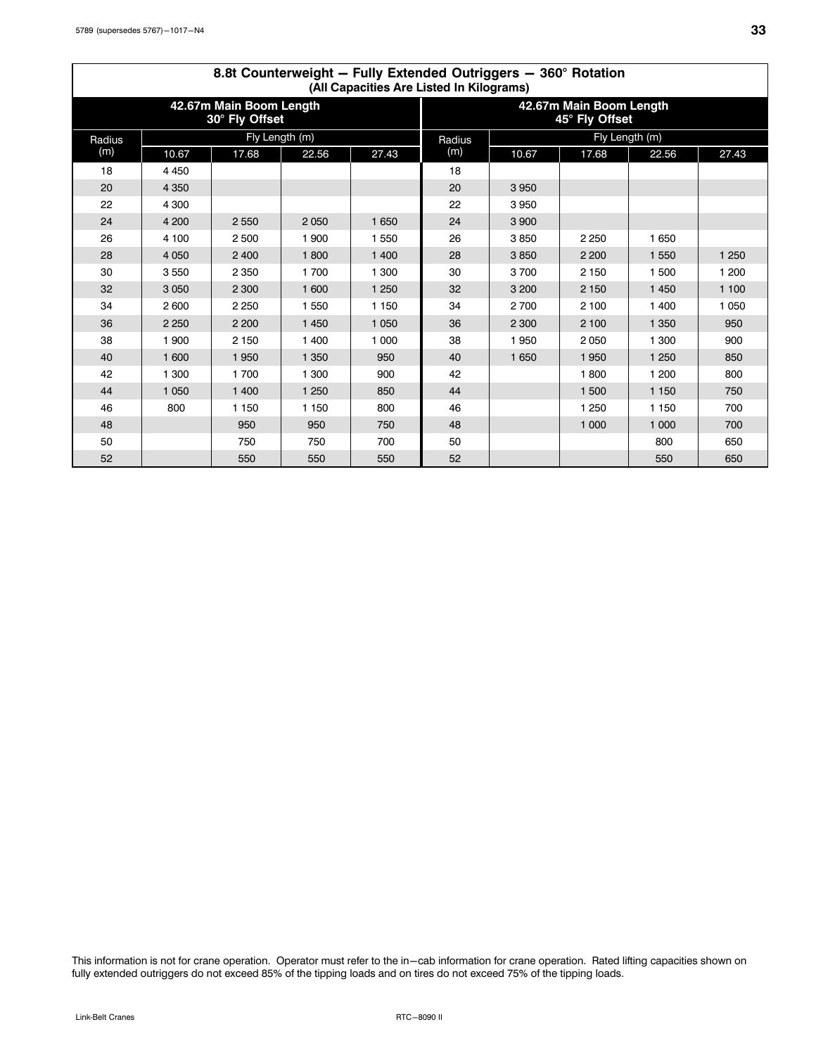## 8.8t Counterweight — Fully Extended Outriggers — 360° Rotation

(All Capacities Are Listed In Kilograms)

| 42.67m Main Boom Length 30° Fly Offset | | | | | 42.67m Main Boom Length 45° Fly Offset | | | | |
|---|---|---|---|---|---|---|---|---|---|
| Radius (m) | Fly Length (m) | | | | Radius (m) | Fly Length (m) | | | |
| | 10.67 | 17.68 | 22.56 | 27.43 | | 10.67 | 17.68 | 22.56 | 27.43 |
| 18 | 4 450 | | | | 18 | | | | |
| 20 | 4 350 | | | | 20 | 3 950 | | | |
| 22 | 4 300 | | | | 22 | 3 950 | | | |
| 24 | 4 200 | 2 550 | 2 050 | 1 650 | 24 | 3 900 | | | |
| 26 | 4 100 | 2 500 | 1 900 | 1 550 | 26 | 3 850 | 2 250 | 1 650 | |
| 28 | 4 050 | 2 400 | 1 800 | 1 400 | 28 | 3 850 | 2 200 | 1 550 | 1 250 |
| 30 | 3 550 | 2 350 | 1 700 | 1 300 | 30 | 3 700 | 2 150 | 1 500 | 1 200 |
| 32 | 3 050 | 2 300 | 1 600 | 1 250 | 32 | 3 200 | 2 150 | 1 450 | 1 100 |
| 34 | 2 600 | 2 250 | 1 550 | 1 150 | 34 | 2 700 | 2 100 | 1 400 | 1 050 |
| 36 | 2 250 | 2 200 | 1 450 | 1 050 | 36 | 2 300 | 2 100 | 1 350 | 950 |
| 38 | 1 900 | 2 150 | 1 400 | 1 000 | 38 | 1 950 | 2 050 | 1 300 | 900 |
| 40 | 1 600 | 1 950 | 1 350 | 950 | 40 | 1 650 | 1 950 | 1 250 | 850 |
| 42 | 1 300 | 1 700 | 1 300 | 900 | 42 | | 1 800 | 1 200 | 800 |
| 44 | 1 050 | 1 400 | 1 250 | 850 | 44 | | 1 500 | 1 150 | 750 |
| 46 | 800 | 1 150 | 1 150 | 800 | 46 | | 1 250 | 1 150 | 700 |
| 48 | | 950 | 950 | 750 | 48 | | 1 000 | 1 000 | 700 |
| 50 | | 750 | 750 | 700 | 50 | | | 800 | 650 |
| 52 | | 550 | 550 | 550 | 52 | | | 550 | 650 |

This information is not for crane operation. Operator must refer to the in−cab information for crane operation. Rated lifting capacities shown on fully extended outriggers do not exceed 85% of the tipping loads and on tires do not exceed 75% of the tipping loads.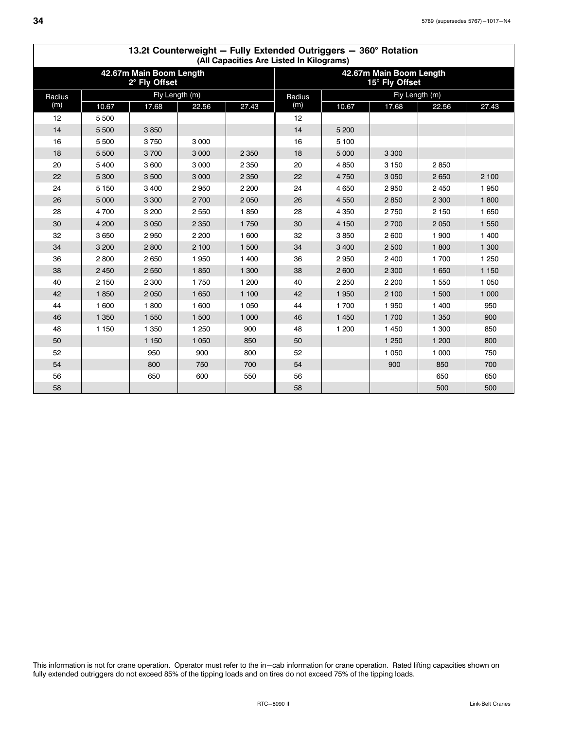## 13.2t Counterweight — Fully Extended Outriggers — 360° Rotation

**(All Capacities Are Listed In Kilograms)**

| 42.67m Main Boom Length 2° Fly Offset | | | | | 42.67m Main Boom Length 15° Fly Offset | | | | |
|---|---|---|---|---|---|---|---|---|---|
| Radius (m) | Fly Length (m) | | | | Radius (m) | Fly Length (m) | | | |
| | 10.67 | 17.68 | 22.56 | 27.43 | | 10.67 | 17.68 | 22.56 | 27.43 |
| 12 | 5 500 | | | | 12 | | | | |
| 14 | 5 500 | 3 850 | | | 14 | 5 200 | | | |
| 16 | 5 500 | 3 750 | 3 000 | | 16 | 5 100 | | | |
| 18 | 5 500 | 3 700 | 3 000 | 2 350 | 18 | 5 000 | 3 300 | | |
| 20 | 5 400 | 3 600 | 3 000 | 2 350 | 20 | 4 850 | 3 150 | 2 850 | |
| 22 | 5 300 | 3 500 | 3 000 | 2 350 | 22 | 4 750 | 3 050 | 2 650 | 2 100 |
| 24 | 5 150 | 3 400 | 2 950 | 2 200 | 24 | 4 650 | 2 950 | 2 450 | 1 950 |
| 26 | 5 000 | 3 300 | 2 700 | 2 050 | 26 | 4 550 | 2 850 | 2 300 | 1 800 |
| 28 | 4 700 | 3 200 | 2 550 | 1 850 | 28 | 4 350 | 2 750 | 2 150 | 1 650 |
| 30 | 4 200 | 3 050 | 2 350 | 1 750 | 30 | 4 150 | 2 700 | 2 050 | 1 550 |
| 32 | 3 650 | 2 950 | 2 200 | 1 600 | 32 | 3 850 | 2 600 | 1 900 | 1 400 |
| 34 | 3 200 | 2 800 | 2 100 | 1 500 | 34 | 3 400 | 2 500 | 1 800 | 1 300 |
| 36 | 2 800 | 2 650 | 1 950 | 1 400 | 36 | 2 950 | 2 400 | 1 700 | 1 250 |
| 38 | 2 450 | 2 550 | 1 850 | 1 300 | 38 | 2 600 | 2 300 | 1 650 | 1 150 |
| 40 | 2 150 | 2 300 | 1 750 | 1 200 | 40 | 2 250 | 2 200 | 1 550 | 1 050 |
| 42 | 1 850 | 2 050 | 1 650 | 1 100 | 42 | 1 950 | 2 100 | 1 500 | 1 000 |
| 44 | 1 600 | 1 800 | 1 600 | 1 050 | 44 | 1 700 | 1 950 | 1 400 | 950 |
| 46 | 1 350 | 1 550 | 1 500 | 1 000 | 46 | 1 450 | 1 700 | 1 350 | 900 |
| 48 | 1 150 | 1 350 | 1 250 | 900 | 48 | 1 200 | 1 450 | 1 300 | 850 |
| 50 | | 1 150 | 1 050 | 850 | 50 | | 1 250 | 1 200 | 800 |
| 52 | | 950 | 900 | 800 | 52 | | 1 050 | 1 000 | 750 |
| 54 | | 800 | 750 | 700 | 54 | | 900 | 850 | 700 |
| 56 | | 650 | 600 | 550 | 56 | | | 650 | 650 |
| 58 | | | | | 58 | | | 500 | 500 |

This information is not for crane operation. Operator must refer to the in−cab information for crane operation. Rated lifting capacities shown on fully extended outriggers do not exceed 85% of the tipping loads and on tires do not exceed 75% of the tipping loads.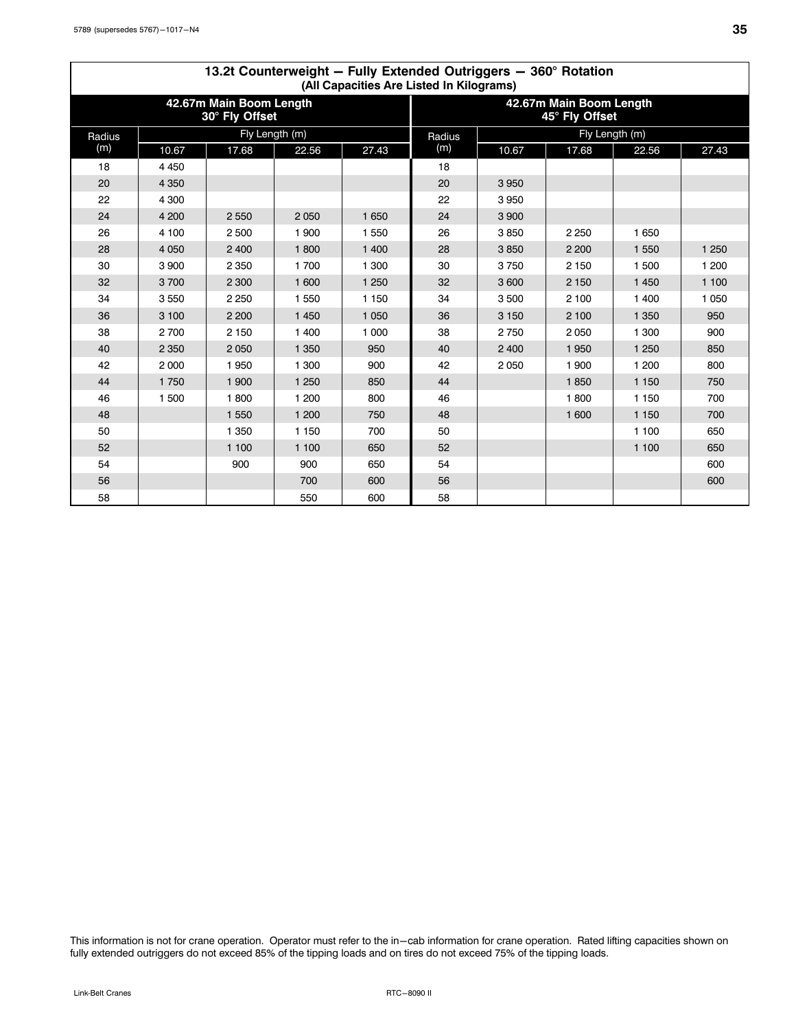## 13.2t Counterweight — Fully Extended Outriggers — 360° Rotation
### (All Capacities Are Listed In Kilograms)

| 42.67m Main Boom Length 30° Fly Offset | | | | | 42.67m Main Boom Length 45° Fly Offset | | | | |
|---|---|---|---|---|---|---|---|---|---|
| Radius (m) | Fly Length (m) | | | | Radius (m) | Fly Length (m) | | | |
| | 10.67 | 17.68 | 22.56 | 27.43 | | 10.67 | 17.68 | 22.56 | 27.43 |
| 18 | 4 450 | | | | 18 | | | | |
| 20 | 4 350 | | | | 20 | 3 950 | | | |
| 22 | 4 300 | | | | 22 | 3 950 | | | |
| 24 | 4 200 | 2 550 | 2 050 | 1 650 | 24 | 3 900 | | | |
| 26 | 4 100 | 2 500 | 1 900 | 1 550 | 26 | 3 850 | 2 250 | 1 650 | |
| 28 | 4 050 | 2 400 | 1 800 | 1 400 | 28 | 3 850 | 2 200 | 1 550 | 1 250 |
| 30 | 3 900 | 2 350 | 1 700 | 1 300 | 30 | 3 750 | 2 150 | 1 500 | 1 200 |
| 32 | 3 700 | 2 300 | 1 600 | 1 250 | 32 | 3 600 | 2 150 | 1 450 | 1 100 |
| 34 | 3 550 | 2 250 | 1 550 | 1 150 | 34 | 3 500 | 2 100 | 1 400 | 1 050 |
| 36 | 3 100 | 2 200 | 1 450 | 1 050 | 36 | 3 150 | 2 100 | 1 350 | 950 |
| 38 | 2 700 | 2 150 | 1 400 | 1 000 | 38 | 2 750 | 2 050 | 1 300 | 900 |
| 40 | 2 350 | 2 050 | 1 350 | 950 | 40 | 2 400 | 1 950 | 1 250 | 850 |
| 42 | 2 000 | 1 950 | 1 300 | 900 | 42 | 2 050 | 1 900 | 1 200 | 800 |
| 44 | 1 750 | 1 900 | 1 250 | 850 | 44 | | 1 850 | 1 150 | 750 |
| 46 | 1 500 | 1 800 | 1 200 | 800 | 46 | | 1 800 | 1 150 | 700 |
| 48 | | 1 550 | 1 200 | 750 | 48 | | 1 600 | 1 150 | 700 |
| 50 | | 1 350 | 1 150 | 700 | 50 | | | 1 100 | 650 |
| 52 | | 1 100 | 1 100 | 650 | 52 | | | 1 100 | 650 |
| 54 | | 900 | 900 | 650 | 54 | | | | 600 |
| 56 | | | 700 | 600 | 56 | | | | 600 |
| 58 | | | 550 | 600 | 58 | | | | |

This information is not for crane operation. Operator must refer to the in–cab information for crane operation. Rated lifting capacities shown on fully extended outriggers do not exceed 85% of the tipping loads and on tires do not exceed 75% of the tipping loads.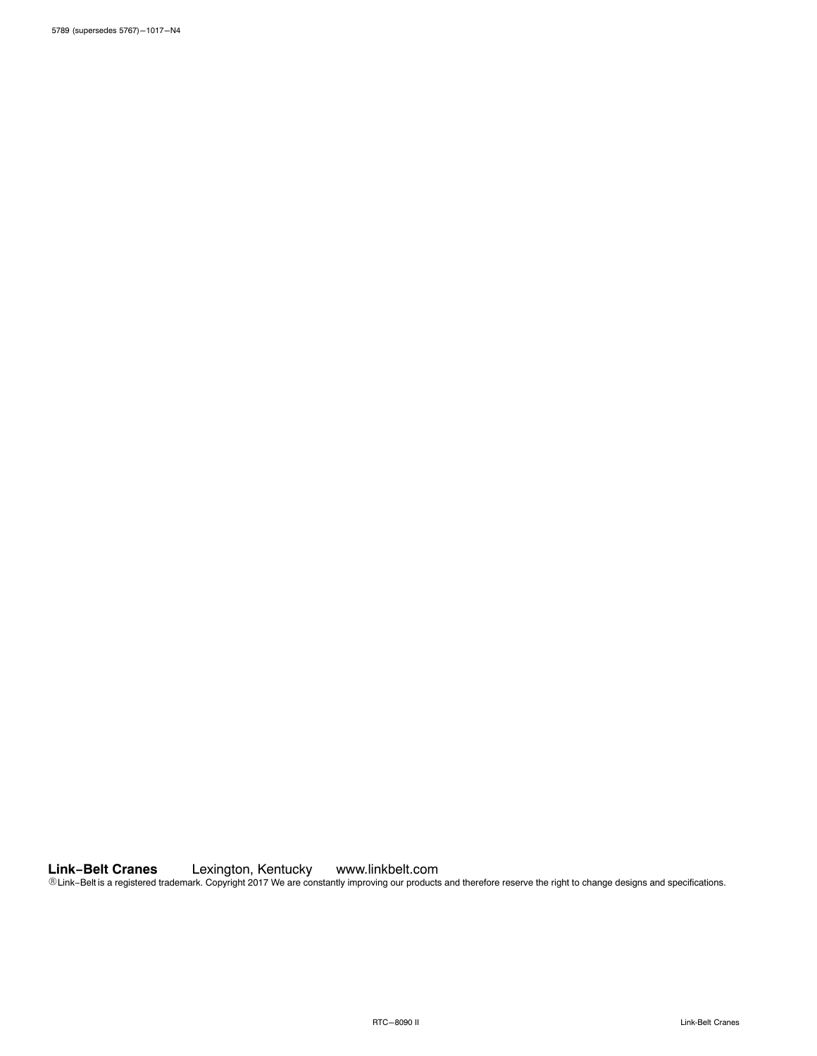5789 (supersedes 5767)—1017—N4

**Link-Belt Cranes** Lexington, Kentucky www.linkbelt.com

®Link-Belt is a registered trademark. Copyright 2017 We are constantly improving our products and therefore reserve the right to change designs and specifications.